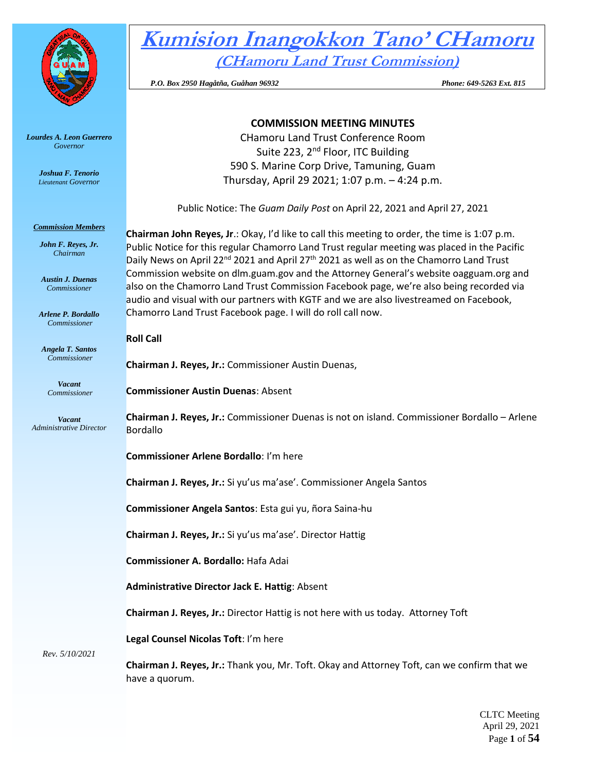# Kumision Inangokkon Tano' CHamoru

## (CHamoru Land Trust Commission)

*P.O. Box 2950 Hagåtña, Guåhan 96932* *Phone: 649-5263 Ext. 815*

***Lourdes A. Leon Guerrero***
*Governor*

***Joshua F. Tenorio***
*Lieutenant Governor*

***Commission Members***

***John F. Reyes, Jr.***
*Chairman*

***Austin J. Duenas***
*Commissioner*

***Arlene P. Bordallo***
*Commissioner*

***Angela T. Santos***
*Commissioner*

***Vacant***
*Commissioner*

***Vacant***
*Administrative Director*

*Rev. 5/10/2021*

**COMMISSION MEETING MINUTES**

CHamoru Land Trust Conference Room
Suite 223, 2nd Floor, ITC Building
590 S. Marine Corp Drive, Tamuning, Guam
Thursday, April 29 2021; 1:07 p.m. – 4:24 p.m.

Public Notice: The *Guam Daily Post* on April 22, 2021 and April 27, 2021

**Chairman John Reyes, Jr**.: Okay, I'd like to call this meeting to order, the time is 1:07 p.m. Public Notice for this regular Chamorro Land Trust regular meeting was placed in the Pacific Daily News on April 22nd 2021 and April 27th 2021 as well as on the Chamorro Land Trust Commission website on dlm.guam.gov and the Attorney General's website oagguam.org and also on the Chamorro Land Trust Commission Facebook page, we're also being recorded via audio and visual with our partners with KGTF and we are also livestreamed on Facebook, Chamorro Land Trust Facebook page. I will do roll call now.

**Roll Call**

**Chairman J. Reyes, Jr.:** Commissioner Austin Duenas,

**Commissioner Austin Duenas**: Absent

**Chairman J. Reyes, Jr.:** Commissioner Duenas is not on island. Commissioner Bordallo – Arlene Bordallo

**Commissioner Arlene Bordallo**: I'm here

**Chairman J. Reyes, Jr.:** Si yu'us ma'ase'. Commissioner Angela Santos

**Commissioner Angela Santos**: Esta gui yu, ñora Saina-hu

**Chairman J. Reyes, Jr.:** Si yu'us ma'ase'. Director Hattig

**Commissioner A. Bordallo:** Hafa Adai

**Administrative Director Jack E. Hattig**: Absent

**Chairman J. Reyes, Jr.:** Director Hattig is not here with us today. Attorney Toft

**Legal Counsel Nicolas Toft**: I'm here

**Chairman J. Reyes, Jr.:** Thank you, Mr. Toft. Okay and Attorney Toft, can we confirm that we have a quorum.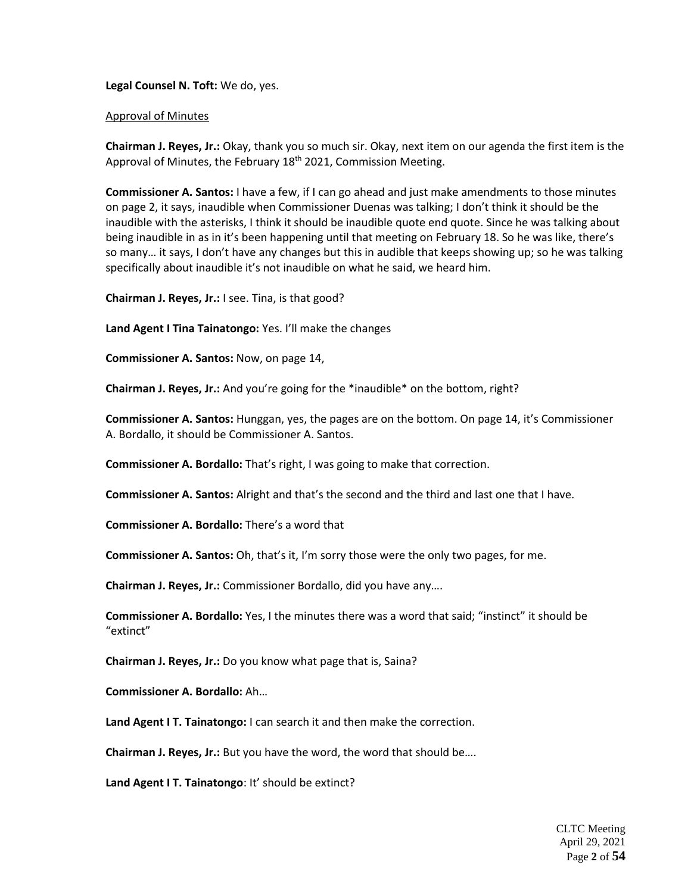**Legal Counsel N. Toft:** We do, yes.

Approval of Minutes

**Chairman J. Reyes, Jr.:** Okay, thank you so much sir. Okay, next item on our agenda the first item is the Approval of Minutes, the February 18th 2021, Commission Meeting.

**Commissioner A. Santos:** I have a few, if I can go ahead and just make amendments to those minutes on page 2, it says, inaudible when Commissioner Duenas was talking; I don't think it should be the inaudible with the asterisks, I think it should be inaudible quote end quote. Since he was talking about being inaudible in as in it's been happening until that meeting on February 18. So he was like, there's so many… it says, I don't have any changes but this in audible that keeps showing up; so he was talking specifically about inaudible it's not inaudible on what he said, we heard him.

**Chairman J. Reyes, Jr.:** I see. Tina, is that good?

**Land Agent I Tina Tainatongo:** Yes. I'll make the changes

**Commissioner A. Santos:** Now, on page 14,

**Chairman J. Reyes, Jr.:** And you're going for the *inaudible* on the bottom, right?

**Commissioner A. Santos:** Hunggan, yes, the pages are on the bottom. On page 14, it's Commissioner A. Bordallo, it should be Commissioner A. Santos.

**Commissioner A. Bordallo:** That's right, I was going to make that correction.

**Commissioner A. Santos:** Alright and that's the second and the third and last one that I have.

**Commissioner A. Bordallo:** There's a word that

**Commissioner A. Santos:** Oh, that's it, I'm sorry those were the only two pages, for me.

**Chairman J. Reyes, Jr.:** Commissioner Bordallo, did you have any….

**Commissioner A. Bordallo:** Yes, I the minutes there was a word that said; "instinct" it should be "extinct"

**Chairman J. Reyes, Jr.:** Do you know what page that is, Saina?

**Commissioner A. Bordallo:** Ah…

**Land Agent I T. Tainatongo:** I can search it and then make the correction.

**Chairman J. Reyes, Jr.:** But you have the word, the word that should be….

**Land Agent I T. Tainatongo**: It' should be extinct?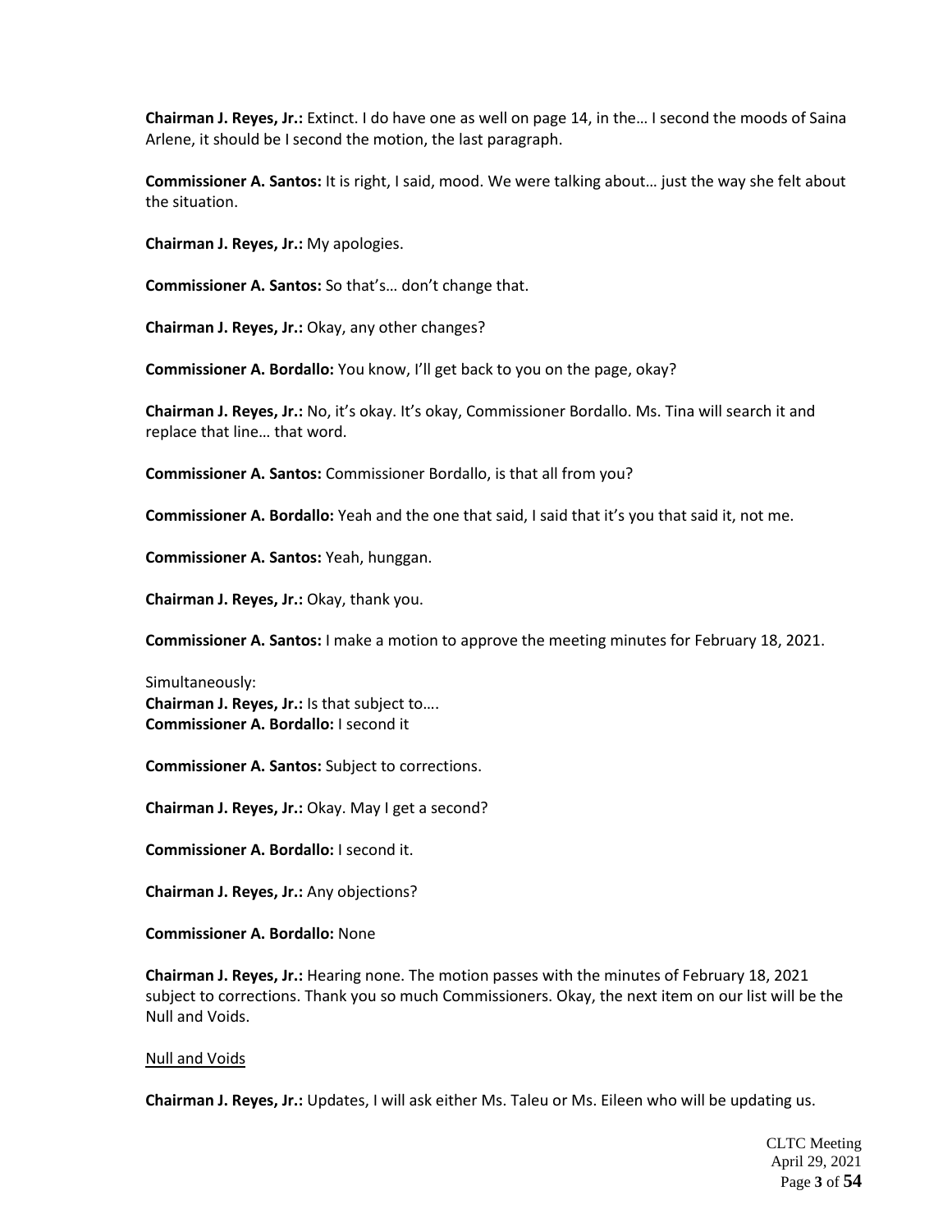**Chairman J. Reyes, Jr.:** Extinct. I do have one as well on page 14, in the… I second the moods of Saina Arlene, it should be I second the motion, the last paragraph.

**Commissioner A. Santos:** It is right, I said, mood. We were talking about… just the way she felt about the situation.

**Chairman J. Reyes, Jr.:** My apologies.

**Commissioner A. Santos:** So that's… don't change that.

**Chairman J. Reyes, Jr.:** Okay, any other changes?

**Commissioner A. Bordallo:** You know, I'll get back to you on the page, okay?

**Chairman J. Reyes, Jr.:** No, it's okay. It's okay, Commissioner Bordallo. Ms. Tina will search it and replace that line… that word.

**Commissioner A. Santos:** Commissioner Bordallo, is that all from you?

**Commissioner A. Bordallo:** Yeah and the one that said, I said that it's you that said it, not me.

**Commissioner A. Santos:** Yeah, hunggan.

**Chairman J. Reyes, Jr.:** Okay, thank you.

**Commissioner A. Santos:** I make a motion to approve the meeting minutes for February 18, 2021.

Simultaneously:
**Chairman J. Reyes, Jr.:** Is that subject to….
**Commissioner A. Bordallo:** I second it

**Commissioner A. Santos:** Subject to corrections.

**Chairman J. Reyes, Jr.:** Okay. May I get a second?

**Commissioner A. Bordallo:** I second it.

**Chairman J. Reyes, Jr.:** Any objections?

**Commissioner A. Bordallo:** None

**Chairman J. Reyes, Jr.:** Hearing none. The motion passes with the minutes of February 18, 2021 subject to corrections. Thank you so much Commissioners. Okay, the next item on our list will be the Null and Voids.

Null and Voids

**Chairman J. Reyes, Jr.:** Updates, I will ask either Ms. Taleu or Ms. Eileen who will be updating us.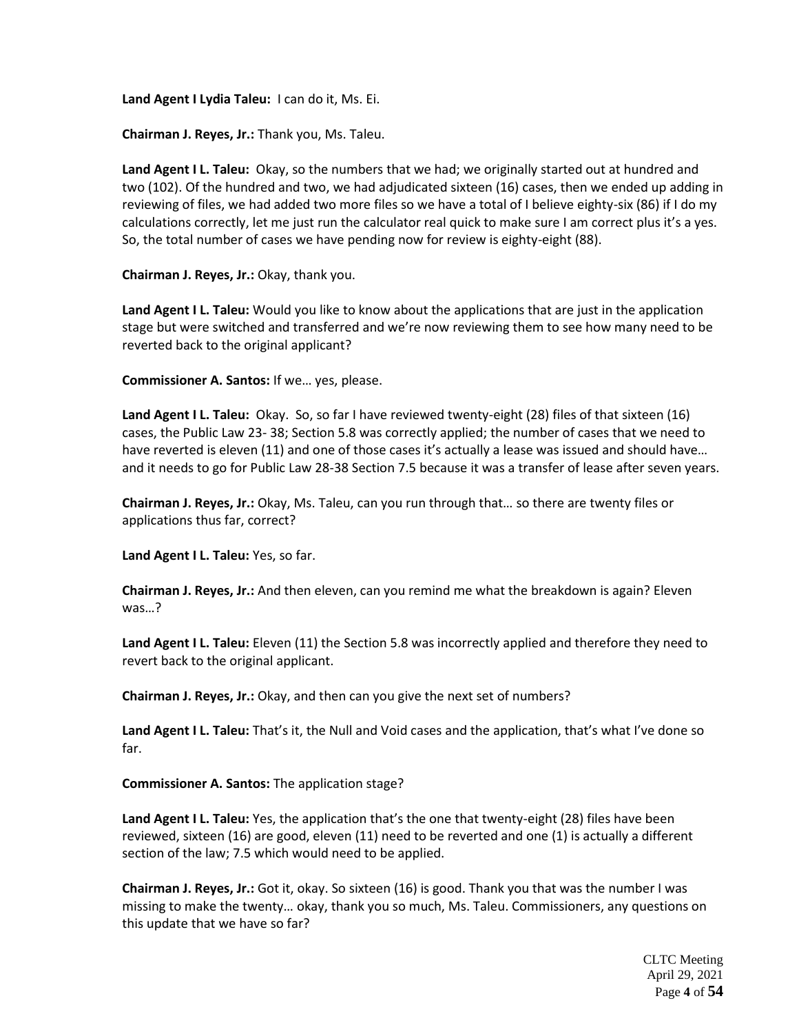**Land Agent I Lydia Taleu:** I can do it, Ms. Ei.

**Chairman J. Reyes, Jr.:** Thank you, Ms. Taleu.

**Land Agent I L. Taleu:** Okay, so the numbers that we had; we originally started out at hundred and two (102). Of the hundred and two, we had adjudicated sixteen (16) cases, then we ended up adding in reviewing of files, we had added two more files so we have a total of I believe eighty-six (86) if I do my calculations correctly, let me just run the calculator real quick to make sure I am correct plus it's a yes. So, the total number of cases we have pending now for review is eighty-eight (88).

**Chairman J. Reyes, Jr.:** Okay, thank you.

**Land Agent I L. Taleu:** Would you like to know about the applications that are just in the application stage but were switched and transferred and we're now reviewing them to see how many need to be reverted back to the original applicant?

**Commissioner A. Santos:** If we… yes, please.

**Land Agent I L. Taleu:** Okay. So, so far I have reviewed twenty-eight (28) files of that sixteen (16) cases, the Public Law 23- 38; Section 5.8 was correctly applied; the number of cases that we need to have reverted is eleven (11) and one of those cases it's actually a lease was issued and should have… and it needs to go for Public Law 28-38 Section 7.5 because it was a transfer of lease after seven years.

**Chairman J. Reyes, Jr.:** Okay, Ms. Taleu, can you run through that… so there are twenty files or applications thus far, correct?

**Land Agent I L. Taleu:** Yes, so far.

**Chairman J. Reyes, Jr.:** And then eleven, can you remind me what the breakdown is again? Eleven was…?

**Land Agent I L. Taleu:** Eleven (11) the Section 5.8 was incorrectly applied and therefore they need to revert back to the original applicant.

**Chairman J. Reyes, Jr.:** Okay, and then can you give the next set of numbers?

**Land Agent I L. Taleu:** That's it, the Null and Void cases and the application, that's what I've done so far.

**Commissioner A. Santos:** The application stage?

**Land Agent I L. Taleu:** Yes, the application that's the one that twenty-eight (28) files have been reviewed, sixteen (16) are good, eleven (11) need to be reverted and one (1) is actually a different section of the law; 7.5 which would need to be applied.

**Chairman J. Reyes, Jr.:** Got it, okay. So sixteen (16) is good. Thank you that was the number I was missing to make the twenty… okay, thank you so much, Ms. Taleu. Commissioners, any questions on this update that we have so far?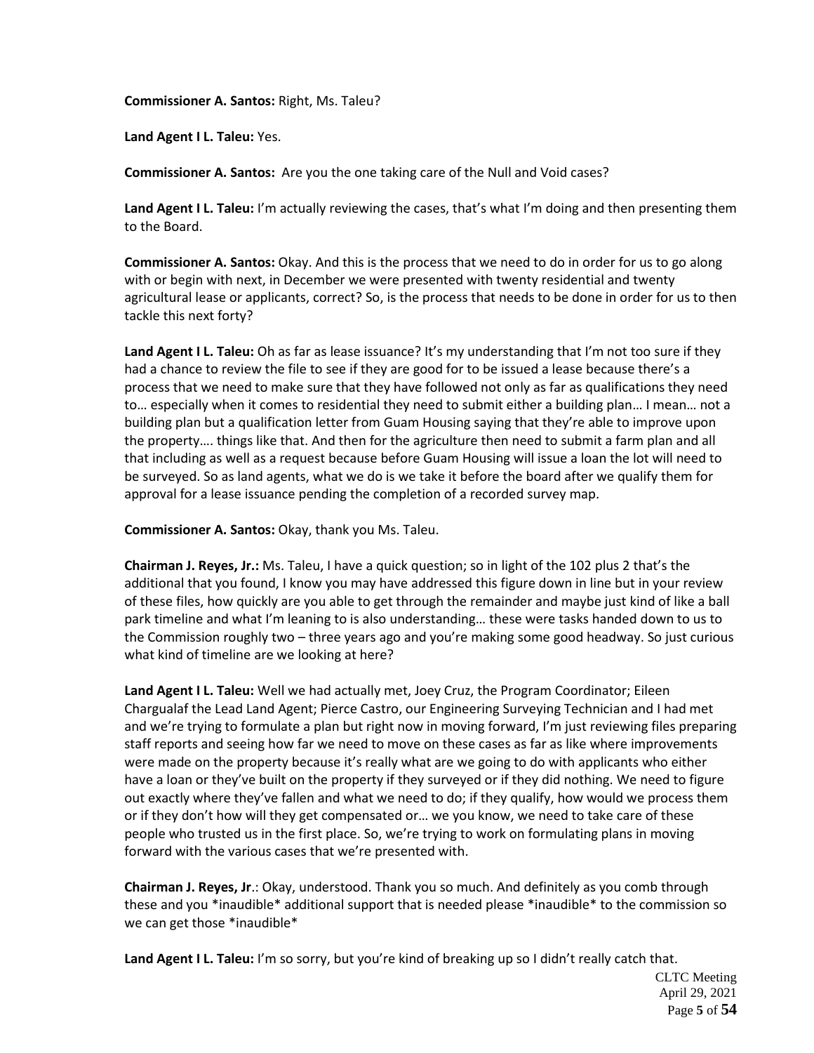**Commissioner A. Santos:** Right, Ms. Taleu?

**Land Agent I L. Taleu:** Yes.

**Commissioner A. Santos:** Are you the one taking care of the Null and Void cases?

**Land Agent I L. Taleu:** I'm actually reviewing the cases, that's what I'm doing and then presenting them to the Board.

**Commissioner A. Santos:** Okay. And this is the process that we need to do in order for us to go along with or begin with next, in December we were presented with twenty residential and twenty agricultural lease or applicants, correct? So, is the process that needs to be done in order for us to then tackle this next forty?

**Land Agent I L. Taleu:** Oh as far as lease issuance? It's my understanding that I'm not too sure if they had a chance to review the file to see if they are good for to be issued a lease because there's a process that we need to make sure that they have followed not only as far as qualifications they need to… especially when it comes to residential they need to submit either a building plan… I mean… not a building plan but a qualification letter from Guam Housing saying that they're able to improve upon the property…. things like that. And then for the agriculture then need to submit a farm plan and all that including as well as a request because before Guam Housing will issue a loan the lot will need to be surveyed. So as land agents, what we do is we take it before the board after we qualify them for approval for a lease issuance pending the completion of a recorded survey map.

**Commissioner A. Santos:** Okay, thank you Ms. Taleu.

**Chairman J. Reyes, Jr.:** Ms. Taleu, I have a quick question; so in light of the 102 plus 2 that's the additional that you found, I know you may have addressed this figure down in line but in your review of these files, how quickly are you able to get through the remainder and maybe just kind of like a ball park timeline and what I'm leaning to is also understanding… these were tasks handed down to us to the Commission roughly two – three years ago and you're making some good headway. So just curious what kind of timeline are we looking at here?

**Land Agent I L. Taleu:** Well we had actually met, Joey Cruz, the Program Coordinator; Eileen Chargualaf the Lead Land Agent; Pierce Castro, our Engineering Surveying Technician and I had met and we're trying to formulate a plan but right now in moving forward, I'm just reviewing files preparing staff reports and seeing how far we need to move on these cases as far as like where improvements were made on the property because it's really what are we going to do with applicants who either have a loan or they've built on the property if they surveyed or if they did nothing. We need to figure out exactly where they've fallen and what we need to do; if they qualify, how would we process them or if they don't how will they get compensated or… we you know, we need to take care of these people who trusted us in the first place. So, we're trying to work on formulating plans in moving forward with the various cases that we're presented with.

**Chairman J. Reyes, Jr**.: Okay, understood. Thank you so much. And definitely as you comb through these and you *inaudible* additional support that is needed please *inaudible* to the commission so we can get those *inaudible*

**Land Agent I L. Taleu:** I'm so sorry, but you're kind of breaking up so I didn't really catch that.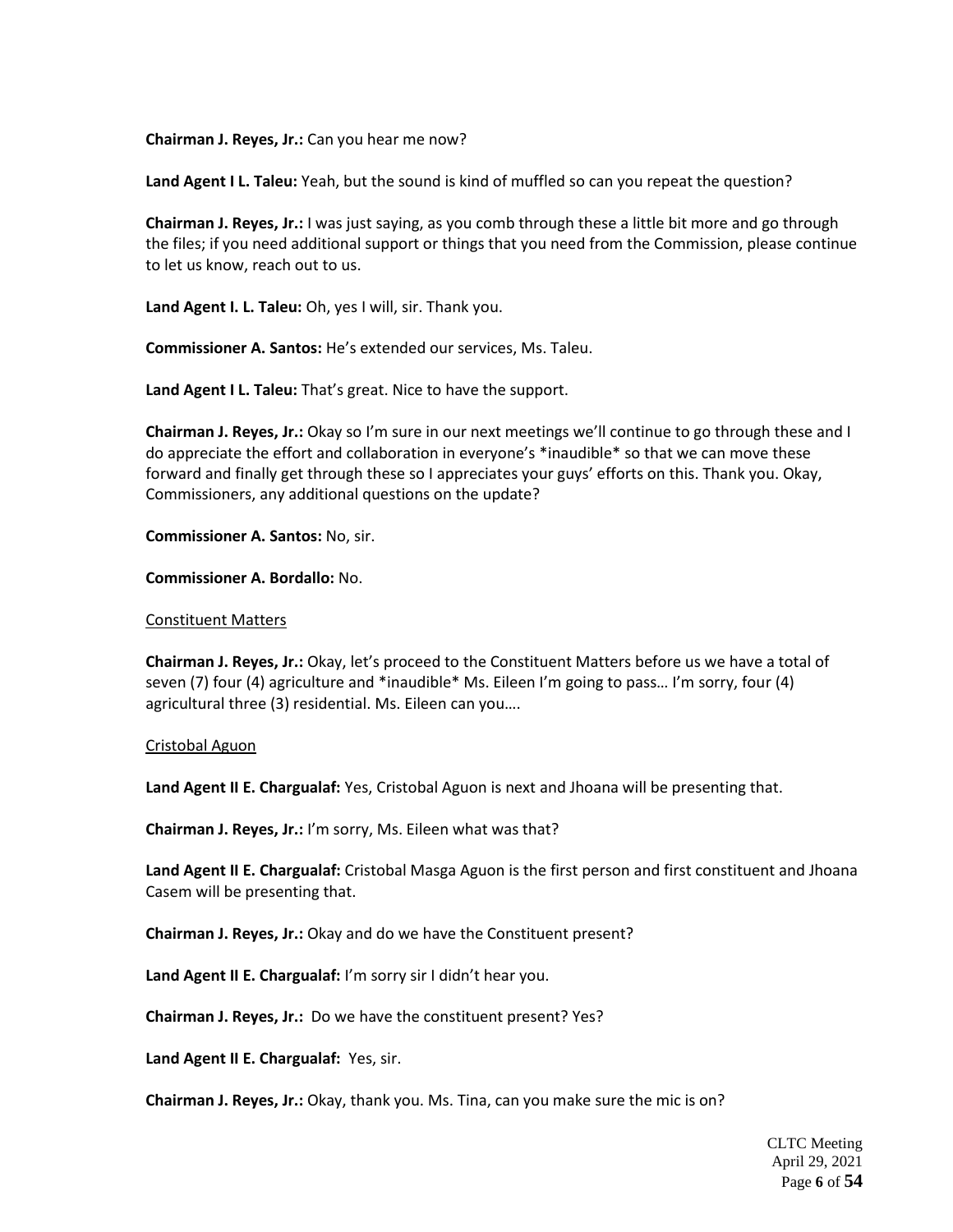**Chairman J. Reyes, Jr.:** Can you hear me now?

**Land Agent I L. Taleu:** Yeah, but the sound is kind of muffled so can you repeat the question?

**Chairman J. Reyes, Jr.:** I was just saying, as you comb through these a little bit more and go through the files; if you need additional support or things that you need from the Commission, please continue to let us know, reach out to us.

**Land Agent I. L. Taleu:** Oh, yes I will, sir. Thank you.

**Commissioner A. Santos:** He's extended our services, Ms. Taleu.

**Land Agent I L. Taleu:** That's great. Nice to have the support.

**Chairman J. Reyes, Jr.:** Okay so I'm sure in our next meetings we'll continue to go through these and I do appreciate the effort and collaboration in everyone's *inaudible* so that we can move these forward and finally get through these so I appreciates your guys' efforts on this. Thank you. Okay, Commissioners, any additional questions on the update?

**Commissioner A. Santos:** No, sir.

**Commissioner A. Bordallo:** No.

<u>Constituent Matters</u>

**Chairman J. Reyes, Jr.:** Okay, let's proceed to the Constituent Matters before us we have a total of seven (7) four (4) agriculture and *inaudible* Ms. Eileen I'm going to pass… I'm sorry, four (4) agricultural three (3) residential. Ms. Eileen can you….

<u>Cristobal Aguon</u>

**Land Agent II E. Chargualaf:** Yes, Cristobal Aguon is next and Jhoana will be presenting that.

**Chairman J. Reyes, Jr.:** I'm sorry, Ms. Eileen what was that?

**Land Agent II E. Chargualaf:** Cristobal Masga Aguon is the first person and first constituent and Jhoana Casem will be presenting that.

**Chairman J. Reyes, Jr.:** Okay and do we have the Constituent present?

**Land Agent II E. Chargualaf:** I'm sorry sir I didn't hear you.

**Chairman J. Reyes, Jr.:** Do we have the constituent present? Yes?

**Land Agent II E. Chargualaf:** Yes, sir.

**Chairman J. Reyes, Jr.:** Okay, thank you. Ms. Tina, can you make sure the mic is on?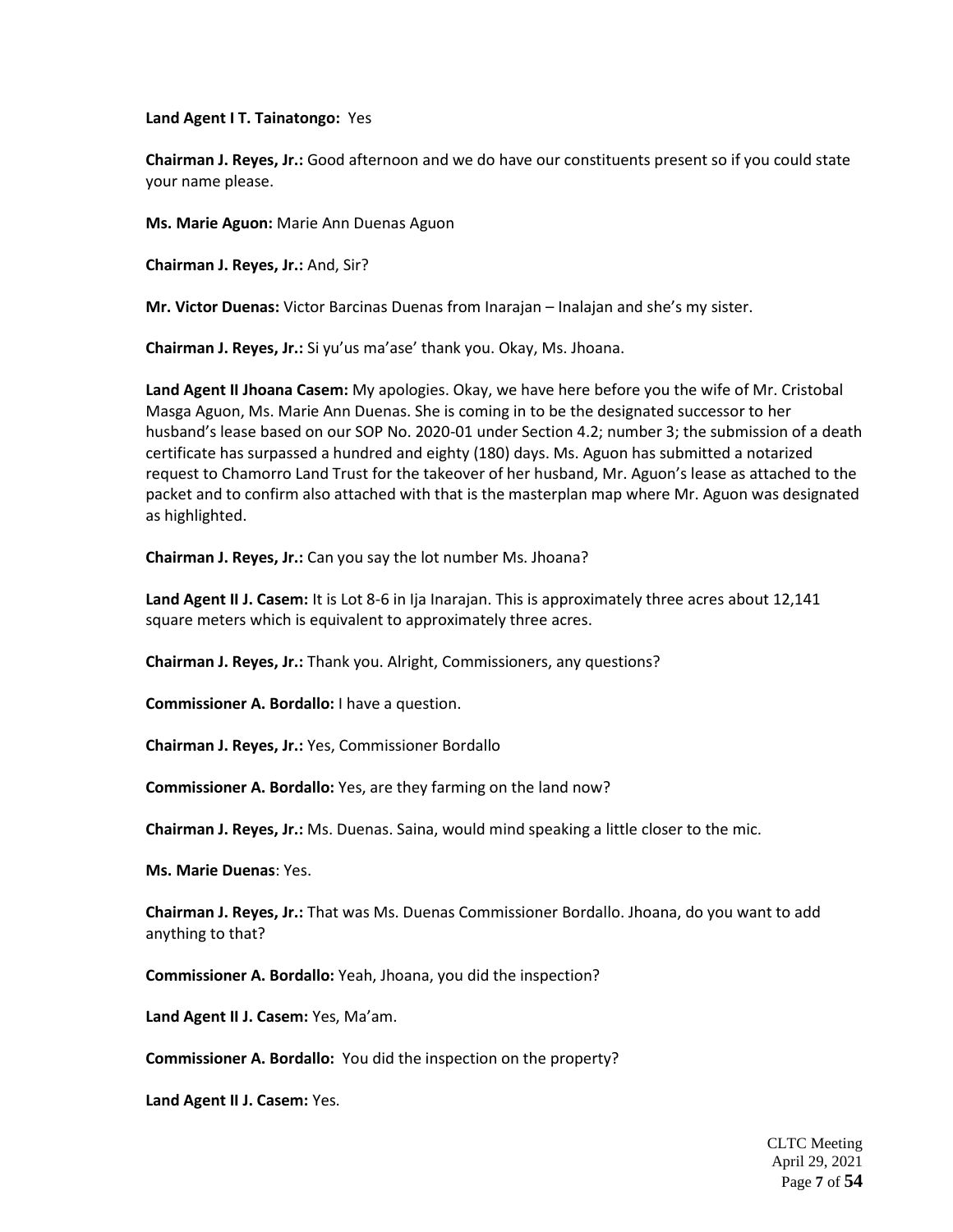**Land Agent I T. Tainatongo:** Yes

**Chairman J. Reyes, Jr.:** Good afternoon and we do have our constituents present so if you could state your name please.

**Ms. Marie Aguon:** Marie Ann Duenas Aguon

**Chairman J. Reyes, Jr.:** And, Sir?

**Mr. Victor Duenas:** Victor Barcinas Duenas from Inarajan – Inalajan and she's my sister.

**Chairman J. Reyes, Jr.:** Si yu'us ma'ase' thank you. Okay, Ms. Jhoana.

**Land Agent II Jhoana Casem:** My apologies. Okay, we have here before you the wife of Mr. Cristobal Masga Aguon, Ms. Marie Ann Duenas. She is coming in to be the designated successor to her husband's lease based on our SOP No. 2020-01 under Section 4.2; number 3; the submission of a death certificate has surpassed a hundred and eighty (180) days. Ms. Aguon has submitted a notarized request to Chamorro Land Trust for the takeover of her husband, Mr. Aguon's lease as attached to the packet and to confirm also attached with that is the masterplan map where Mr. Aguon was designated as highlighted.

**Chairman J. Reyes, Jr.:** Can you say the lot number Ms. Jhoana?

**Land Agent II J. Casem:** It is Lot 8-6 in Ija Inarajan. This is approximately three acres about 12,141 square meters which is equivalent to approximately three acres.

**Chairman J. Reyes, Jr.:** Thank you. Alright, Commissioners, any questions?

**Commissioner A. Bordallo:** I have a question.

**Chairman J. Reyes, Jr.:** Yes, Commissioner Bordallo

**Commissioner A. Bordallo:** Yes, are they farming on the land now?

**Chairman J. Reyes, Jr.:** Ms. Duenas. Saina, would mind speaking a little closer to the mic.

**Ms. Marie Duenas**: Yes.

**Chairman J. Reyes, Jr.:** That was Ms. Duenas Commissioner Bordallo. Jhoana, do you want to add anything to that?

**Commissioner A. Bordallo:** Yeah, Jhoana, you did the inspection?

**Land Agent II J. Casem:** Yes, Ma'am.

**Commissioner A. Bordallo:** You did the inspection on the property?

**Land Agent II J. Casem:** Yes.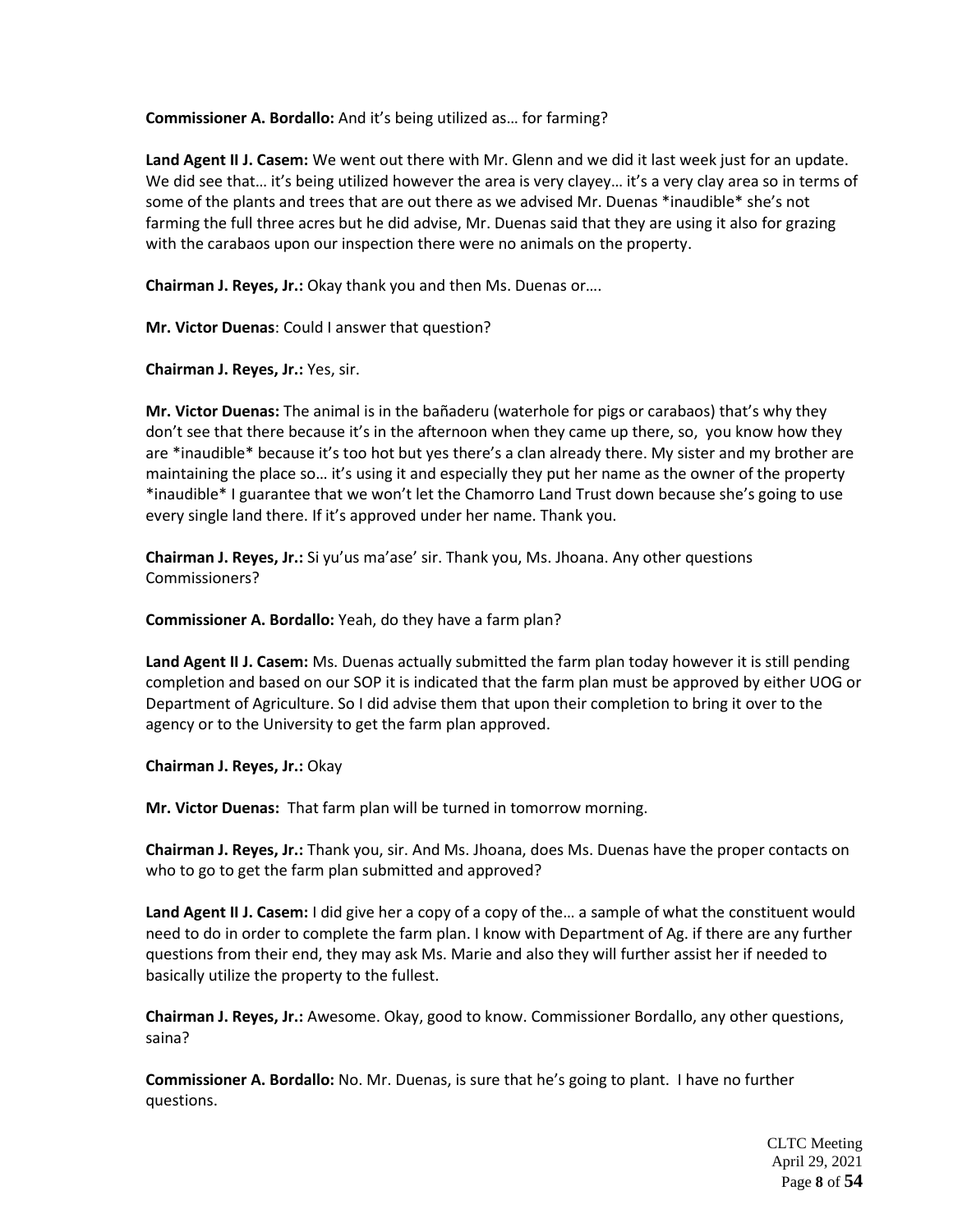**Commissioner A. Bordallo:** And it's being utilized as… for farming?

**Land Agent II J. Casem:** We went out there with Mr. Glenn and we did it last week just for an update. We did see that… it's being utilized however the area is very clayey… it's a very clay area so in terms of some of the plants and trees that are out there as we advised Mr. Duenas *inaudible* she's not farming the full three acres but he did advise, Mr. Duenas said that they are using it also for grazing with the carabaos upon our inspection there were no animals on the property.

**Chairman J. Reyes, Jr.:** Okay thank you and then Ms. Duenas or….

**Mr. Victor Duenas**: Could I answer that question?

**Chairman J. Reyes, Jr.:** Yes, sir.

**Mr. Victor Duenas:** The animal is in the bañaderu (waterhole for pigs or carabaos) that's why they don't see that there because it's in the afternoon when they came up there, so, you know how they are *inaudible* because it's too hot but yes there's a clan already there. My sister and my brother are maintaining the place so… it's using it and especially they put her name as the owner of the property *inaudible* I guarantee that we won't let the Chamorro Land Trust down because she's going to use every single land there. If it's approved under her name. Thank you.

**Chairman J. Reyes, Jr.:** Si yu'us ma'ase' sir. Thank you, Ms. Jhoana. Any other questions Commissioners?

**Commissioner A. Bordallo:** Yeah, do they have a farm plan?

**Land Agent II J. Casem:** Ms. Duenas actually submitted the farm plan today however it is still pending completion and based on our SOP it is indicated that the farm plan must be approved by either UOG or Department of Agriculture. So I did advise them that upon their completion to bring it over to the agency or to the University to get the farm plan approved.

**Chairman J. Reyes, Jr.:** Okay

**Mr. Victor Duenas:** That farm plan will be turned in tomorrow morning.

**Chairman J. Reyes, Jr.:** Thank you, sir. And Ms. Jhoana, does Ms. Duenas have the proper contacts on who to go to get the farm plan submitted and approved?

**Land Agent II J. Casem:** I did give her a copy of a copy of the… a sample of what the constituent would need to do in order to complete the farm plan. I know with Department of Ag. if there are any further questions from their end, they may ask Ms. Marie and also they will further assist her if needed to basically utilize the property to the fullest.

**Chairman J. Reyes, Jr.:** Awesome. Okay, good to know. Commissioner Bordallo, any other questions, saina?

**Commissioner A. Bordallo:** No. Mr. Duenas, is sure that he's going to plant. I have no further questions.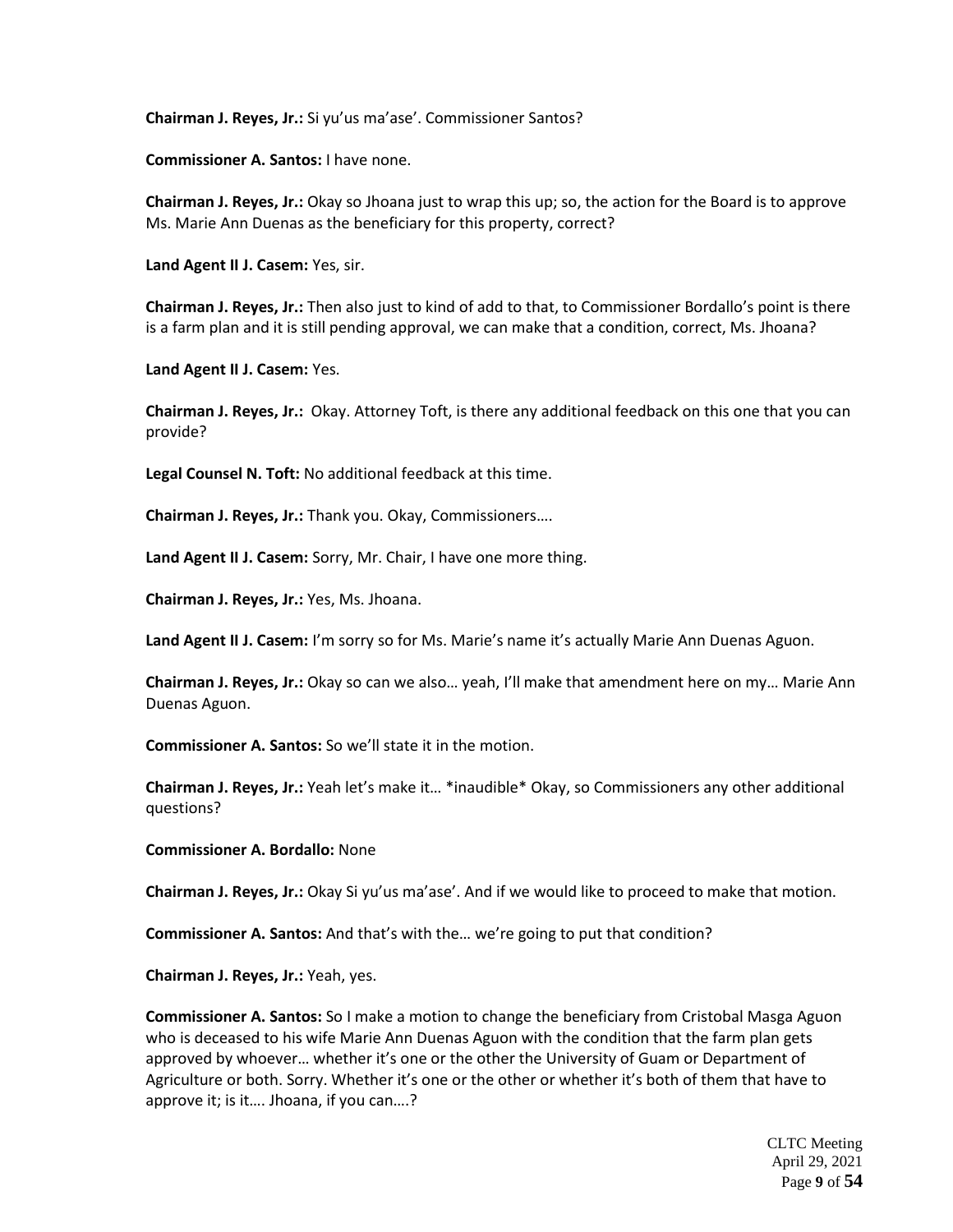**Chairman J. Reyes, Jr.:** Si yu'us ma'ase'. Commissioner Santos?

**Commissioner A. Santos:** I have none.

**Chairman J. Reyes, Jr.:** Okay so Jhoana just to wrap this up; so, the action for the Board is to approve Ms. Marie Ann Duenas as the beneficiary for this property, correct?

**Land Agent II J. Casem:** Yes, sir.

**Chairman J. Reyes, Jr.:** Then also just to kind of add to that, to Commissioner Bordallo's point is there is a farm plan and it is still pending approval, we can make that a condition, correct, Ms. Jhoana?

**Land Agent II J. Casem:** Yes.

**Chairman J. Reyes, Jr.:** Okay. Attorney Toft, is there any additional feedback on this one that you can provide?

**Legal Counsel N. Toft:** No additional feedback at this time.

**Chairman J. Reyes, Jr.:** Thank you. Okay, Commissioners….

**Land Agent II J. Casem:** Sorry, Mr. Chair, I have one more thing.

**Chairman J. Reyes, Jr.:** Yes, Ms. Jhoana.

**Land Agent II J. Casem:** I'm sorry so for Ms. Marie's name it's actually Marie Ann Duenas Aguon.

**Chairman J. Reyes, Jr.:** Okay so can we also… yeah, I'll make that amendment here on my… Marie Ann Duenas Aguon.

**Commissioner A. Santos:** So we'll state it in the motion.

**Chairman J. Reyes, Jr.:** Yeah let's make it… *inaudible* Okay, so Commissioners any other additional questions?

**Commissioner A. Bordallo:** None

**Chairman J. Reyes, Jr.:** Okay Si yu'us ma'ase'. And if we would like to proceed to make that motion.

**Commissioner A. Santos:** And that's with the… we're going to put that condition?

**Chairman J. Reyes, Jr.:** Yeah, yes.

**Commissioner A. Santos:** So I make a motion to change the beneficiary from Cristobal Masga Aguon who is deceased to his wife Marie Ann Duenas Aguon with the condition that the farm plan gets approved by whoever… whether it's one or the other the University of Guam or Department of Agriculture or both. Sorry. Whether it's one or the other or whether it's both of them that have to approve it; is it…. Jhoana, if you can….?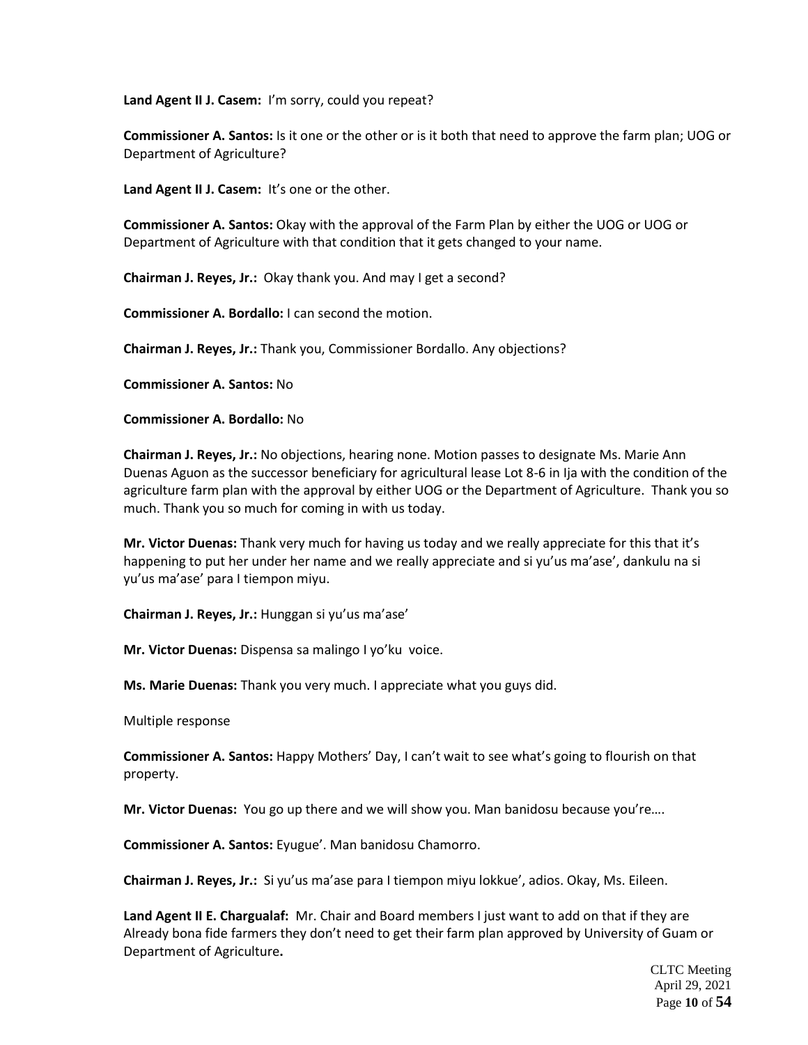**Land Agent II J. Casem:** I'm sorry, could you repeat?

**Commissioner A. Santos:** Is it one or the other or is it both that need to approve the farm plan; UOG or Department of Agriculture?

**Land Agent II J. Casem:** It's one or the other.

**Commissioner A. Santos:** Okay with the approval of the Farm Plan by either the UOG or UOG or Department of Agriculture with that condition that it gets changed to your name.

**Chairman J. Reyes, Jr.:** Okay thank you. And may I get a second?

**Commissioner A. Bordallo:** I can second the motion.

**Chairman J. Reyes, Jr.:** Thank you, Commissioner Bordallo. Any objections?

**Commissioner A. Santos:** No

**Commissioner A. Bordallo:** No

**Chairman J. Reyes, Jr.:** No objections, hearing none. Motion passes to designate Ms. Marie Ann Duenas Aguon as the successor beneficiary for agricultural lease Lot 8-6 in Ija with the condition of the agriculture farm plan with the approval by either UOG or the Department of Agriculture. Thank you so much. Thank you so much for coming in with us today.

**Mr. Victor Duenas:** Thank very much for having us today and we really appreciate for this that it's happening to put her under her name and we really appreciate and si yu'us ma'ase', dankulu na si yu'us ma'ase' para I tiempon miyu.

**Chairman J. Reyes, Jr.:** Hunggan si yu'us ma'ase'

**Mr. Victor Duenas:** Dispensa sa malingo I yo'ku voice.

**Ms. Marie Duenas:** Thank you very much. I appreciate what you guys did.

Multiple response

**Commissioner A. Santos:** Happy Mothers' Day, I can't wait to see what's going to flourish on that property.

**Mr. Victor Duenas:** You go up there and we will show you. Man banidosu because you're….

**Commissioner A. Santos:** Eyugue'. Man banidosu Chamorro.

**Chairman J. Reyes, Jr.:** Si yu'us ma'ase para I tiempon miyu lokkue', adios. Okay, Ms. Eileen.

**Land Agent II E. Chargualaf:** Mr. Chair and Board members I just want to add on that if they are Already bona fide farmers they don't need to get their farm plan approved by University of Guam or Department of Agriculture**.**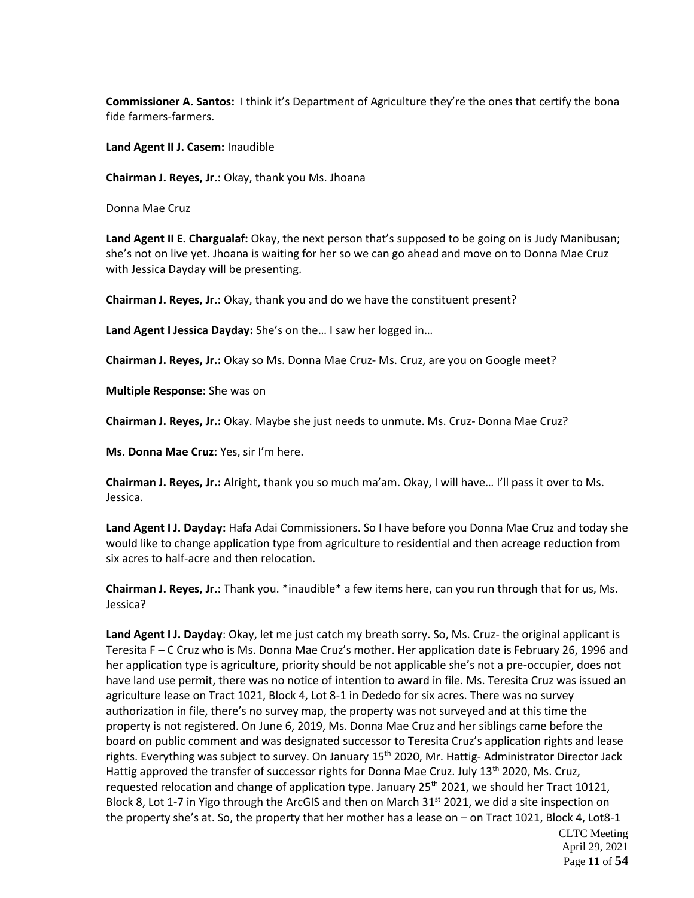**Commissioner A. Santos:** I think it's Department of Agriculture they're the ones that certify the bona fide farmers-farmers.

**Land Agent II J. Casem:** Inaudible

**Chairman J. Reyes, Jr.:** Okay, thank you Ms. Jhoana

Donna Mae Cruz

**Land Agent II E. Chargualaf:** Okay, the next person that's supposed to be going on is Judy Manibusan; she's not on live yet. Jhoana is waiting for her so we can go ahead and move on to Donna Mae Cruz with Jessica Dayday will be presenting.

**Chairman J. Reyes, Jr.:** Okay, thank you and do we have the constituent present?

**Land Agent I Jessica Dayday:** She's on the… I saw her logged in…

**Chairman J. Reyes, Jr.:** Okay so Ms. Donna Mae Cruz- Ms. Cruz, are you on Google meet?

**Multiple Response:** She was on

**Chairman J. Reyes, Jr.:** Okay. Maybe she just needs to unmute. Ms. Cruz- Donna Mae Cruz?

**Ms. Donna Mae Cruz:** Yes, sir I'm here.

**Chairman J. Reyes, Jr.:** Alright, thank you so much ma'am. Okay, I will have… I'll pass it over to Ms. Jessica.

**Land Agent I J. Dayday:** Hafa Adai Commissioners. So I have before you Donna Mae Cruz and today she would like to change application type from agriculture to residential and then acreage reduction from six acres to half-acre and then relocation.

**Chairman J. Reyes, Jr.:** Thank you. *inaudible* a few items here, can you run through that for us, Ms. Jessica?

**Land Agent I J. Dayday**: Okay, let me just catch my breath sorry. So, Ms. Cruz- the original applicant is Teresita F – C Cruz who is Ms. Donna Mae Cruz's mother. Her application date is February 26, 1996 and her application type is agriculture, priority should be not applicable she's not a pre-occupier, does not have land use permit, there was no notice of intention to award in file. Ms. Teresita Cruz was issued an agriculture lease on Tract 1021, Block 4, Lot 8-1 in Dededo for six acres. There was no survey authorization in file, there's no survey map, the property was not surveyed and at this time the property is not registered. On June 6, 2019, Ms. Donna Mae Cruz and her siblings came before the board on public comment and was designated successor to Teresita Cruz's application rights and lease rights. Everything was subject to survey. On January 15th 2020, Mr. Hattig- Administrator Director Jack Hattig approved the transfer of successor rights for Donna Mae Cruz. July 13th 2020, Ms. Cruz, requested relocation and change of application type. January 25th 2021, we should her Tract 10121, Block 8, Lot 1-7 in Yigo through the ArcGIS and then on March 31st 2021, we did a site inspection on the property she's at. So, the property that her mother has a lease on – on Tract 1021, Block 4, Lot8-1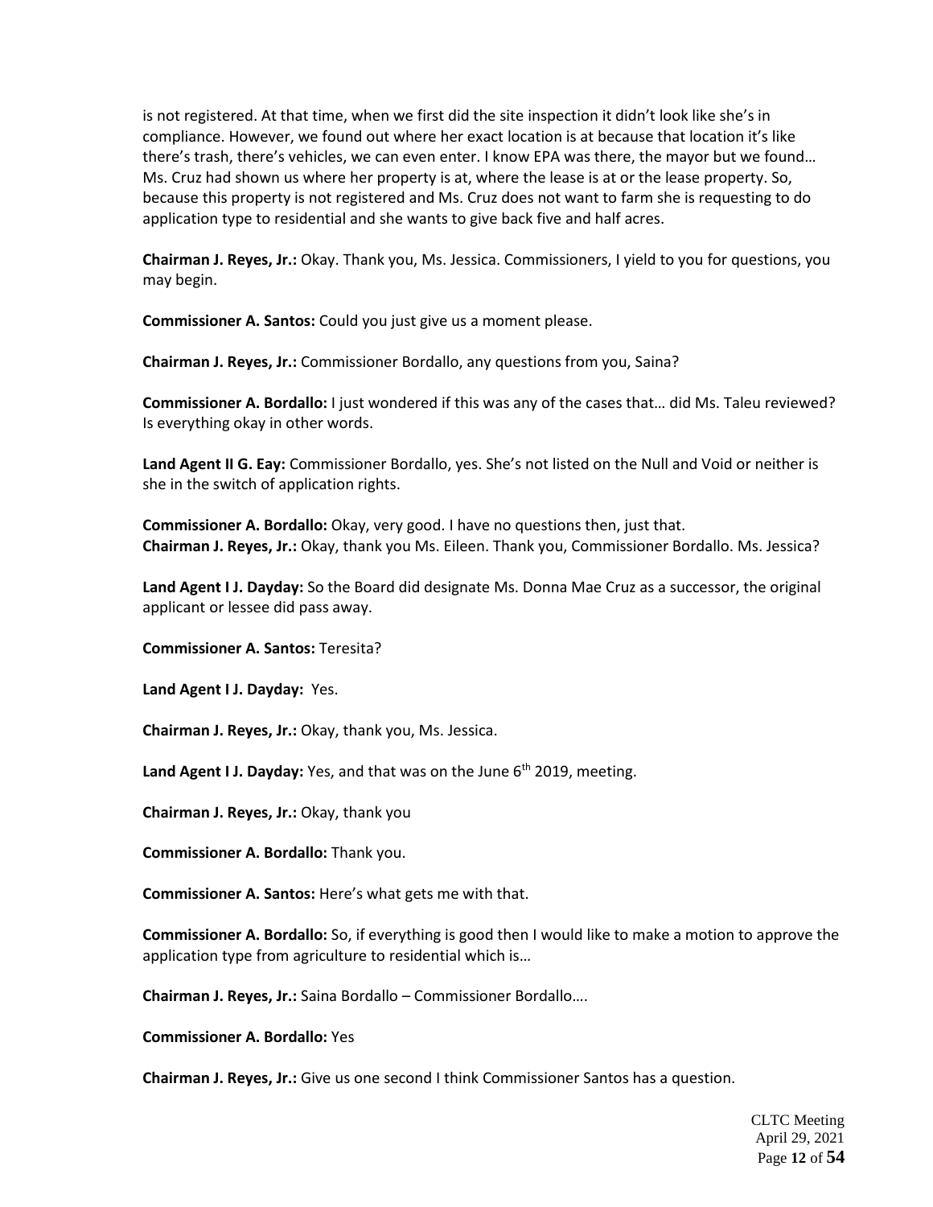is not registered. At that time, when we first did the site inspection it didn't look like she's in compliance. However, we found out where her exact location is at because that location it's like there's trash, there's vehicles, we can even enter. I know EPA was there, the mayor but we found… Ms. Cruz had shown us where her property is at, where the lease is at or the lease property. So, because this property is not registered and Ms. Cruz does not want to farm she is requesting to do application type to residential and she wants to give back five and half acres.

**Chairman J. Reyes, Jr.:** Okay. Thank you, Ms. Jessica. Commissioners, I yield to you for questions, you may begin.

**Commissioner A. Santos:** Could you just give us a moment please.

**Chairman J. Reyes, Jr.:** Commissioner Bordallo, any questions from you, Saina?

**Commissioner A. Bordallo:** I just wondered if this was any of the cases that… did Ms. Taleu reviewed? Is everything okay in other words.

**Land Agent II G. Eay:** Commissioner Bordallo, yes. She's not listed on the Null and Void or neither is she in the switch of application rights.

**Commissioner A. Bordallo:** Okay, very good. I have no questions then, just that.
**Chairman J. Reyes, Jr.:** Okay, thank you Ms. Eileen. Thank you, Commissioner Bordallo. Ms. Jessica?

**Land Agent I J. Dayday:** So the Board did designate Ms. Donna Mae Cruz as a successor, the original applicant or lessee did pass away.

**Commissioner A. Santos:** Teresita?

**Land Agent I J. Dayday:** Yes.

**Chairman J. Reyes, Jr.:** Okay, thank you, Ms. Jessica.

**Land Agent I J. Dayday:** Yes, and that was on the June 6th 2019, meeting.

**Chairman J. Reyes, Jr.:** Okay, thank you

**Commissioner A. Bordallo:** Thank you.

**Commissioner A. Santos:** Here's what gets me with that.

**Commissioner A. Bordallo:** So, if everything is good then I would like to make a motion to approve the application type from agriculture to residential which is…

**Chairman J. Reyes, Jr.:** Saina Bordallo – Commissioner Bordallo….

**Commissioner A. Bordallo:** Yes

**Chairman J. Reyes, Jr.:** Give us one second I think Commissioner Santos has a question.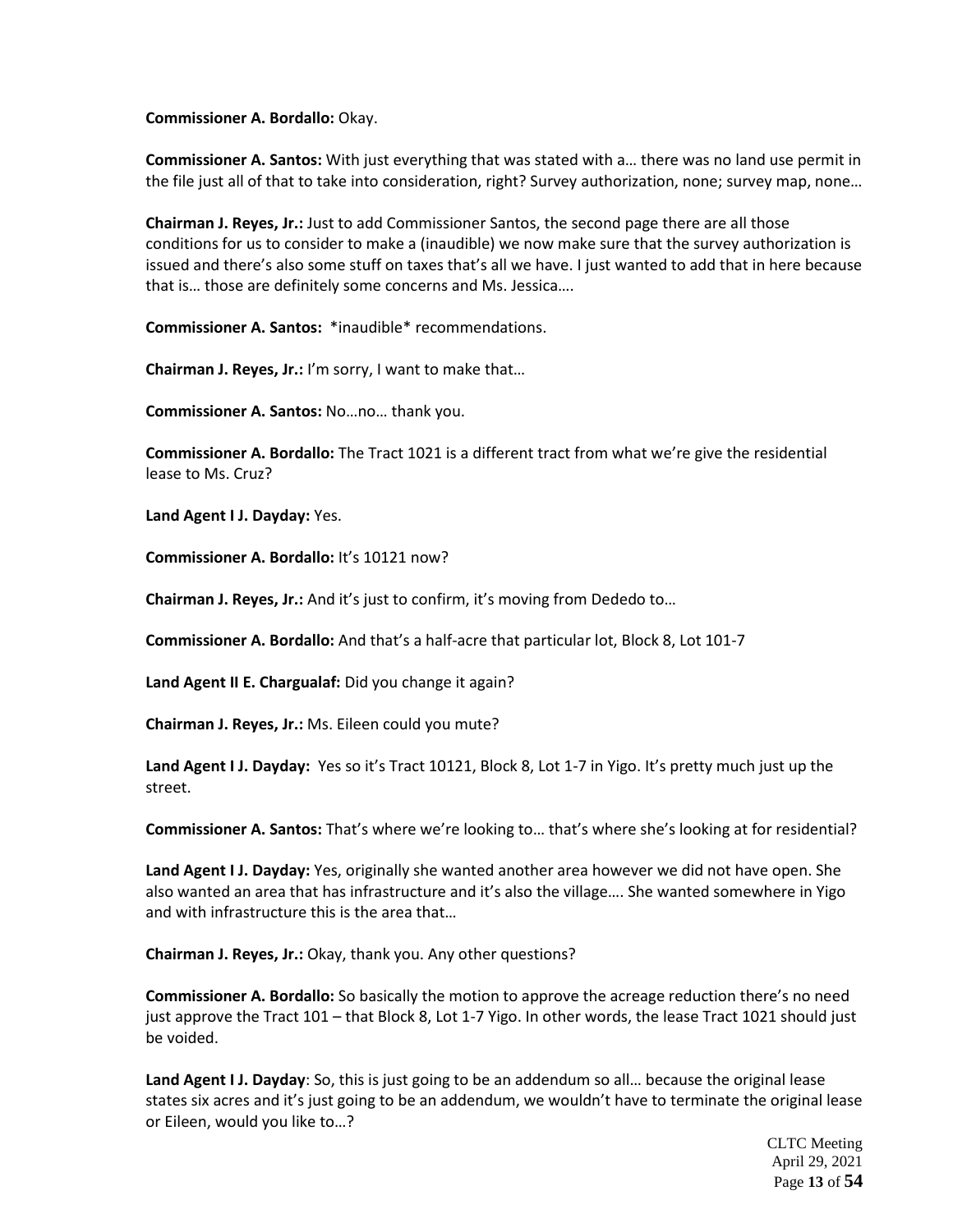**Commissioner A. Bordallo:** Okay.

**Commissioner A. Santos:** With just everything that was stated with a… there was no land use permit in the file just all of that to take into consideration, right? Survey authorization, none; survey map, none…

**Chairman J. Reyes, Jr.:** Just to add Commissioner Santos, the second page there are all those conditions for us to consider to make a (inaudible) we now make sure that the survey authorization is issued and there's also some stuff on taxes that's all we have. I just wanted to add that in here because that is… those are definitely some concerns and Ms. Jessica….

**Commissioner A. Santos:** *inaudible* recommendations.

**Chairman J. Reyes, Jr.:** I'm sorry, I want to make that…

**Commissioner A. Santos:** No…no… thank you.

**Commissioner A. Bordallo:** The Tract 1021 is a different tract from what we're give the residential lease to Ms. Cruz?

**Land Agent I J. Dayday:** Yes.

**Commissioner A. Bordallo:** It's 10121 now?

**Chairman J. Reyes, Jr.:** And it's just to confirm, it's moving from Dededo to…

**Commissioner A. Bordallo:** And that's a half-acre that particular lot, Block 8, Lot 101-7

**Land Agent II E. Chargualaf:** Did you change it again?

**Chairman J. Reyes, Jr.:** Ms. Eileen could you mute?

**Land Agent I J. Dayday:** Yes so it's Tract 10121, Block 8, Lot 1-7 in Yigo. It's pretty much just up the street.

**Commissioner A. Santos:** That's where we're looking to… that's where she's looking at for residential?

**Land Agent I J. Dayday:** Yes, originally she wanted another area however we did not have open. She also wanted an area that has infrastructure and it's also the village…. She wanted somewhere in Yigo and with infrastructure this is the area that…

**Chairman J. Reyes, Jr.:** Okay, thank you. Any other questions?

**Commissioner A. Bordallo:** So basically the motion to approve the acreage reduction there's no need just approve the Tract 101 – that Block 8, Lot 1-7 Yigo. In other words, the lease Tract 1021 should just be voided.

**Land Agent I J. Dayday**: So, this is just going to be an addendum so all… because the original lease states six acres and it's just going to be an addendum, we wouldn't have to terminate the original lease or Eileen, would you like to…?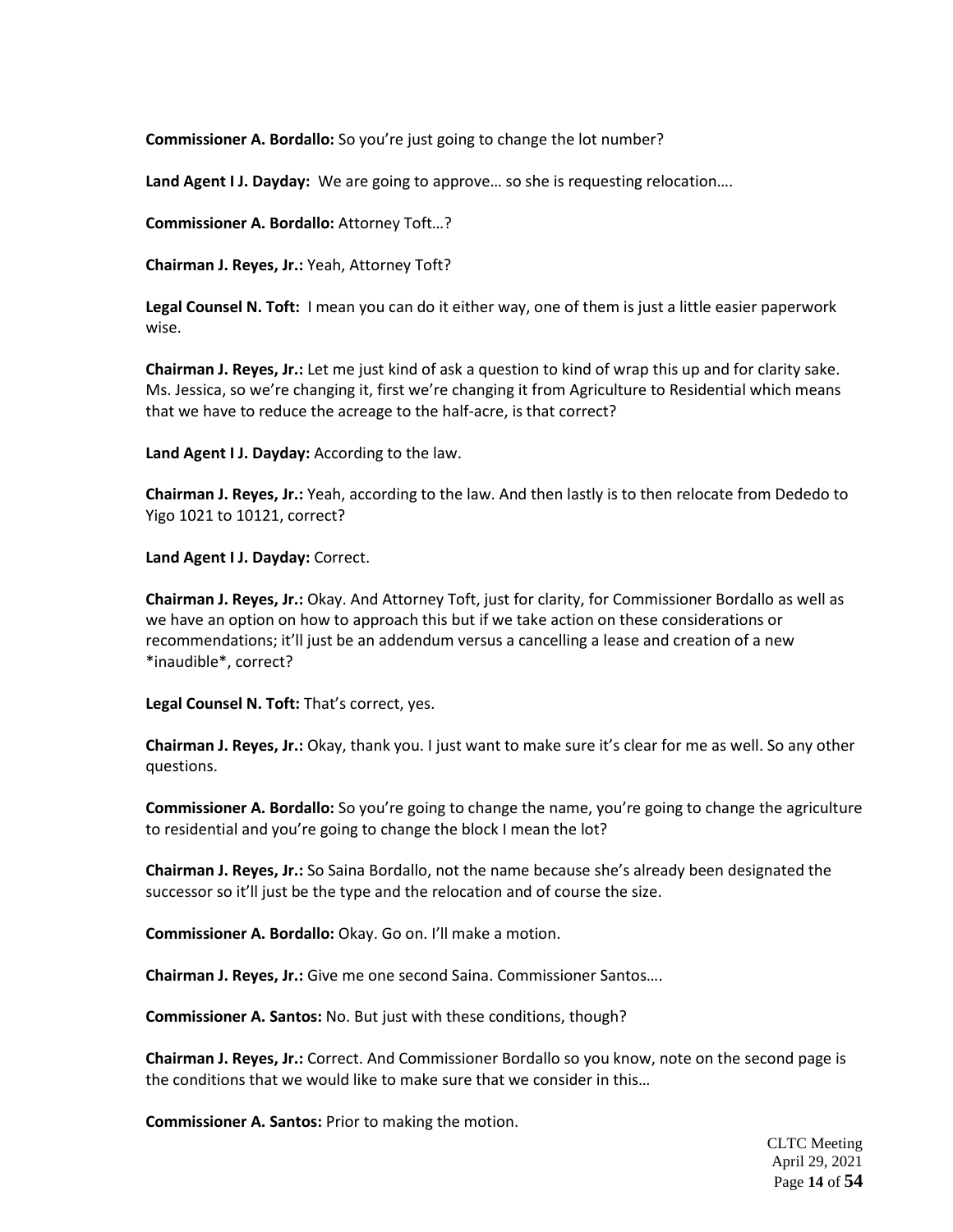**Commissioner A. Bordallo:** So you're just going to change the lot number?

**Land Agent I J. Dayday:** We are going to approve… so she is requesting relocation….

**Commissioner A. Bordallo:** Attorney Toft…?

**Chairman J. Reyes, Jr.:** Yeah, Attorney Toft?

**Legal Counsel N. Toft:** I mean you can do it either way, one of them is just a little easier paperwork wise.

**Chairman J. Reyes, Jr.:** Let me just kind of ask a question to kind of wrap this up and for clarity sake. Ms. Jessica, so we're changing it, first we're changing it from Agriculture to Residential which means that we have to reduce the acreage to the half-acre, is that correct?

**Land Agent I J. Dayday:** According to the law.

**Chairman J. Reyes, Jr.:** Yeah, according to the law. And then lastly is to then relocate from Dededo to Yigo 1021 to 10121, correct?

**Land Agent I J. Dayday:** Correct.

**Chairman J. Reyes, Jr.:** Okay. And Attorney Toft, just for clarity, for Commissioner Bordallo as well as we have an option on how to approach this but if we take action on these considerations or recommendations; it'll just be an addendum versus a cancelling a lease and creation of a new *inaudible*, correct?

**Legal Counsel N. Toft:** That's correct, yes.

**Chairman J. Reyes, Jr.:** Okay, thank you. I just want to make sure it's clear for me as well. So any other questions.

**Commissioner A. Bordallo:** So you're going to change the name, you're going to change the agriculture to residential and you're going to change the block I mean the lot?

**Chairman J. Reyes, Jr.:** So Saina Bordallo, not the name because she's already been designated the successor so it'll just be the type and the relocation and of course the size.

**Commissioner A. Bordallo:** Okay. Go on. I'll make a motion.

**Chairman J. Reyes, Jr.:** Give me one second Saina. Commissioner Santos….

**Commissioner A. Santos:** No. But just with these conditions, though?

**Chairman J. Reyes, Jr.:** Correct. And Commissioner Bordallo so you know, note on the second page is the conditions that we would like to make sure that we consider in this…

**Commissioner A. Santos:** Prior to making the motion.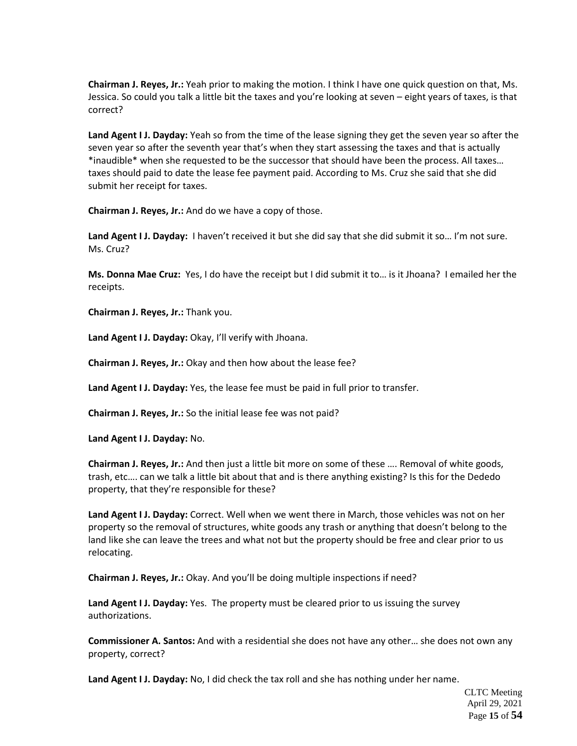**Chairman J. Reyes, Jr.:** Yeah prior to making the motion. I think I have one quick question on that, Ms. Jessica. So could you talk a little bit the taxes and you're looking at seven – eight years of taxes, is that correct?

**Land Agent I J. Dayday:** Yeah so from the time of the lease signing they get the seven year so after the seven year so after the seventh year that's when they start assessing the taxes and that is actually *inaudible* when she requested to be the successor that should have been the process. All taxes… taxes should paid to date the lease fee payment paid. According to Ms. Cruz she said that she did submit her receipt for taxes.

**Chairman J. Reyes, Jr.:** And do we have a copy of those.

**Land Agent I J. Dayday:** I haven't received it but she did say that she did submit it so… I'm not sure. Ms. Cruz?

**Ms. Donna Mae Cruz:** Yes, I do have the receipt but I did submit it to… is it Jhoana? I emailed her the receipts.

**Chairman J. Reyes, Jr.:** Thank you.

**Land Agent I J. Dayday:** Okay, I'll verify with Jhoana.

**Chairman J. Reyes, Jr.:** Okay and then how about the lease fee?

**Land Agent I J. Dayday:** Yes, the lease fee must be paid in full prior to transfer.

**Chairman J. Reyes, Jr.:** So the initial lease fee was not paid?

**Land Agent I J. Dayday:** No.

**Chairman J. Reyes, Jr.:** And then just a little bit more on some of these …. Removal of white goods, trash, etc…. can we talk a little bit about that and is there anything existing? Is this for the Dededo property, that they're responsible for these?

**Land Agent I J. Dayday:** Correct. Well when we went there in March, those vehicles was not on her property so the removal of structures, white goods any trash or anything that doesn't belong to the land like she can leave the trees and what not but the property should be free and clear prior to us relocating.

**Chairman J. Reyes, Jr.:** Okay. And you'll be doing multiple inspections if need?

**Land Agent I J. Dayday:** Yes. The property must be cleared prior to us issuing the survey authorizations.

**Commissioner A. Santos:** And with a residential she does not have any other… she does not own any property, correct?

**Land Agent I J. Dayday:** No, I did check the tax roll and she has nothing under her name.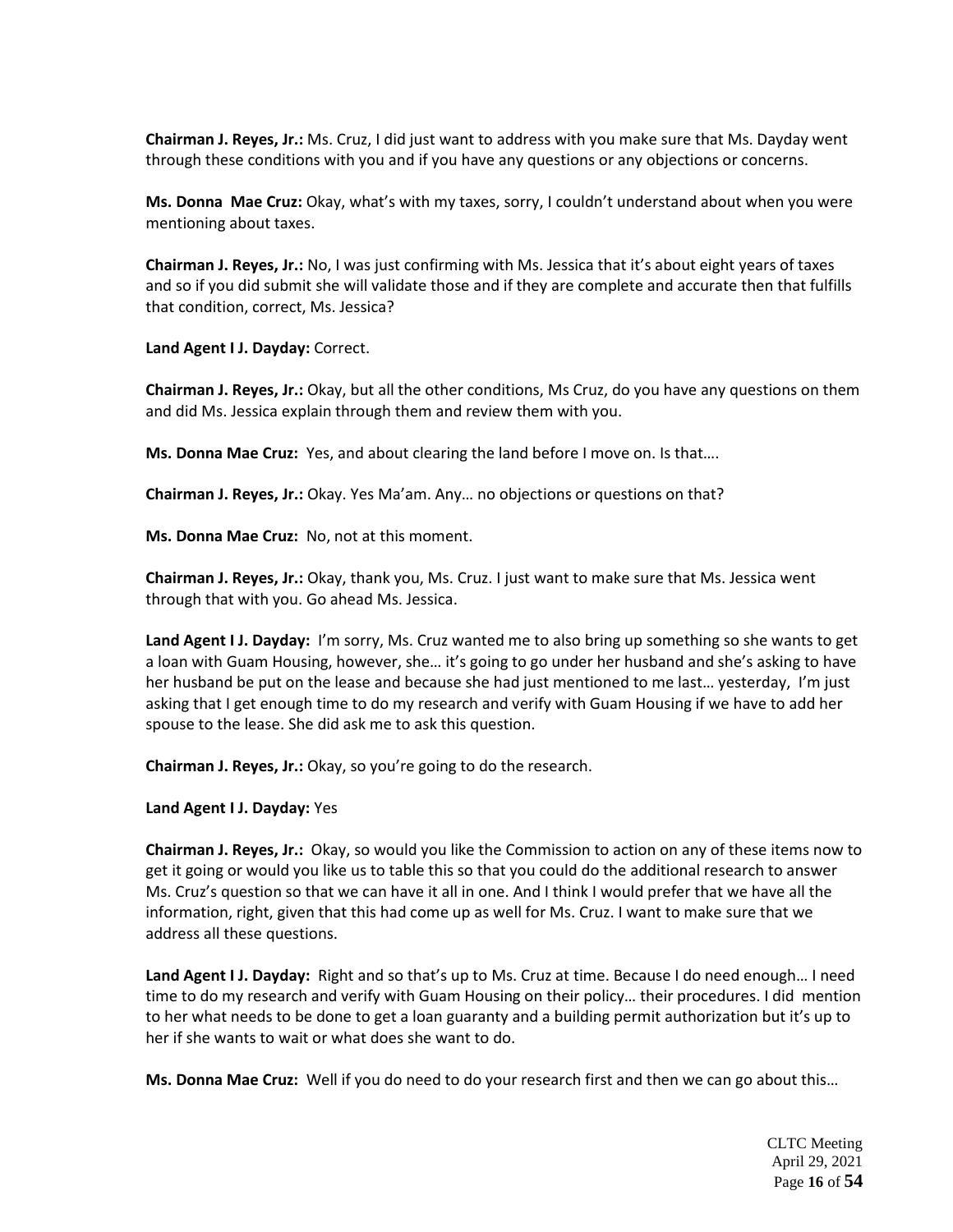**Chairman J. Reyes, Jr.:** Ms. Cruz, I did just want to address with you make sure that Ms. Dayday went through these conditions with you and if you have any questions or any objections or concerns.

**Ms. Donna Mae Cruz:** Okay, what's with my taxes, sorry, I couldn't understand about when you were mentioning about taxes.

**Chairman J. Reyes, Jr.:** No, I was just confirming with Ms. Jessica that it's about eight years of taxes and so if you did submit she will validate those and if they are complete and accurate then that fulfills that condition, correct, Ms. Jessica?

**Land Agent I J. Dayday:** Correct.

**Chairman J. Reyes, Jr.:** Okay, but all the other conditions, Ms Cruz, do you have any questions on them and did Ms. Jessica explain through them and review them with you.

**Ms. Donna Mae Cruz:** Yes, and about clearing the land before I move on. Is that….

**Chairman J. Reyes, Jr.:** Okay. Yes Ma'am. Any… no objections or questions on that?

**Ms. Donna Mae Cruz:** No, not at this moment.

**Chairman J. Reyes, Jr.:** Okay, thank you, Ms. Cruz. I just want to make sure that Ms. Jessica went through that with you. Go ahead Ms. Jessica.

**Land Agent I J. Dayday:** I'm sorry, Ms. Cruz wanted me to also bring up something so she wants to get a loan with Guam Housing, however, she… it's going to go under her husband and she's asking to have her husband be put on the lease and because she had just mentioned to me last… yesterday, I'm just asking that I get enough time to do my research and verify with Guam Housing if we have to add her spouse to the lease. She did ask me to ask this question.

**Chairman J. Reyes, Jr.:** Okay, so you're going to do the research.

**Land Agent I J. Dayday:** Yes

**Chairman J. Reyes, Jr.:** Okay, so would you like the Commission to action on any of these items now to get it going or would you like us to table this so that you could do the additional research to answer Ms. Cruz's question so that we can have it all in one. And I think I would prefer that we have all the information, right, given that this had come up as well for Ms. Cruz. I want to make sure that we address all these questions.

**Land Agent I J. Dayday:** Right and so that's up to Ms. Cruz at time. Because I do need enough… I need time to do my research and verify with Guam Housing on their policy… their procedures. I did mention to her what needs to be done to get a loan guaranty and a building permit authorization but it's up to her if she wants to wait or what does she want to do.

**Ms. Donna Mae Cruz:** Well if you do need to do your research first and then we can go about this…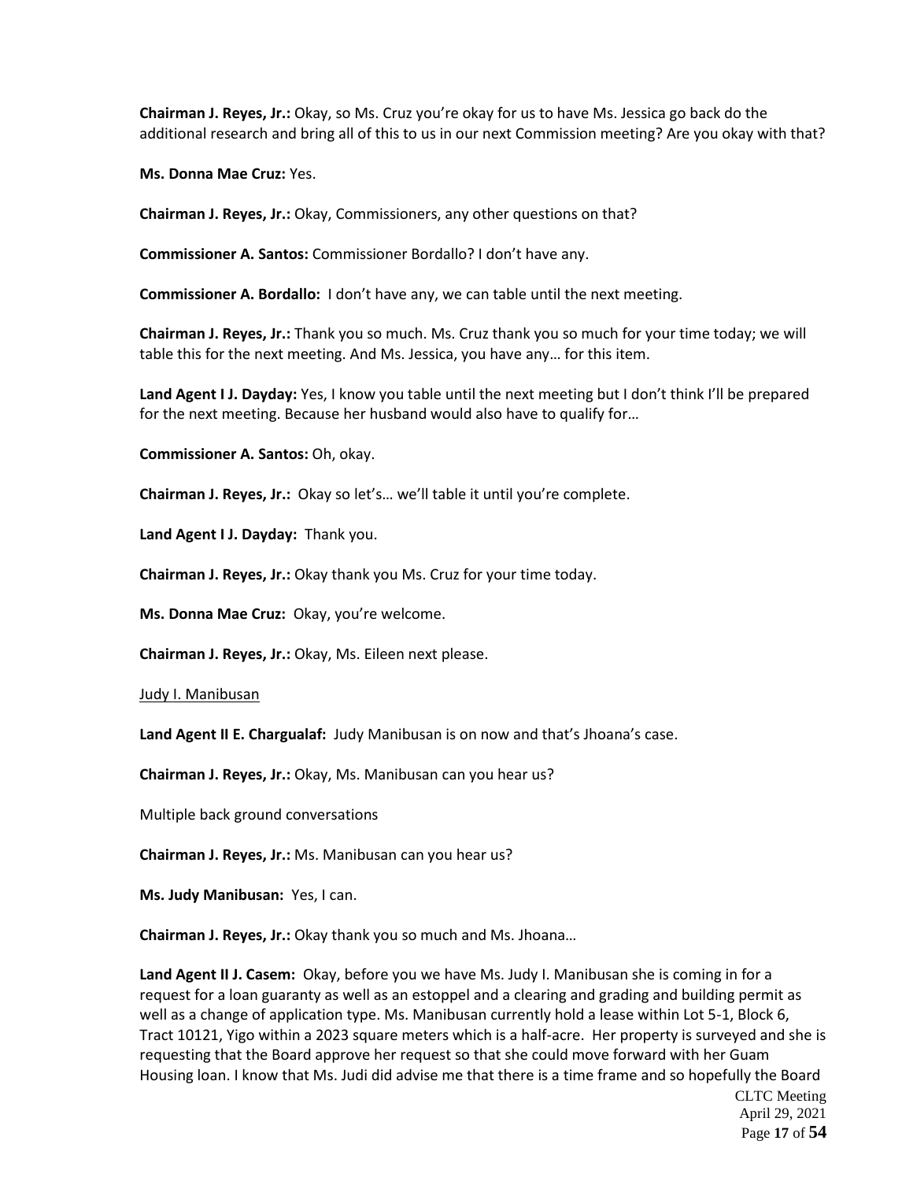**Chairman J. Reyes, Jr.:** Okay, so Ms. Cruz you're okay for us to have Ms. Jessica go back do the additional research and bring all of this to us in our next Commission meeting? Are you okay with that?

**Ms. Donna Mae Cruz:** Yes.

**Chairman J. Reyes, Jr.:** Okay, Commissioners, any other questions on that?

**Commissioner A. Santos:** Commissioner Bordallo? I don't have any.

**Commissioner A. Bordallo:** I don't have any, we can table until the next meeting.

**Chairman J. Reyes, Jr.:** Thank you so much. Ms. Cruz thank you so much for your time today; we will table this for the next meeting. And Ms. Jessica, you have any… for this item.

**Land Agent I J. Dayday:** Yes, I know you table until the next meeting but I don't think I'll be prepared for the next meeting. Because her husband would also have to qualify for…

**Commissioner A. Santos:** Oh, okay.

**Chairman J. Reyes, Jr.:** Okay so let's… we'll table it until you're complete.

**Land Agent I J. Dayday:** Thank you.

**Chairman J. Reyes, Jr.:** Okay thank you Ms. Cruz for your time today.

**Ms. Donna Mae Cruz:** Okay, you're welcome.

**Chairman J. Reyes, Jr.:** Okay, Ms. Eileen next please.

Judy I. Manibusan

**Land Agent II E. Chargualaf:** Judy Manibusan is on now and that's Jhoana's case.

**Chairman J. Reyes, Jr.:** Okay, Ms. Manibusan can you hear us?

Multiple back ground conversations

**Chairman J. Reyes, Jr.:** Ms. Manibusan can you hear us?

**Ms. Judy Manibusan:** Yes, I can.

**Chairman J. Reyes, Jr.:** Okay thank you so much and Ms. Jhoana…

**Land Agent II J. Casem:** Okay, before you we have Ms. Judy I. Manibusan she is coming in for a request for a loan guaranty as well as an estoppel and a clearing and grading and building permit as well as a change of application type. Ms. Manibusan currently hold a lease within Lot 5-1, Block 6, Tract 10121, Yigo within a 2023 square meters which is a half-acre. Her property is surveyed and she is requesting that the Board approve her request so that she could move forward with her Guam Housing loan. I know that Ms. Judi did advise me that there is a time frame and so hopefully the Board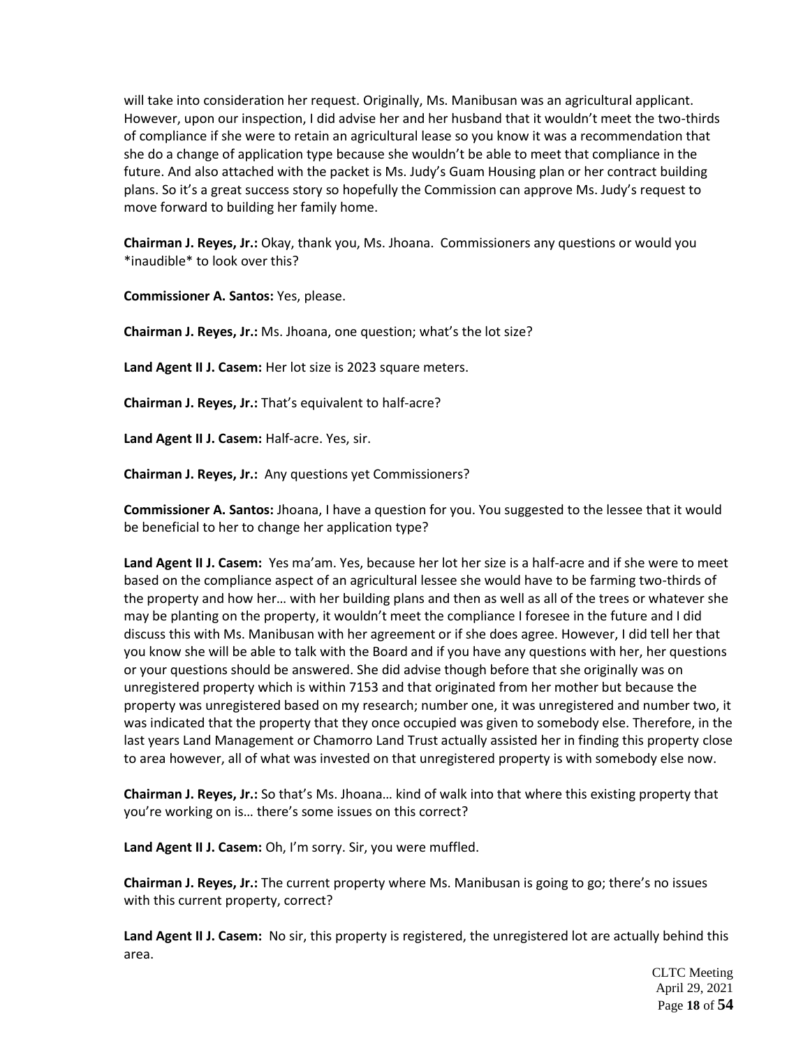will take into consideration her request. Originally, Ms. Manibusan was an agricultural applicant. However, upon our inspection, I did advise her and her husband that it wouldn't meet the two-thirds of compliance if she were to retain an agricultural lease so you know it was a recommendation that she do a change of application type because she wouldn't be able to meet that compliance in the future. And also attached with the packet is Ms. Judy's Guam Housing plan or her contract building plans. So it's a great success story so hopefully the Commission can approve Ms. Judy's request to move forward to building her family home.

**Chairman J. Reyes, Jr.:** Okay, thank you, Ms. Jhoana. Commissioners any questions or would you *inaudible* to look over this?

**Commissioner A. Santos:** Yes, please.

**Chairman J. Reyes, Jr.:** Ms. Jhoana, one question; what's the lot size?

**Land Agent II J. Casem:** Her lot size is 2023 square meters.

**Chairman J. Reyes, Jr.:** That's equivalent to half-acre?

**Land Agent II J. Casem:** Half-acre. Yes, sir.

**Chairman J. Reyes, Jr.:** Any questions yet Commissioners?

**Commissioner A. Santos:** Jhoana, I have a question for you. You suggested to the lessee that it would be beneficial to her to change her application type?

**Land Agent II J. Casem:** Yes ma'am. Yes, because her lot her size is a half-acre and if she were to meet based on the compliance aspect of an agricultural lessee she would have to be farming two-thirds of the property and how her… with her building plans and then as well as all of the trees or whatever she may be planting on the property, it wouldn't meet the compliance I foresee in the future and I did discuss this with Ms. Manibusan with her agreement or if she does agree. However, I did tell her that you know she will be able to talk with the Board and if you have any questions with her, her questions or your questions should be answered. She did advise though before that she originally was on unregistered property which is within 7153 and that originated from her mother but because the property was unregistered based on my research; number one, it was unregistered and number two, it was indicated that the property that they once occupied was given to somebody else. Therefore, in the last years Land Management or Chamorro Land Trust actually assisted her in finding this property close to area however, all of what was invested on that unregistered property is with somebody else now.

**Chairman J. Reyes, Jr.:** So that's Ms. Jhoana… kind of walk into that where this existing property that you're working on is… there's some issues on this correct?

**Land Agent II J. Casem:** Oh, I'm sorry. Sir, you were muffled.

**Chairman J. Reyes, Jr.:** The current property where Ms. Manibusan is going to go; there's no issues with this current property, correct?

**Land Agent II J. Casem:** No sir, this property is registered, the unregistered lot are actually behind this area.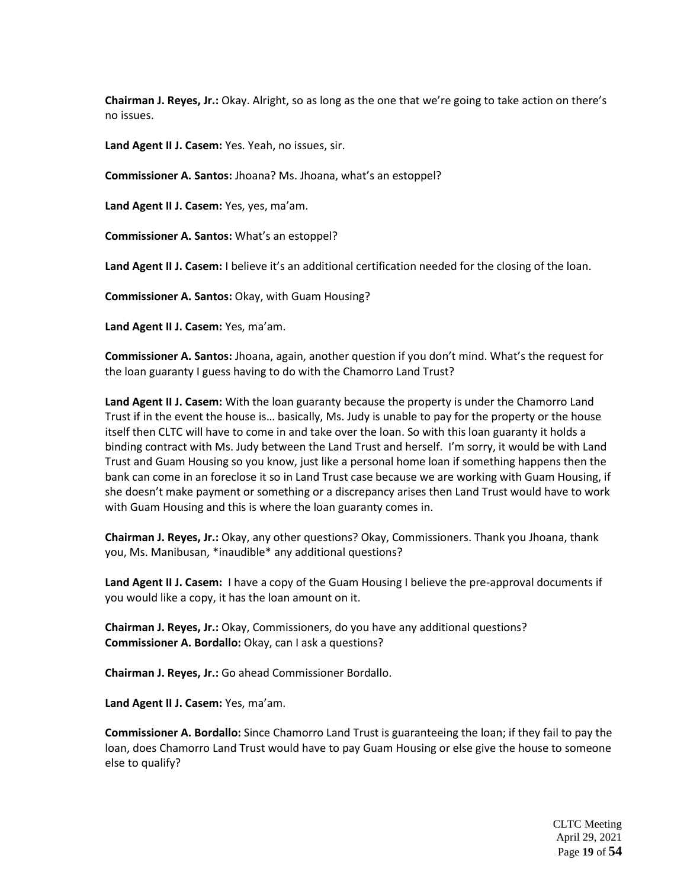**Chairman J. Reyes, Jr.:** Okay. Alright, so as long as the one that we're going to take action on there's no issues.

**Land Agent II J. Casem:** Yes. Yeah, no issues, sir.

**Commissioner A. Santos:** Jhoana? Ms. Jhoana, what's an estoppel?

**Land Agent II J. Casem:** Yes, yes, ma'am.

**Commissioner A. Santos:** What's an estoppel?

**Land Agent II J. Casem:** I believe it's an additional certification needed for the closing of the loan.

**Commissioner A. Santos:** Okay, with Guam Housing?

**Land Agent II J. Casem:** Yes, ma'am.

**Commissioner A. Santos:** Jhoana, again, another question if you don't mind. What's the request for the loan guaranty I guess having to do with the Chamorro Land Trust?

**Land Agent II J. Casem:** With the loan guaranty because the property is under the Chamorro Land Trust if in the event the house is… basically, Ms. Judy is unable to pay for the property or the house itself then CLTC will have to come in and take over the loan. So with this loan guaranty it holds a binding contract with Ms. Judy between the Land Trust and herself. I'm sorry, it would be with Land Trust and Guam Housing so you know, just like a personal home loan if something happens then the bank can come in an foreclose it so in Land Trust case because we are working with Guam Housing, if she doesn't make payment or something or a discrepancy arises then Land Trust would have to work with Guam Housing and this is where the loan guaranty comes in.

**Chairman J. Reyes, Jr.:** Okay, any other questions? Okay, Commissioners. Thank you Jhoana, thank you, Ms. Manibusan, *inaudible* any additional questions?

**Land Agent II J. Casem:** I have a copy of the Guam Housing I believe the pre-approval documents if you would like a copy, it has the loan amount on it.

**Chairman J. Reyes, Jr.:** Okay, Commissioners, do you have any additional questions?
**Commissioner A. Bordallo:** Okay, can I ask a questions?

**Chairman J. Reyes, Jr.:** Go ahead Commissioner Bordallo.

**Land Agent II J. Casem:** Yes, ma'am.

**Commissioner A. Bordallo:** Since Chamorro Land Trust is guaranteeing the loan; if they fail to pay the loan, does Chamorro Land Trust would have to pay Guam Housing or else give the house to someone else to qualify?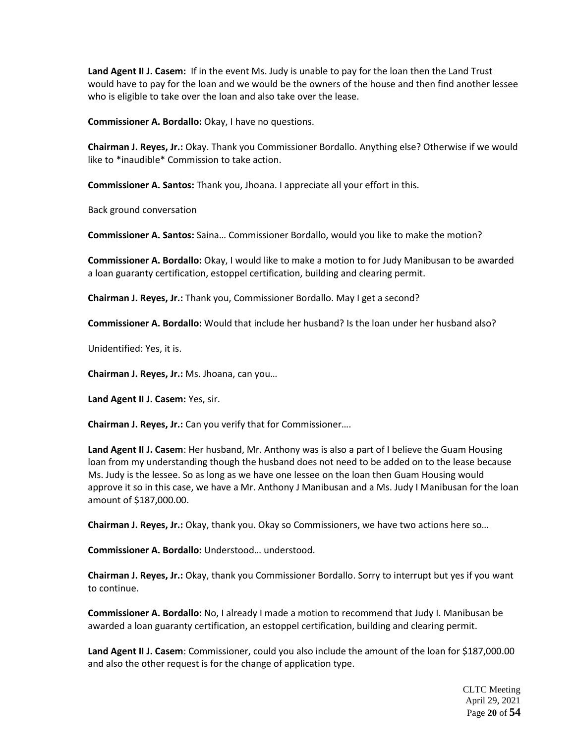**Land Agent II J. Casem:** If in the event Ms. Judy is unable to pay for the loan then the Land Trust would have to pay for the loan and we would be the owners of the house and then find another lessee who is eligible to take over the loan and also take over the lease.

**Commissioner A. Bordallo:** Okay, I have no questions.

**Chairman J. Reyes, Jr.:** Okay. Thank you Commissioner Bordallo. Anything else? Otherwise if we would like to *inaudible* Commission to take action.

**Commissioner A. Santos:** Thank you, Jhoana. I appreciate all your effort in this.

Back ground conversation

**Commissioner A. Santos:** Saina… Commissioner Bordallo, would you like to make the motion?

**Commissioner A. Bordallo:** Okay, I would like to make a motion to for Judy Manibusan to be awarded a loan guaranty certification, estoppel certification, building and clearing permit.

**Chairman J. Reyes, Jr.:** Thank you, Commissioner Bordallo. May I get a second?

**Commissioner A. Bordallo:** Would that include her husband? Is the loan under her husband also?

Unidentified: Yes, it is.

**Chairman J. Reyes, Jr.:** Ms. Jhoana, can you…

**Land Agent II J. Casem:** Yes, sir.

**Chairman J. Reyes, Jr.:** Can you verify that for Commissioner….

**Land Agent II J. Casem**: Her husband, Mr. Anthony was is also a part of I believe the Guam Housing loan from my understanding though the husband does not need to be added on to the lease because Ms. Judy is the lessee. So as long as we have one lessee on the loan then Guam Housing would approve it so in this case, we have a Mr. Anthony J Manibusan and a Ms. Judy I Manibusan for the loan amount of $187,000.00.

**Chairman J. Reyes, Jr.:** Okay, thank you. Okay so Commissioners, we have two actions here so…

**Commissioner A. Bordallo:** Understood… understood.

**Chairman J. Reyes, Jr.:** Okay, thank you Commissioner Bordallo. Sorry to interrupt but yes if you want to continue.

**Commissioner A. Bordallo:** No, I already I made a motion to recommend that Judy I. Manibusan be awarded a loan guaranty certification, an estoppel certification, building and clearing permit.

**Land Agent II J. Casem**: Commissioner, could you also include the amount of the loan for $187,000.00 and also the other request is for the change of application type.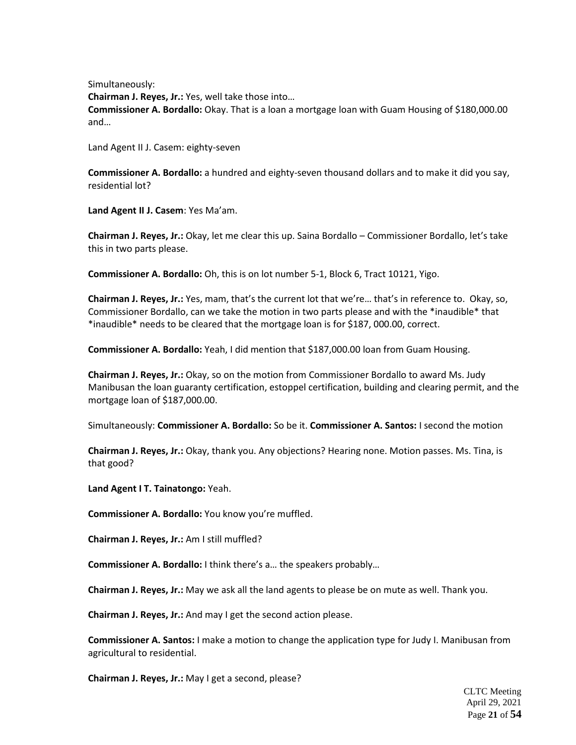Simultaneously:

**Chairman J. Reyes, Jr.:** Yes, well take those into…

**Commissioner A. Bordallo:** Okay. That is a loan a mortgage loan with Guam Housing of $180,000.00 and…

Land Agent II J. Casem: eighty-seven

**Commissioner A. Bordallo:** a hundred and eighty-seven thousand dollars and to make it did you say, residential lot?

**Land Agent II J. Casem**: Yes Ma'am.

**Chairman J. Reyes, Jr.:** Okay, let me clear this up. Saina Bordallo – Commissioner Bordallo, let's take this in two parts please.

**Commissioner A. Bordallo:** Oh, this is on lot number 5-1, Block 6, Tract 10121, Yigo.

**Chairman J. Reyes, Jr.:** Yes, mam, that's the current lot that we're… that's in reference to. Okay, so, Commissioner Bordallo, can we take the motion in two parts please and with the *inaudible* that *inaudible* needs to be cleared that the mortgage loan is for $187, 000.00, correct.

**Commissioner A. Bordallo:** Yeah, I did mention that $187,000.00 loan from Guam Housing.

**Chairman J. Reyes, Jr.:** Okay, so on the motion from Commissioner Bordallo to award Ms. Judy Manibusan the loan guaranty certification, estoppel certification, building and clearing permit, and the mortgage loan of $187,000.00.

Simultaneously: **Commissioner A. Bordallo:** So be it. **Commissioner A. Santos:** I second the motion

**Chairman J. Reyes, Jr.:** Okay, thank you. Any objections? Hearing none. Motion passes. Ms. Tina, is that good?

**Land Agent I T. Tainatongo:** Yeah.

**Commissioner A. Bordallo:** You know you're muffled.

**Chairman J. Reyes, Jr.:** Am I still muffled?

**Commissioner A. Bordallo:** I think there's a… the speakers probably…

**Chairman J. Reyes, Jr.:** May we ask all the land agents to please be on mute as well. Thank you.

**Chairman J. Reyes, Jr.:** And may I get the second action please.

**Commissioner A. Santos:** I make a motion to change the application type for Judy I. Manibusan from agricultural to residential.

**Chairman J. Reyes, Jr.:** May I get a second, please?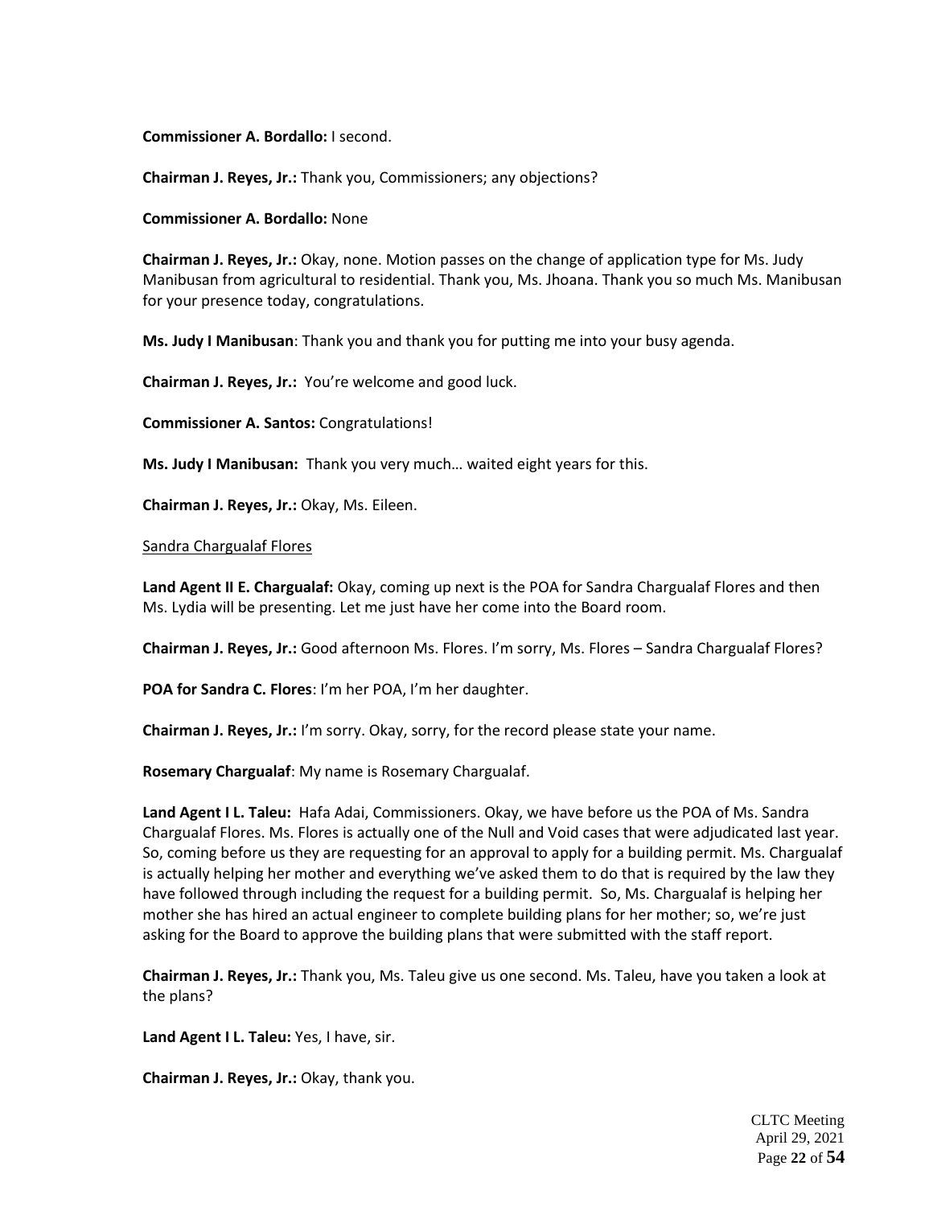**Commissioner A. Bordallo:** I second.

**Chairman J. Reyes, Jr.:** Thank you, Commissioners; any objections?

**Commissioner A. Bordallo:** None

**Chairman J. Reyes, Jr.:** Okay, none. Motion passes on the change of application type for Ms. Judy Manibusan from agricultural to residential. Thank you, Ms. Jhoana. Thank you so much Ms. Manibusan for your presence today, congratulations.

**Ms. Judy I Manibusan**: Thank you and thank you for putting me into your busy agenda.

**Chairman J. Reyes, Jr.:** You're welcome and good luck.

**Commissioner A. Santos:** Congratulations!

**Ms. Judy I Manibusan:** Thank you very much… waited eight years for this.

**Chairman J. Reyes, Jr.:** Okay, Ms. Eileen.

<u>Sandra Chargualaf Flores</u>

**Land Agent II E. Chargualaf:** Okay, coming up next is the POA for Sandra Chargualaf Flores and then Ms. Lydia will be presenting. Let me just have her come into the Board room.

**Chairman J. Reyes, Jr.:** Good afternoon Ms. Flores. I'm sorry, Ms. Flores – Sandra Chargualaf Flores?

**POA for Sandra C. Flores**: I'm her POA, I'm her daughter.

**Chairman J. Reyes, Jr.:** I'm sorry. Okay, sorry, for the record please state your name.

**Rosemary Chargualaf**: My name is Rosemary Chargualaf.

**Land Agent I L. Taleu:** Hafa Adai, Commissioners. Okay, we have before us the POA of Ms. Sandra Chargualaf Flores. Ms. Flores is actually one of the Null and Void cases that were adjudicated last year. So, coming before us they are requesting for an approval to apply for a building permit. Ms. Chargualaf is actually helping her mother and everything we've asked them to do that is required by the law they have followed through including the request for a building permit. So, Ms. Chargualaf is helping her mother she has hired an actual engineer to complete building plans for her mother; so, we're just asking for the Board to approve the building plans that were submitted with the staff report.

**Chairman J. Reyes, Jr.:** Thank you, Ms. Taleu give us one second. Ms. Taleu, have you taken a look at the plans?

**Land Agent I L. Taleu:** Yes, I have, sir.

**Chairman J. Reyes, Jr.:** Okay, thank you.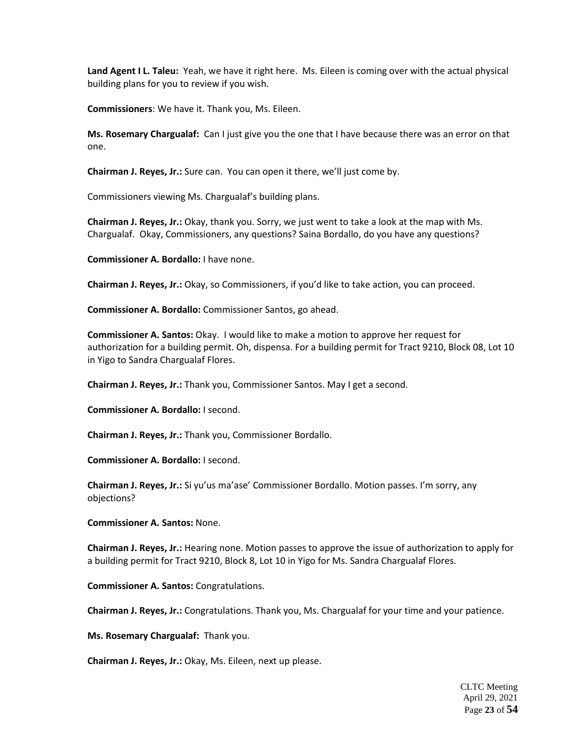**Land Agent I L. Taleu:** Yeah, we have it right here. Ms. Eileen is coming over with the actual physical building plans for you to review if you wish.

**Commissioners**: We have it. Thank you, Ms. Eileen.

**Ms. Rosemary Chargualaf:** Can I just give you the one that I have because there was an error on that one.

**Chairman J. Reyes, Jr.:** Sure can. You can open it there, we'll just come by.

Commissioners viewing Ms. Chargualaf's building plans.

**Chairman J. Reyes, Jr.:** Okay, thank you. Sorry, we just went to take a look at the map with Ms. Chargualaf. Okay, Commissioners, any questions? Saina Bordallo, do you have any questions?

**Commissioner A. Bordallo:** I have none.

**Chairman J. Reyes, Jr.:** Okay, so Commissioners, if you'd like to take action, you can proceed.

**Commissioner A. Bordallo:** Commissioner Santos, go ahead.

**Commissioner A. Santos:** Okay. I would like to make a motion to approve her request for authorization for a building permit. Oh, dispensa. For a building permit for Tract 9210, Block 08, Lot 10 in Yigo to Sandra Chargualaf Flores.

**Chairman J. Reyes, Jr.:** Thank you, Commissioner Santos. May I get a second.

**Commissioner A. Bordallo:** I second.

**Chairman J. Reyes, Jr.:** Thank you, Commissioner Bordallo.

**Commissioner A. Bordallo:** I second.

**Chairman J. Reyes, Jr.:** Si yu'us ma'ase' Commissioner Bordallo. Motion passes. I'm sorry, any objections?

**Commissioner A. Santos:** None.

**Chairman J. Reyes, Jr.:** Hearing none. Motion passes to approve the issue of authorization to apply for a building permit for Tract 9210, Block 8, Lot 10 in Yigo for Ms. Sandra Chargualaf Flores.

**Commissioner A. Santos:** Congratulations.

**Chairman J. Reyes, Jr.:** Congratulations. Thank you, Ms. Chargualaf for your time and your patience.

**Ms. Rosemary Chargualaf:** Thank you.

**Chairman J. Reyes, Jr.:** Okay, Ms. Eileen, next up please.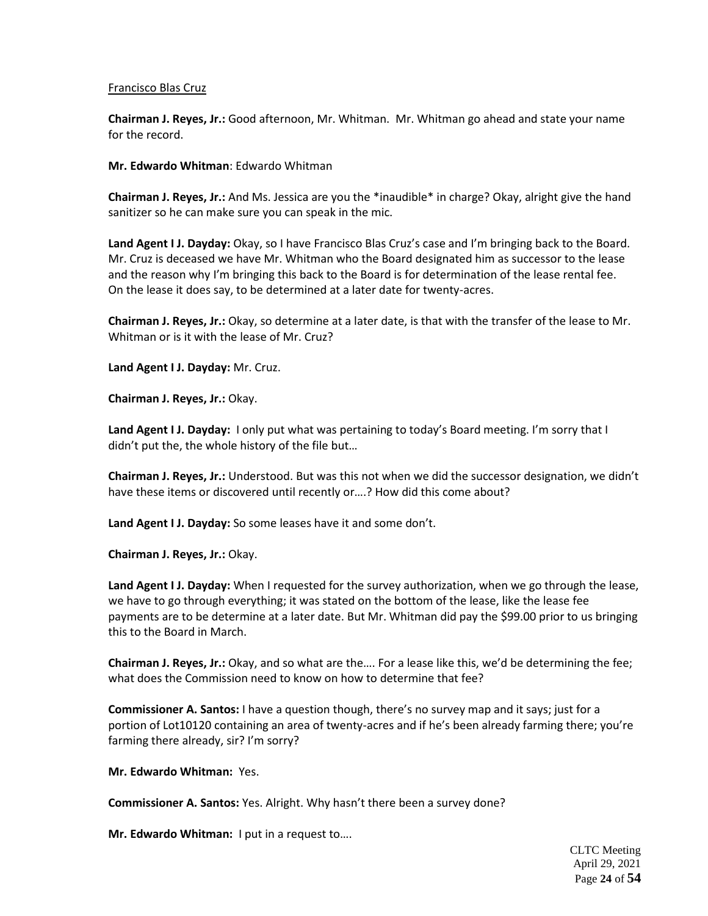Francisco Blas Cruz

**Chairman J. Reyes, Jr.:** Good afternoon, Mr. Whitman. Mr. Whitman go ahead and state your name for the record.

**Mr. Edwardo Whitman**: Edwardo Whitman

**Chairman J. Reyes, Jr.:** And Ms. Jessica are you the *inaudible* in charge? Okay, alright give the hand sanitizer so he can make sure you can speak in the mic.

**Land Agent I J. Dayday:** Okay, so I have Francisco Blas Cruz's case and I'm bringing back to the Board. Mr. Cruz is deceased we have Mr. Whitman who the Board designated him as successor to the lease and the reason why I'm bringing this back to the Board is for determination of the lease rental fee. On the lease it does say, to be determined at a later date for twenty-acres.

**Chairman J. Reyes, Jr.:** Okay, so determine at a later date, is that with the transfer of the lease to Mr. Whitman or is it with the lease of Mr. Cruz?

**Land Agent I J. Dayday:** Mr. Cruz.

**Chairman J. Reyes, Jr.:** Okay.

**Land Agent I J. Dayday:** I only put what was pertaining to today's Board meeting. I'm sorry that I didn't put the, the whole history of the file but…

**Chairman J. Reyes, Jr.:** Understood. But was this not when we did the successor designation, we didn't have these items or discovered until recently or….? How did this come about?

**Land Agent I J. Dayday:** So some leases have it and some don't.

**Chairman J. Reyes, Jr.:** Okay.

**Land Agent I J. Dayday:** When I requested for the survey authorization, when we go through the lease, we have to go through everything; it was stated on the bottom of the lease, like the lease fee payments are to be determine at a later date. But Mr. Whitman did pay the $99.00 prior to us bringing this to the Board in March.

**Chairman J. Reyes, Jr.:** Okay, and so what are the…. For a lease like this, we'd be determining the fee; what does the Commission need to know on how to determine that fee?

**Commissioner A. Santos:** I have a question though, there's no survey map and it says; just for a portion of Lot10120 containing an area of twenty-acres and if he's been already farming there; you're farming there already, sir? I'm sorry?

**Mr. Edwardo Whitman:** Yes.

**Commissioner A. Santos:** Yes. Alright. Why hasn't there been a survey done?

**Mr. Edwardo Whitman:** I put in a request to….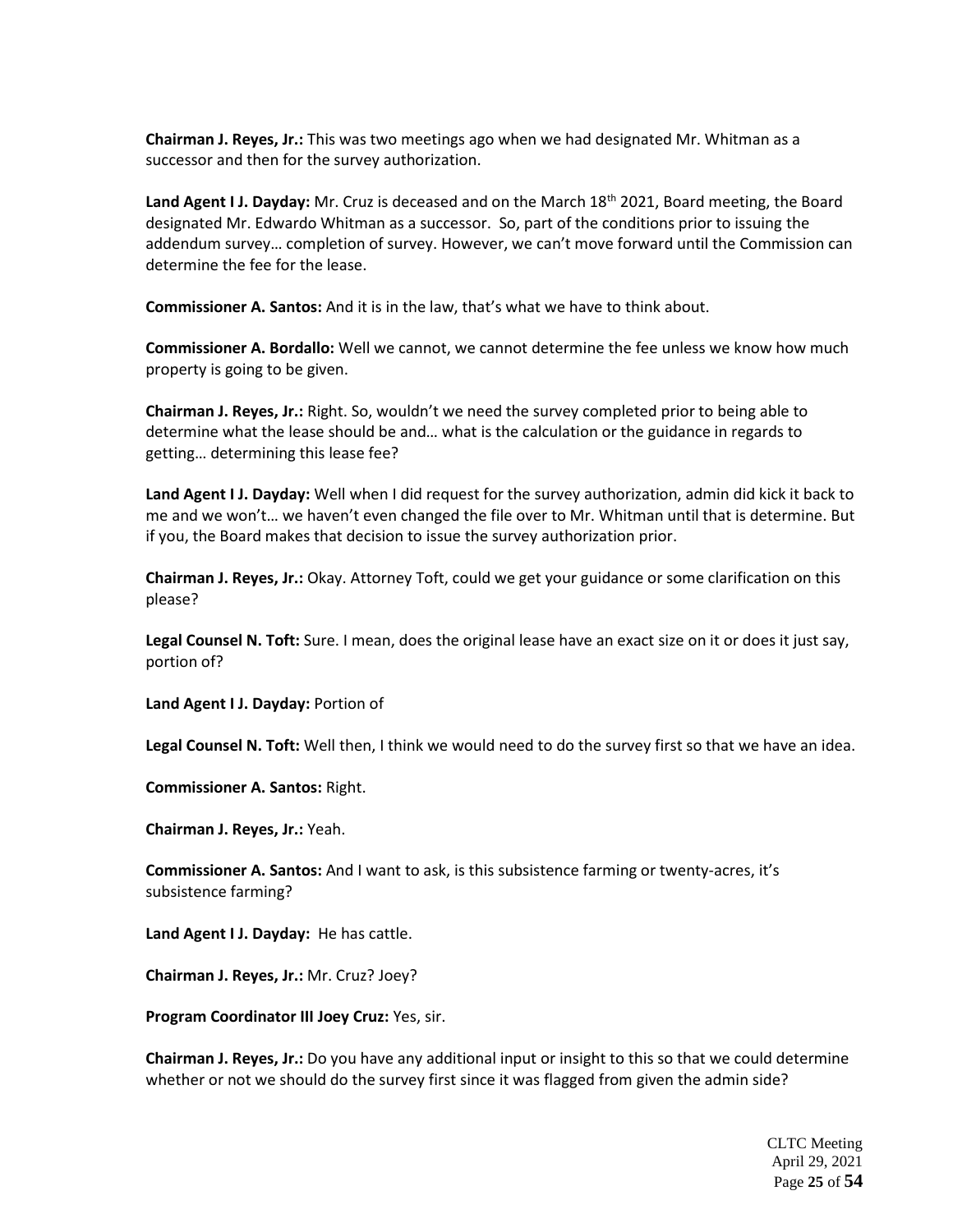**Chairman J. Reyes, Jr.:** This was two meetings ago when we had designated Mr. Whitman as a successor and then for the survey authorization.

**Land Agent I J. Dayday:** Mr. Cruz is deceased and on the March 18th 2021, Board meeting, the Board designated Mr. Edwardo Whitman as a successor. So, part of the conditions prior to issuing the addendum survey… completion of survey. However, we can't move forward until the Commission can determine the fee for the lease.

**Commissioner A. Santos:** And it is in the law, that's what we have to think about.

**Commissioner A. Bordallo:** Well we cannot, we cannot determine the fee unless we know how much property is going to be given.

**Chairman J. Reyes, Jr.:** Right. So, wouldn't we need the survey completed prior to being able to determine what the lease should be and… what is the calculation or the guidance in regards to getting… determining this lease fee?

**Land Agent I J. Dayday:** Well when I did request for the survey authorization, admin did kick it back to me and we won't… we haven't even changed the file over to Mr. Whitman until that is determine. But if you, the Board makes that decision to issue the survey authorization prior.

**Chairman J. Reyes, Jr.:** Okay. Attorney Toft, could we get your guidance or some clarification on this please?

**Legal Counsel N. Toft:** Sure. I mean, does the original lease have an exact size on it or does it just say, portion of?

**Land Agent I J. Dayday:** Portion of

**Legal Counsel N. Toft:** Well then, I think we would need to do the survey first so that we have an idea.

**Commissioner A. Santos:** Right.

**Chairman J. Reyes, Jr.:** Yeah.

**Commissioner A. Santos:** And I want to ask, is this subsistence farming or twenty-acres, it's subsistence farming?

**Land Agent I J. Dayday:** He has cattle.

**Chairman J. Reyes, Jr.:** Mr. Cruz? Joey?

**Program Coordinator III Joey Cruz:** Yes, sir.

**Chairman J. Reyes, Jr.:** Do you have any additional input or insight to this so that we could determine whether or not we should do the survey first since it was flagged from given the admin side?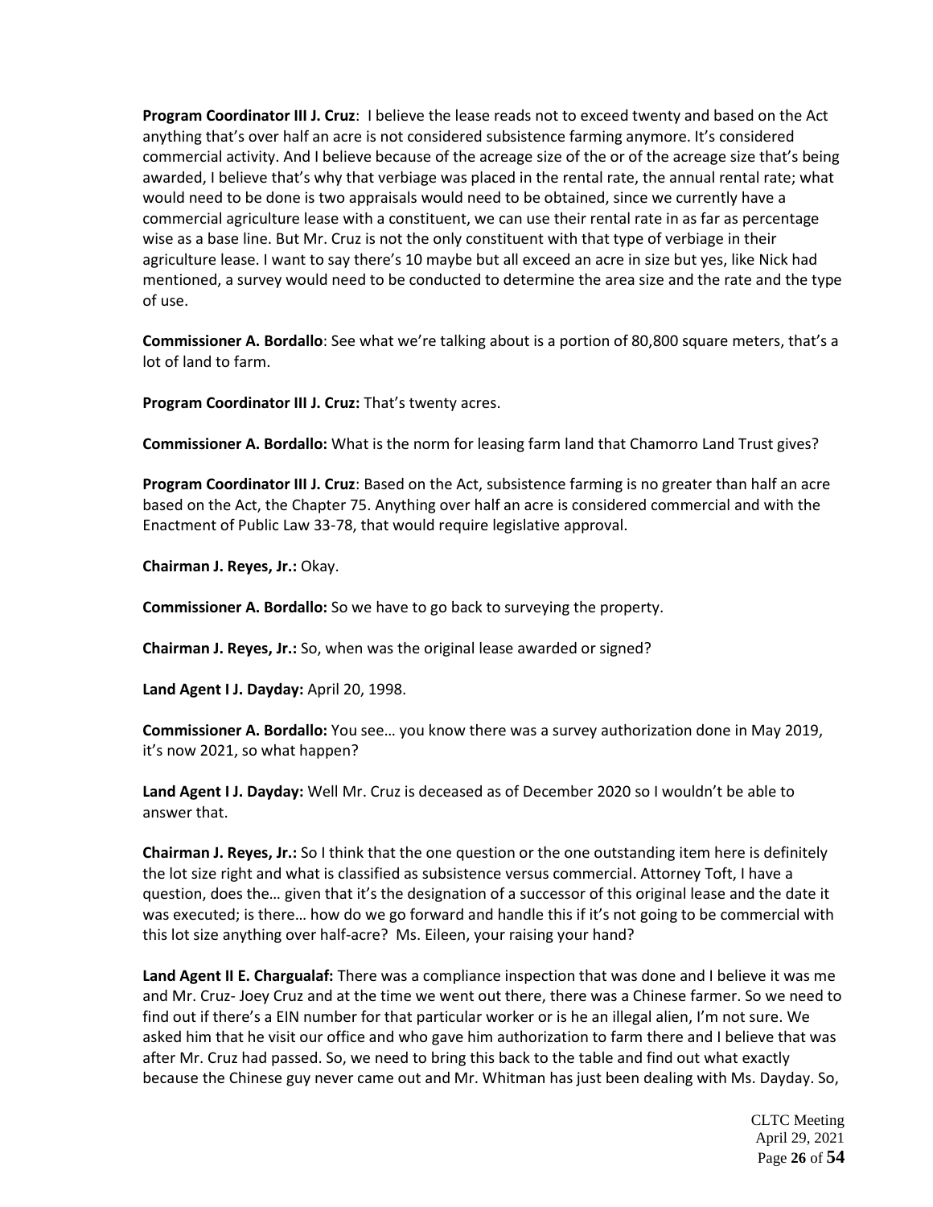**Program Coordinator III J. Cruz**: I believe the lease reads not to exceed twenty and based on the Act anything that's over half an acre is not considered subsistence farming anymore. It's considered commercial activity. And I believe because of the acreage size of the or of the acreage size that's being awarded, I believe that's why that verbiage was placed in the rental rate, the annual rental rate; what would need to be done is two appraisals would need to be obtained, since we currently have a commercial agriculture lease with a constituent, we can use their rental rate in as far as percentage wise as a base line. But Mr. Cruz is not the only constituent with that type of verbiage in their agriculture lease. I want to say there's 10 maybe but all exceed an acre in size but yes, like Nick had mentioned, a survey would need to be conducted to determine the area size and the rate and the type of use.

**Commissioner A. Bordallo**: See what we're talking about is a portion of 80,800 square meters, that's a lot of land to farm.

**Program Coordinator III J. Cruz:** That's twenty acres.

**Commissioner A. Bordallo:** What is the norm for leasing farm land that Chamorro Land Trust gives?

**Program Coordinator III J. Cruz**: Based on the Act, subsistence farming is no greater than half an acre based on the Act, the Chapter 75. Anything over half an acre is considered commercial and with the Enactment of Public Law 33-78, that would require legislative approval.

**Chairman J. Reyes, Jr.:** Okay.

**Commissioner A. Bordallo:** So we have to go back to surveying the property.

**Chairman J. Reyes, Jr.:** So, when was the original lease awarded or signed?

**Land Agent I J. Dayday:** April 20, 1998.

**Commissioner A. Bordallo:** You see… you know there was a survey authorization done in May 2019, it's now 2021, so what happen?

**Land Agent I J. Dayday:** Well Mr. Cruz is deceased as of December 2020 so I wouldn't be able to answer that.

**Chairman J. Reyes, Jr.:** So I think that the one question or the one outstanding item here is definitely the lot size right and what is classified as subsistence versus commercial. Attorney Toft, I have a question, does the… given that it's the designation of a successor of this original lease and the date it was executed; is there… how do we go forward and handle this if it's not going to be commercial with this lot size anything over half-acre? Ms. Eileen, your raising your hand?

**Land Agent II E. Chargualaf:** There was a compliance inspection that was done and I believe it was me and Mr. Cruz- Joey Cruz and at the time we went out there, there was a Chinese farmer. So we need to find out if there's a EIN number for that particular worker or is he an illegal alien, I'm not sure. We asked him that he visit our office and who gave him authorization to farm there and I believe that was after Mr. Cruz had passed. So, we need to bring this back to the table and find out what exactly because the Chinese guy never came out and Mr. Whitman has just been dealing with Ms. Dayday. So,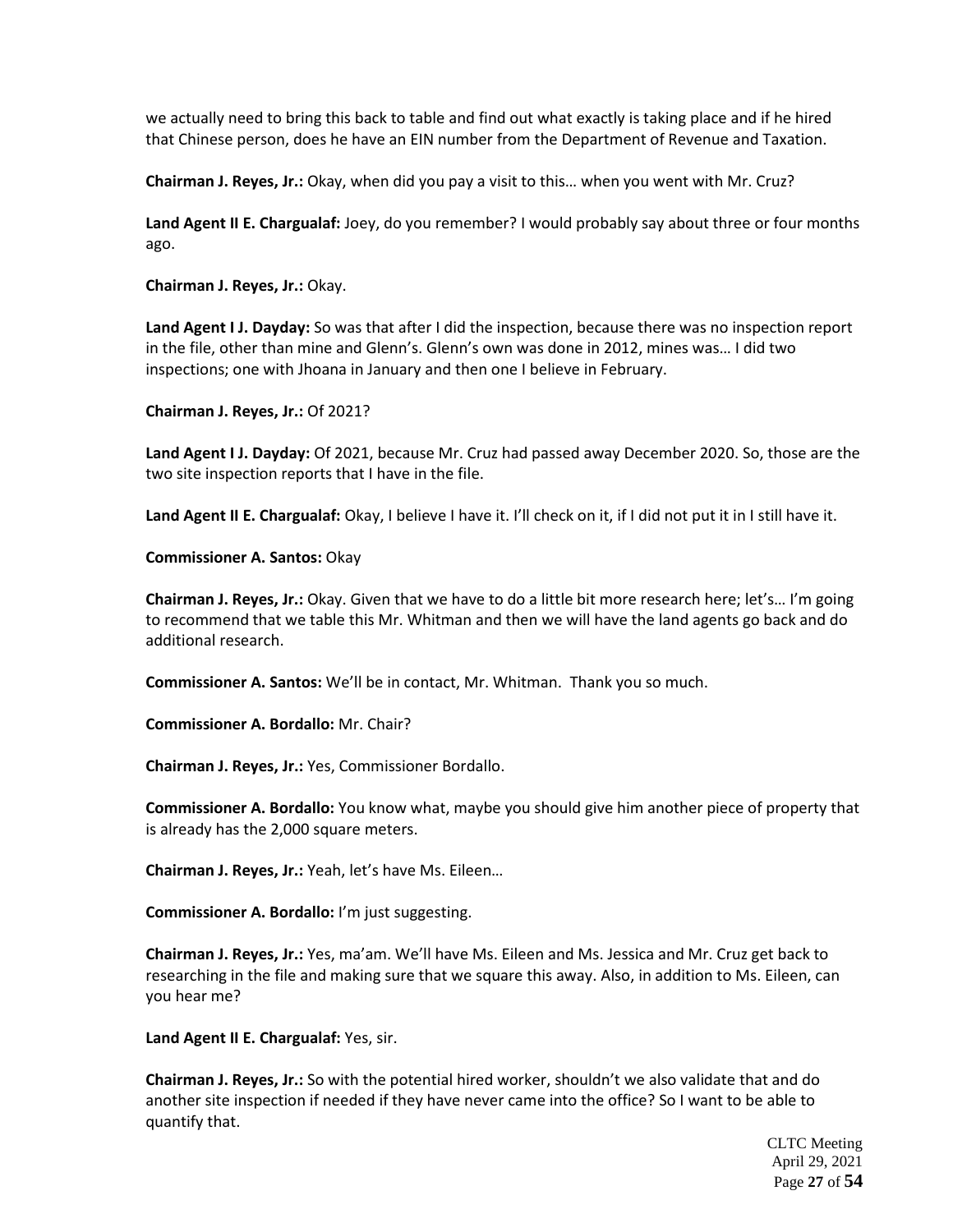we actually need to bring this back to table and find out what exactly is taking place and if he hired that Chinese person, does he have an EIN number from the Department of Revenue and Taxation.

**Chairman J. Reyes, Jr.:** Okay, when did you pay a visit to this… when you went with Mr. Cruz?

**Land Agent II E. Chargualaf:** Joey, do you remember? I would probably say about three or four months ago.

**Chairman J. Reyes, Jr.:** Okay.

**Land Agent I J. Dayday:** So was that after I did the inspection, because there was no inspection report in the file, other than mine and Glenn's. Glenn's own was done in 2012, mines was… I did two inspections; one with Jhoana in January and then one I believe in February.

**Chairman J. Reyes, Jr.:** Of 2021?

**Land Agent I J. Dayday:** Of 2021, because Mr. Cruz had passed away December 2020. So, those are the two site inspection reports that I have in the file.

**Land Agent II E. Chargualaf:** Okay, I believe I have it. I'll check on it, if I did not put it in I still have it.

**Commissioner A. Santos:** Okay

**Chairman J. Reyes, Jr.:** Okay. Given that we have to do a little bit more research here; let's… I'm going to recommend that we table this Mr. Whitman and then we will have the land agents go back and do additional research.

**Commissioner A. Santos:** We'll be in contact, Mr. Whitman. Thank you so much.

**Commissioner A. Bordallo:** Mr. Chair?

**Chairman J. Reyes, Jr.:** Yes, Commissioner Bordallo.

**Commissioner A. Bordallo:** You know what, maybe you should give him another piece of property that is already has the 2,000 square meters.

**Chairman J. Reyes, Jr.:** Yeah, let's have Ms. Eileen…

**Commissioner A. Bordallo:** I'm just suggesting.

**Chairman J. Reyes, Jr.:** Yes, ma'am. We'll have Ms. Eileen and Ms. Jessica and Mr. Cruz get back to researching in the file and making sure that we square this away. Also, in addition to Ms. Eileen, can you hear me?

**Land Agent II E. Chargualaf:** Yes, sir.

**Chairman J. Reyes, Jr.:** So with the potential hired worker, shouldn't we also validate that and do another site inspection if needed if they have never came into the office? So I want to be able to quantify that.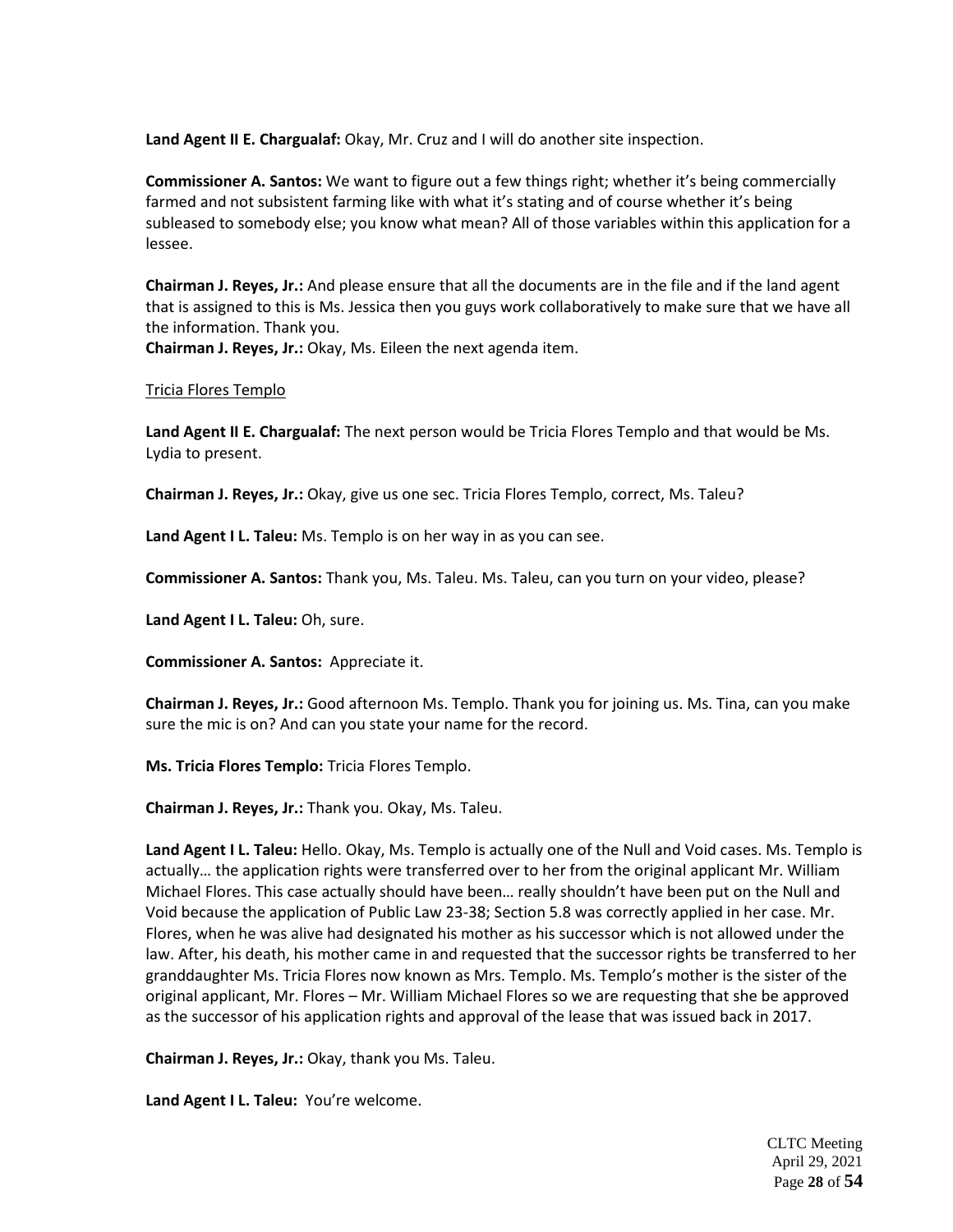**Land Agent II E. Chargualaf:** Okay, Mr. Cruz and I will do another site inspection.

**Commissioner A. Santos:** We want to figure out a few things right; whether it's being commercially farmed and not subsistent farming like with what it's stating and of course whether it's being subleased to somebody else; you know what mean? All of those variables within this application for a lessee.

**Chairman J. Reyes, Jr.:** And please ensure that all the documents are in the file and if the land agent that is assigned to this is Ms. Jessica then you guys work collaboratively to make sure that we have all the information. Thank you.
**Chairman J. Reyes, Jr.:** Okay, Ms. Eileen the next agenda item.

<u>Tricia Flores Templo</u>

**Land Agent II E. Chargualaf:** The next person would be Tricia Flores Templo and that would be Ms. Lydia to present.

**Chairman J. Reyes, Jr.:** Okay, give us one sec. Tricia Flores Templo, correct, Ms. Taleu?

**Land Agent I L. Taleu:** Ms. Templo is on her way in as you can see.

**Commissioner A. Santos:** Thank you, Ms. Taleu. Ms. Taleu, can you turn on your video, please?

**Land Agent I L. Taleu:** Oh, sure.

**Commissioner A. Santos:** Appreciate it.

**Chairman J. Reyes, Jr.:** Good afternoon Ms. Templo. Thank you for joining us. Ms. Tina, can you make sure the mic is on? And can you state your name for the record.

**Ms. Tricia Flores Templo:** Tricia Flores Templo.

**Chairman J. Reyes, Jr.:** Thank you. Okay, Ms. Taleu.

**Land Agent I L. Taleu:** Hello. Okay, Ms. Templo is actually one of the Null and Void cases. Ms. Templo is actually… the application rights were transferred over to her from the original applicant Mr. William Michael Flores. This case actually should have been… really shouldn't have been put on the Null and Void because the application of Public Law 23-38; Section 5.8 was correctly applied in her case. Mr. Flores, when he was alive had designated his mother as his successor which is not allowed under the law. After, his death, his mother came in and requested that the successor rights be transferred to her granddaughter Ms. Tricia Flores now known as Mrs. Templo. Ms. Templo's mother is the sister of the original applicant, Mr. Flores – Mr. William Michael Flores so we are requesting that she be approved as the successor of his application rights and approval of the lease that was issued back in 2017.

**Chairman J. Reyes, Jr.:** Okay, thank you Ms. Taleu.

**Land Agent I L. Taleu:** You're welcome.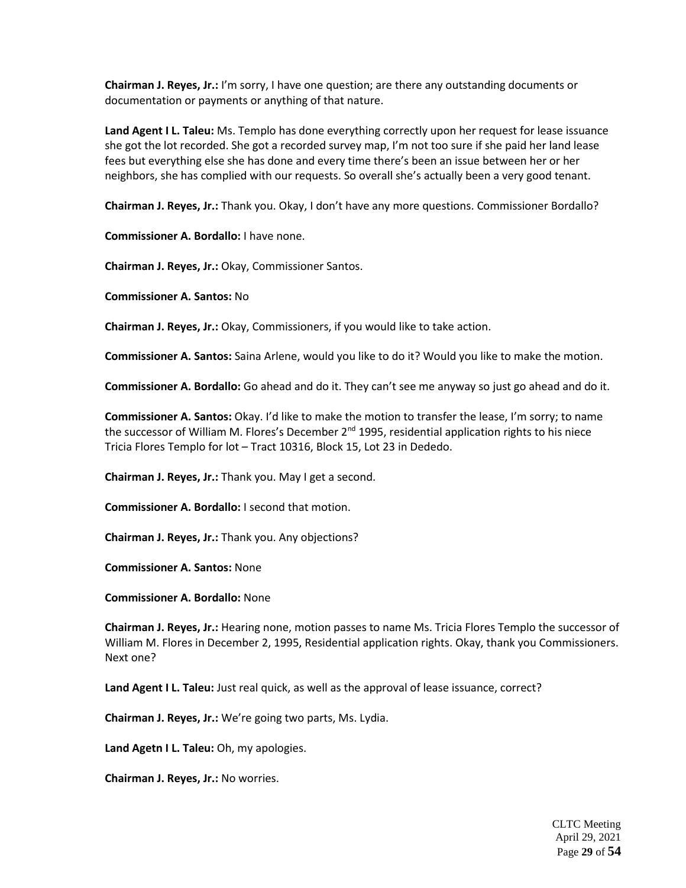**Chairman J. Reyes, Jr.:** I'm sorry, I have one question; are there any outstanding documents or documentation or payments or anything of that nature.

**Land Agent I L. Taleu:** Ms. Templo has done everything correctly upon her request for lease issuance she got the lot recorded. She got a recorded survey map, I'm not too sure if she paid her land lease fees but everything else she has done and every time there's been an issue between her or her neighbors, she has complied with our requests. So overall she's actually been a very good tenant.

**Chairman J. Reyes, Jr.:** Thank you. Okay, I don't have any more questions. Commissioner Bordallo?

**Commissioner A. Bordallo:** I have none.

**Chairman J. Reyes, Jr.:** Okay, Commissioner Santos.

**Commissioner A. Santos:** No

**Chairman J. Reyes, Jr.:** Okay, Commissioners, if you would like to take action.

**Commissioner A. Santos:** Saina Arlene, would you like to do it? Would you like to make the motion.

**Commissioner A. Bordallo:** Go ahead and do it. They can't see me anyway so just go ahead and do it.

**Commissioner A. Santos:** Okay. I'd like to make the motion to transfer the lease, I'm sorry; to name the successor of William M. Flores's December 2nd 1995, residential application rights to his niece Tricia Flores Templo for lot – Tract 10316, Block 15, Lot 23 in Dededo.

**Chairman J. Reyes, Jr.:** Thank you. May I get a second.

**Commissioner A. Bordallo:** I second that motion.

**Chairman J. Reyes, Jr.:** Thank you. Any objections?

**Commissioner A. Santos:** None

**Commissioner A. Bordallo:** None

**Chairman J. Reyes, Jr.:** Hearing none, motion passes to name Ms. Tricia Flores Templo the successor of William M. Flores in December 2, 1995, Residential application rights. Okay, thank you Commissioners. Next one?

**Land Agent I L. Taleu:** Just real quick, as well as the approval of lease issuance, correct?

**Chairman J. Reyes, Jr.:** We're going two parts, Ms. Lydia.

**Land Agetn I L. Taleu:** Oh, my apologies.

**Chairman J. Reyes, Jr.:** No worries.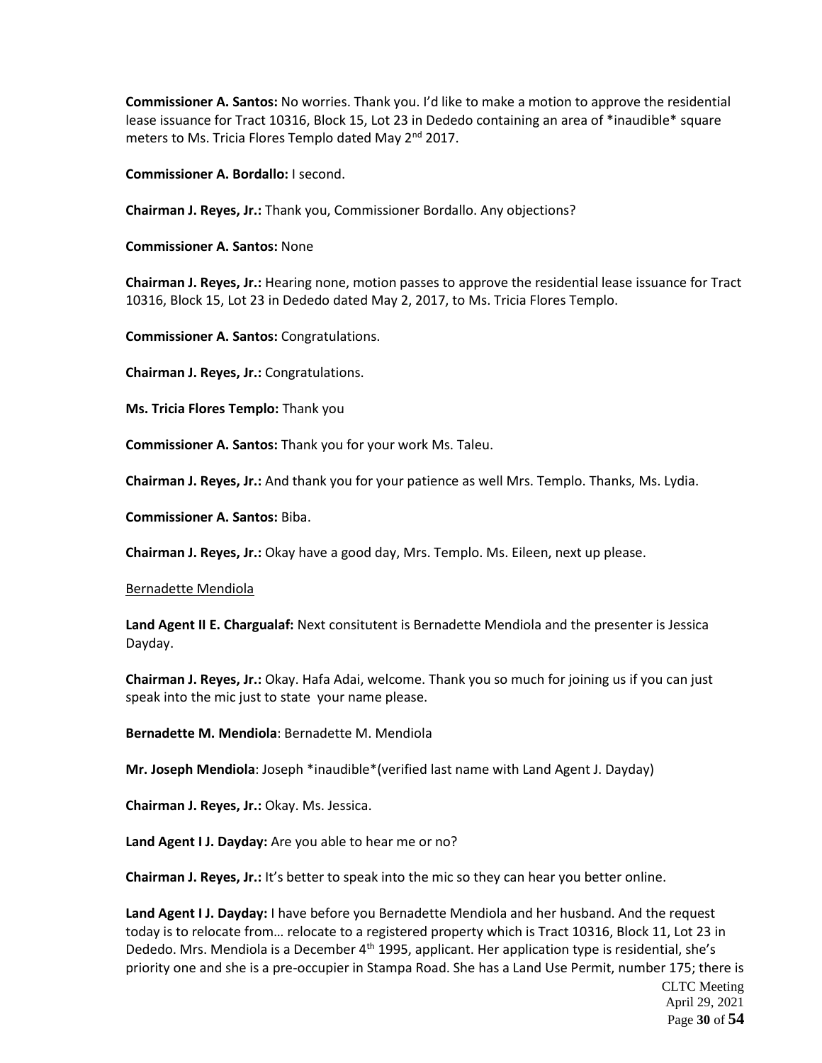**Commissioner A. Santos:** No worries. Thank you. I'd like to make a motion to approve the residential lease issuance for Tract 10316, Block 15, Lot 23 in Dededo containing an area of *inaudible* square meters to Ms. Tricia Flores Templo dated May 2nd 2017.

**Commissioner A. Bordallo:** I second.

**Chairman J. Reyes, Jr.:** Thank you, Commissioner Bordallo. Any objections?

**Commissioner A. Santos:** None

**Chairman J. Reyes, Jr.:** Hearing none, motion passes to approve the residential lease issuance for Tract 10316, Block 15, Lot 23 in Dededo dated May 2, 2017, to Ms. Tricia Flores Templo.

**Commissioner A. Santos:** Congratulations.

**Chairman J. Reyes, Jr.:** Congratulations.

**Ms. Tricia Flores Templo:** Thank you

**Commissioner A. Santos:** Thank you for your work Ms. Taleu.

**Chairman J. Reyes, Jr.:** And thank you for your patience as well Mrs. Templo. Thanks, Ms. Lydia.

**Commissioner A. Santos:** Biba.

**Chairman J. Reyes, Jr.:** Okay have a good day, Mrs. Templo. Ms. Eileen, next up please.

Bernadette Mendiola

**Land Agent II E. Chargualaf:** Next consitutent is Bernadette Mendiola and the presenter is Jessica Dayday.

**Chairman J. Reyes, Jr.:** Okay. Hafa Adai, welcome. Thank you so much for joining us if you can just speak into the mic just to state your name please.

**Bernadette M. Mendiola**: Bernadette M. Mendiola

**Mr. Joseph Mendiola**: Joseph *inaudible*(verified last name with Land Agent J. Dayday)

**Chairman J. Reyes, Jr.:** Okay. Ms. Jessica.

**Land Agent I J. Dayday:** Are you able to hear me or no?

**Chairman J. Reyes, Jr.:** It's better to speak into the mic so they can hear you better online.

**Land Agent I J. Dayday:** I have before you Bernadette Mendiola and her husband. And the request today is to relocate from… relocate to a registered property which is Tract 10316, Block 11, Lot 23 in Dededo. Mrs. Mendiola is a December 4th 1995, applicant. Her application type is residential, she's priority one and she is a pre-occupier in Stampa Road. She has a Land Use Permit, number 175; there is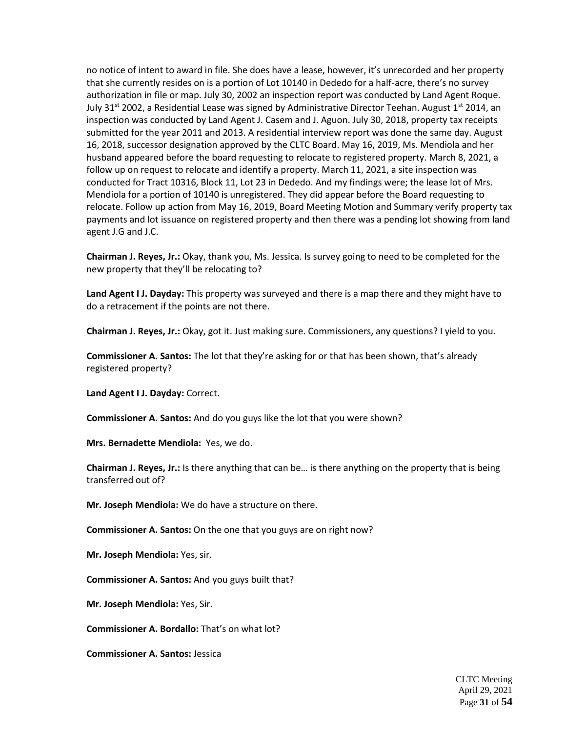no notice of intent to award in file. She does have a lease, however, it's unrecorded and her property that she currently resides on is a portion of Lot 10140 in Dededo for a half-acre, there's no survey authorization in file or map. July 30, 2002 an inspection report was conducted by Land Agent Roque. July 31st 2002, a Residential Lease was signed by Administrative Director Teehan. August 1st 2014, an inspection was conducted by Land Agent J. Casem and J. Aguon. July 30, 2018, property tax receipts submitted for the year 2011 and 2013. A residential interview report was done the same day. August 16, 2018, successor designation approved by the CLTC Board. May 16, 2019, Ms. Mendiola and her husband appeared before the board requesting to relocate to registered property. March 8, 2021, a follow up on request to relocate and identify a property. March 11, 2021, a site inspection was conducted for Tract 10316, Block 11, Lot 23 in Dededo. And my findings were; the lease lot of Mrs. Mendiola for a portion of 10140 is unregistered. They did appear before the Board requesting to relocate. Follow up action from May 16, 2019, Board Meeting Motion and Summary verify property tax payments and lot issuance on registered property and then there was a pending lot showing from land agent J.G and J.C.

**Chairman J. Reyes, Jr.:** Okay, thank you, Ms. Jessica. Is survey going to need to be completed for the new property that they'll be relocating to?

**Land Agent I J. Dayday:** This property was surveyed and there is a map there and they might have to do a retracement if the points are not there.

**Chairman J. Reyes, Jr.:** Okay, got it. Just making sure. Commissioners, any questions? I yield to you.

**Commissioner A. Santos:** The lot that they're asking for or that has been shown, that's already registered property?

**Land Agent I J. Dayday:** Correct.

**Commissioner A. Santos:** And do you guys like the lot that you were shown?

**Mrs. Bernadette Mendiola:** Yes, we do.

**Chairman J. Reyes, Jr.:** Is there anything that can be… is there anything on the property that is being transferred out of?

**Mr. Joseph Mendiola:** We do have a structure on there.

**Commissioner A. Santos:** On the one that you guys are on right now?

**Mr. Joseph Mendiola:** Yes, sir.

**Commissioner A. Santos:** And you guys built that?

**Mr. Joseph Mendiola:** Yes, Sir.

**Commissioner A. Bordallo:** That's on what lot?

**Commissioner A. Santos:** Jessica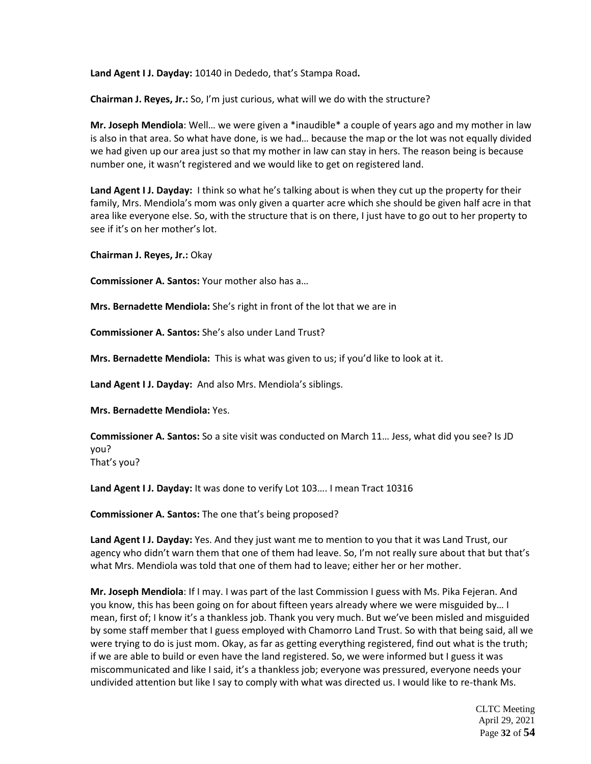**Land Agent I J. Dayday:** 10140 in Dededo, that's Stampa Road**.**

**Chairman J. Reyes, Jr.:** So, I'm just curious, what will we do with the structure?

**Mr. Joseph Mendiola**: Well… we were given a *inaudible* a couple of years ago and my mother in law is also in that area. So what have done, is we had… because the map or the lot was not equally divided we had given up our area just so that my mother in law can stay in hers. The reason being is because number one, it wasn't registered and we would like to get on registered land.

**Land Agent I J. Dayday:** I think so what he's talking about is when they cut up the property for their family, Mrs. Mendiola's mom was only given a quarter acre which she should be given half acre in that area like everyone else. So, with the structure that is on there, I just have to go out to her property to see if it's on her mother's lot.

**Chairman J. Reyes, Jr.:** Okay

**Commissioner A. Santos:** Your mother also has a…

**Mrs. Bernadette Mendiola:** She's right in front of the lot that we are in

**Commissioner A. Santos:** She's also under Land Trust?

**Mrs. Bernadette Mendiola:** This is what was given to us; if you'd like to look at it.

**Land Agent I J. Dayday:** And also Mrs. Mendiola's siblings.

**Mrs. Bernadette Mendiola:** Yes.

**Commissioner A. Santos:** So a site visit was conducted on March 11… Jess, what did you see? Is JD you?
That's you?

**Land Agent I J. Dayday:** It was done to verify Lot 103…. I mean Tract 10316

**Commissioner A. Santos:** The one that's being proposed?

**Land Agent I J. Dayday:** Yes. And they just want me to mention to you that it was Land Trust, our agency who didn't warn them that one of them had leave. So, I'm not really sure about that but that's what Mrs. Mendiola was told that one of them had to leave; either her or her mother.

**Mr. Joseph Mendiola**: If I may. I was part of the last Commission I guess with Ms. Pika Fejeran. And you know, this has been going on for about fifteen years already where we were misguided by… I mean, first of; I know it's a thankless job. Thank you very much. But we've been misled and misguided by some staff member that I guess employed with Chamorro Land Trust. So with that being said, all we were trying to do is just mom. Okay, as far as getting everything registered, find out what is the truth; if we are able to build or even have the land registered. So, we were informed but I guess it was miscommunicated and like I said, it's a thankless job; everyone was pressured, everyone needs your undivided attention but like I say to comply with what was directed us. I would like to re-thank Ms.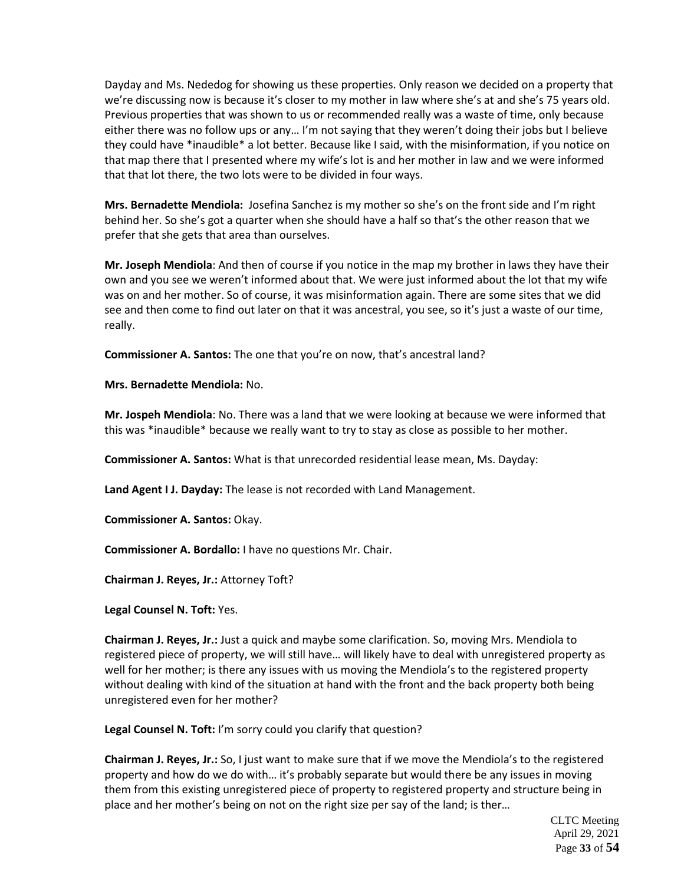Dayday and Ms. Nededog for showing us these properties. Only reason we decided on a property that we're discussing now is because it's closer to my mother in law where she's at and she's 75 years old. Previous properties that was shown to us or recommended really was a waste of time, only because either there was no follow ups or any… I'm not saying that they weren't doing their jobs but I believe they could have *inaudible* a lot better. Because like I said, with the misinformation, if you notice on that map there that I presented where my wife's lot is and her mother in law and we were informed that that lot there, the two lots were to be divided in four ways.

**Mrs. Bernadette Mendiola:** Josefina Sanchez is my mother so she's on the front side and I'm right behind her. So she's got a quarter when she should have a half so that's the other reason that we prefer that she gets that area than ourselves.

**Mr. Joseph Mendiola**: And then of course if you notice in the map my brother in laws they have their own and you see we weren't informed about that. We were just informed about the lot that my wife was on and her mother. So of course, it was misinformation again. There are some sites that we did see and then come to find out later on that it was ancestral, you see, so it's just a waste of our time, really.

**Commissioner A. Santos:** The one that you're on now, that's ancestral land?

**Mrs. Bernadette Mendiola:** No.

**Mr. Jospeh Mendiola**: No. There was a land that we were looking at because we were informed that this was *inaudible* because we really want to try to stay as close as possible to her mother.

**Commissioner A. Santos:** What is that unrecorded residential lease mean, Ms. Dayday:

**Land Agent I J. Dayday:** The lease is not recorded with Land Management.

**Commissioner A. Santos:** Okay.

**Commissioner A. Bordallo:** I have no questions Mr. Chair.

**Chairman J. Reyes, Jr.:** Attorney Toft?

**Legal Counsel N. Toft:** Yes.

**Chairman J. Reyes, Jr.:** Just a quick and maybe some clarification. So, moving Mrs. Mendiola to registered piece of property, we will still have… will likely have to deal with unregistered property as well for her mother; is there any issues with us moving the Mendiola's to the registered property without dealing with kind of the situation at hand with the front and the back property both being unregistered even for her mother?

**Legal Counsel N. Toft:** I'm sorry could you clarify that question?

**Chairman J. Reyes, Jr.:** So, I just want to make sure that if we move the Mendiola's to the registered property and how do we do with… it's probably separate but would there be any issues in moving them from this existing unregistered piece of property to registered property and structure being in place and her mother's being on not on the right size per say of the land; is ther…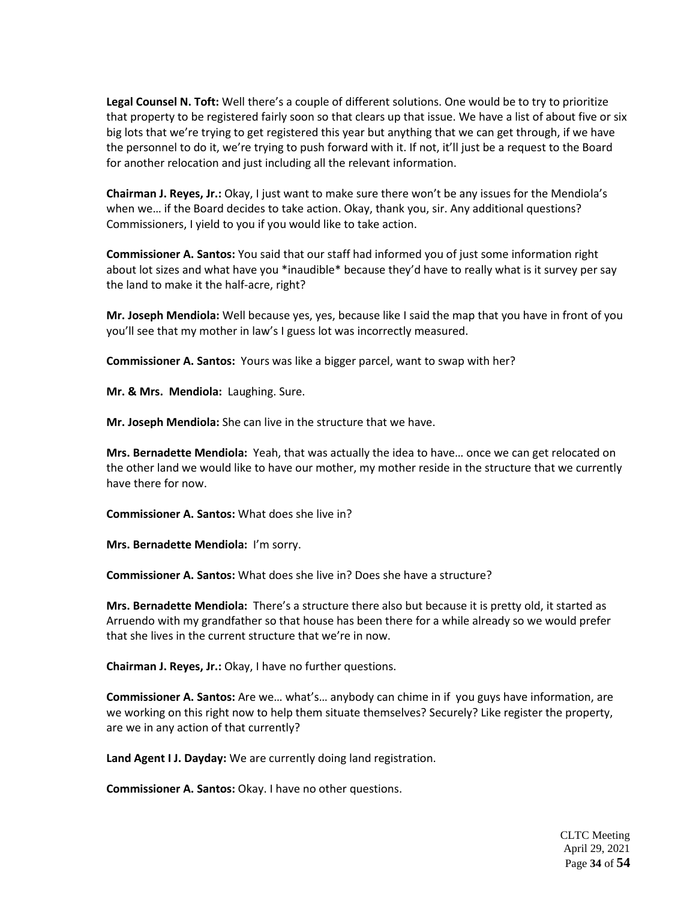**Legal Counsel N. Toft:** Well there's a couple of different solutions. One would be to try to prioritize that property to be registered fairly soon so that clears up that issue. We have a list of about five or six big lots that we're trying to get registered this year but anything that we can get through, if we have the personnel to do it, we're trying to push forward with it. If not, it'll just be a request to the Board for another relocation and just including all the relevant information.

**Chairman J. Reyes, Jr.:** Okay, I just want to make sure there won't be any issues for the Mendiola's when we… if the Board decides to take action. Okay, thank you, sir. Any additional questions? Commissioners, I yield to you if you would like to take action.

**Commissioner A. Santos:** You said that our staff had informed you of just some information right about lot sizes and what have you *inaudible* because they'd have to really what is it survey per say the land to make it the half-acre, right?

**Mr. Joseph Mendiola:** Well because yes, yes, because like I said the map that you have in front of you you'll see that my mother in law's I guess lot was incorrectly measured.

**Commissioner A. Santos:** Yours was like a bigger parcel, want to swap with her?

**Mr. & Mrs. Mendiola:** Laughing. Sure.

**Mr. Joseph Mendiola:** She can live in the structure that we have.

**Mrs. Bernadette Mendiola:** Yeah, that was actually the idea to have… once we can get relocated on the other land we would like to have our mother, my mother reside in the structure that we currently have there for now.

**Commissioner A. Santos:** What does she live in?

**Mrs. Bernadette Mendiola:** I'm sorry.

**Commissioner A. Santos:** What does she live in? Does she have a structure?

**Mrs. Bernadette Mendiola:** There's a structure there also but because it is pretty old, it started as Arruendo with my grandfather so that house has been there for a while already so we would prefer that she lives in the current structure that we're in now.

**Chairman J. Reyes, Jr.:** Okay, I have no further questions.

**Commissioner A. Santos:** Are we… what's… anybody can chime in if you guys have information, are we working on this right now to help them situate themselves? Securely? Like register the property, are we in any action of that currently?

**Land Agent I J. Dayday:** We are currently doing land registration.

**Commissioner A. Santos:** Okay. I have no other questions.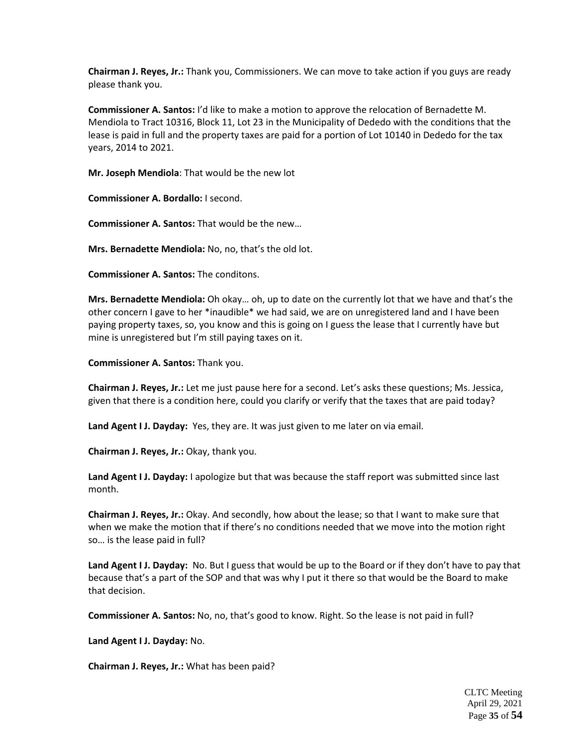**Chairman J. Reyes, Jr.:** Thank you, Commissioners. We can move to take action if you guys are ready please thank you.

**Commissioner A. Santos:** I'd like to make a motion to approve the relocation of Bernadette M. Mendiola to Tract 10316, Block 11, Lot 23 in the Municipality of Dededo with the conditions that the lease is paid in full and the property taxes are paid for a portion of Lot 10140 in Dededo for the tax years, 2014 to 2021.

**Mr. Joseph Mendiola**: That would be the new lot

**Commissioner A. Bordallo:** I second.

**Commissioner A. Santos:** That would be the new…

**Mrs. Bernadette Mendiola:** No, no, that's the old lot.

**Commissioner A. Santos:** The conditons.

**Mrs. Bernadette Mendiola:** Oh okay… oh, up to date on the currently lot that we have and that's the other concern I gave to her *inaudible* we had said, we are on unregistered land and I have been paying property taxes, so, you know and this is going on I guess the lease that I currently have but mine is unregistered but I'm still paying taxes on it.

**Commissioner A. Santos:** Thank you.

**Chairman J. Reyes, Jr.:** Let me just pause here for a second. Let's asks these questions; Ms. Jessica, given that there is a condition here, could you clarify or verify that the taxes that are paid today?

**Land Agent I J. Dayday:** Yes, they are. It was just given to me later on via email.

**Chairman J. Reyes, Jr.:** Okay, thank you.

**Land Agent I J. Dayday:** I apologize but that was because the staff report was submitted since last month.

**Chairman J. Reyes, Jr.:** Okay. And secondly, how about the lease; so that I want to make sure that when we make the motion that if there's no conditions needed that we move into the motion right so… is the lease paid in full?

**Land Agent I J. Dayday:** No. But I guess that would be up to the Board or if they don't have to pay that because that's a part of the SOP and that was why I put it there so that would be the Board to make that decision.

**Commissioner A. Santos:** No, no, that's good to know. Right. So the lease is not paid in full?

**Land Agent I J. Dayday:** No.

**Chairman J. Reyes, Jr.:** What has been paid?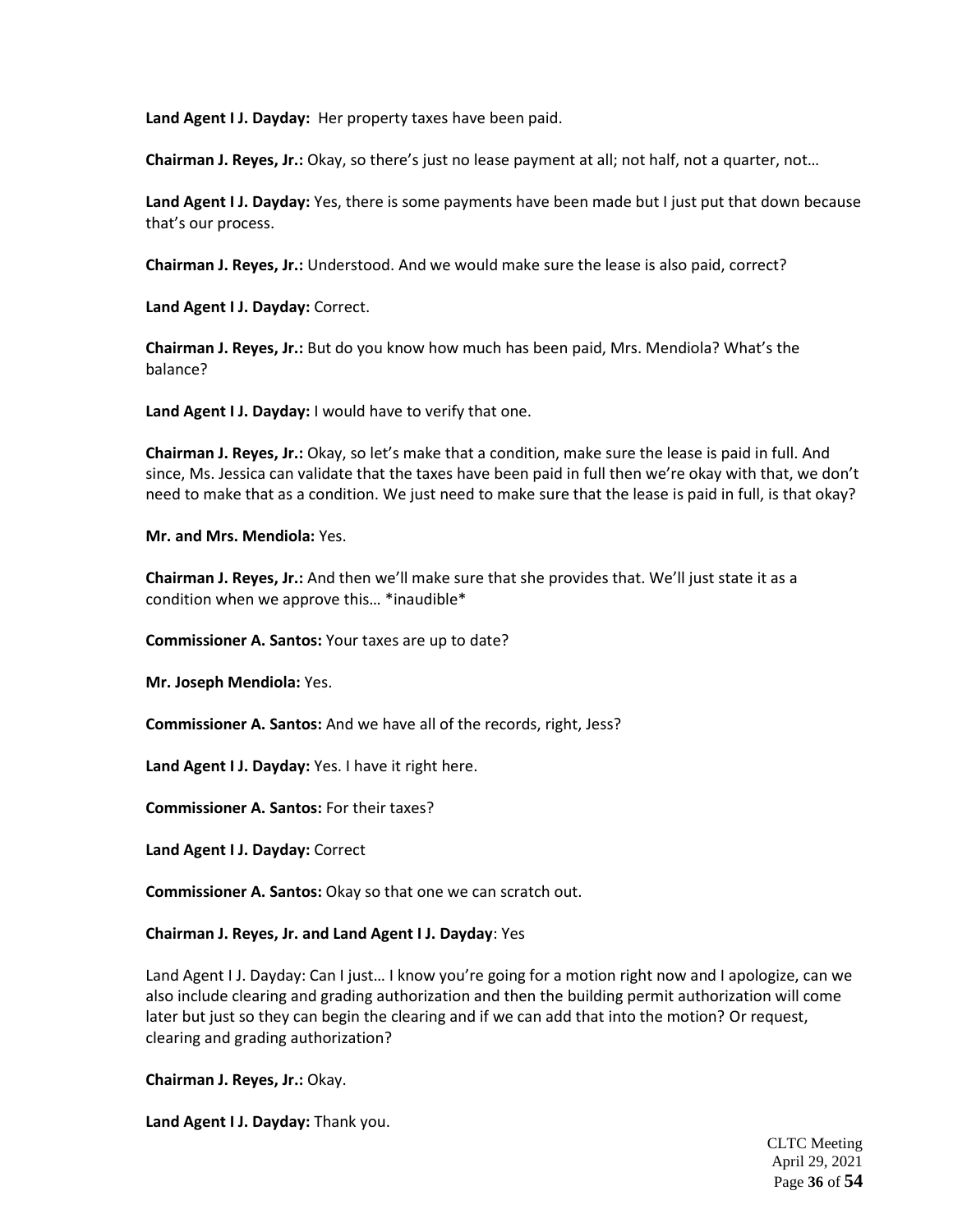**Land Agent I J. Dayday:** Her property taxes have been paid.

**Chairman J. Reyes, Jr.:** Okay, so there's just no lease payment at all; not half, not a quarter, not…

**Land Agent I J. Dayday:** Yes, there is some payments have been made but I just put that down because that's our process.

**Chairman J. Reyes, Jr.:** Understood. And we would make sure the lease is also paid, correct?

**Land Agent I J. Dayday:** Correct.

**Chairman J. Reyes, Jr.:** But do you know how much has been paid, Mrs. Mendiola? What's the balance?

**Land Agent I J. Dayday:** I would have to verify that one.

**Chairman J. Reyes, Jr.:** Okay, so let's make that a condition, make sure the lease is paid in full. And since, Ms. Jessica can validate that the taxes have been paid in full then we're okay with that, we don't need to make that as a condition. We just need to make sure that the lease is paid in full, is that okay?

**Mr. and Mrs. Mendiola:** Yes.

**Chairman J. Reyes, Jr.:** And then we'll make sure that she provides that. We'll just state it as a condition when we approve this… *inaudible*

**Commissioner A. Santos:** Your taxes are up to date?

**Mr. Joseph Mendiola:** Yes.

**Commissioner A. Santos:** And we have all of the records, right, Jess?

**Land Agent I J. Dayday:** Yes. I have it right here.

**Commissioner A. Santos:** For their taxes?

**Land Agent I J. Dayday:** Correct

**Commissioner A. Santos:** Okay so that one we can scratch out.

**Chairman J. Reyes, Jr. and Land Agent I J. Dayday**: Yes

Land Agent I J. Dayday: Can I just… I know you're going for a motion right now and I apologize, can we also include clearing and grading authorization and then the building permit authorization will come later but just so they can begin the clearing and if we can add that into the motion? Or request, clearing and grading authorization?

**Chairman J. Reyes, Jr.:** Okay.

**Land Agent I J. Dayday:** Thank you.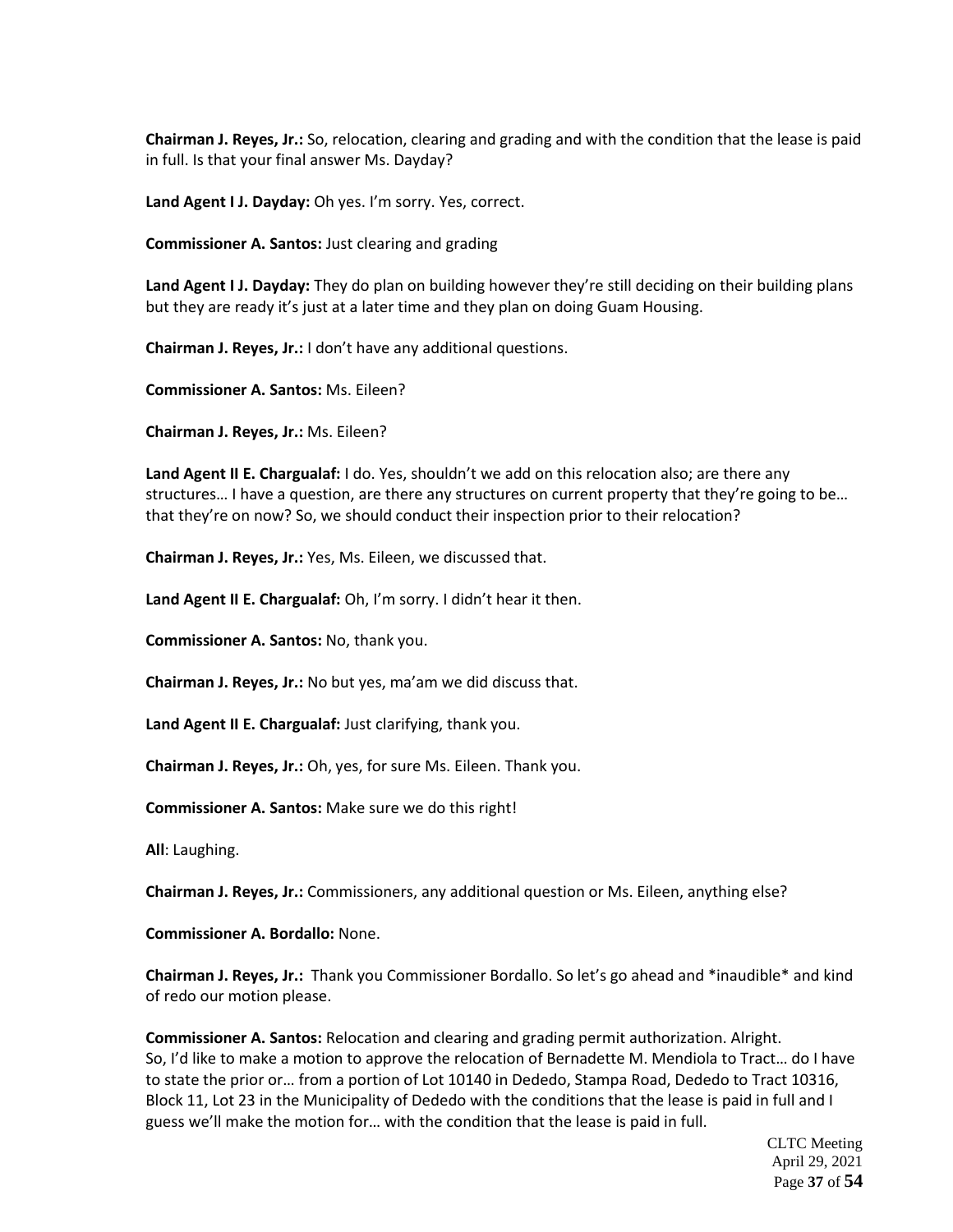**Chairman J. Reyes, Jr.:** So, relocation, clearing and grading and with the condition that the lease is paid in full. Is that your final answer Ms. Dayday?

**Land Agent I J. Dayday:** Oh yes. I'm sorry. Yes, correct.

**Commissioner A. Santos:** Just clearing and grading

**Land Agent I J. Dayday:** They do plan on building however they're still deciding on their building plans but they are ready it's just at a later time and they plan on doing Guam Housing.

**Chairman J. Reyes, Jr.:** I don't have any additional questions.

**Commissioner A. Santos:** Ms. Eileen?

**Chairman J. Reyes, Jr.:** Ms. Eileen?

**Land Agent II E. Chargualaf:** I do. Yes, shouldn't we add on this relocation also; are there any structures… I have a question, are there any structures on current property that they're going to be… that they're on now? So, we should conduct their inspection prior to their relocation?

**Chairman J. Reyes, Jr.:** Yes, Ms. Eileen, we discussed that.

**Land Agent II E. Chargualaf:** Oh, I'm sorry. I didn't hear it then.

**Commissioner A. Santos:** No, thank you.

**Chairman J. Reyes, Jr.:** No but yes, ma'am we did discuss that.

**Land Agent II E. Chargualaf:** Just clarifying, thank you.

**Chairman J. Reyes, Jr.:** Oh, yes, for sure Ms. Eileen. Thank you.

**Commissioner A. Santos:** Make sure we do this right!

**All**: Laughing.

**Chairman J. Reyes, Jr.:** Commissioners, any additional question or Ms. Eileen, anything else?

**Commissioner A. Bordallo:** None.

**Chairman J. Reyes, Jr.:** Thank you Commissioner Bordallo. So let's go ahead and *inaudible* and kind of redo our motion please.

**Commissioner A. Santos:** Relocation and clearing and grading permit authorization. Alright. So, I'd like to make a motion to approve the relocation of Bernadette M. Mendiola to Tract… do I have to state the prior or… from a portion of Lot 10140 in Dededo, Stampa Road, Dededo to Tract 10316, Block 11, Lot 23 in the Municipality of Dededo with the conditions that the lease is paid in full and I guess we'll make the motion for… with the condition that the lease is paid in full.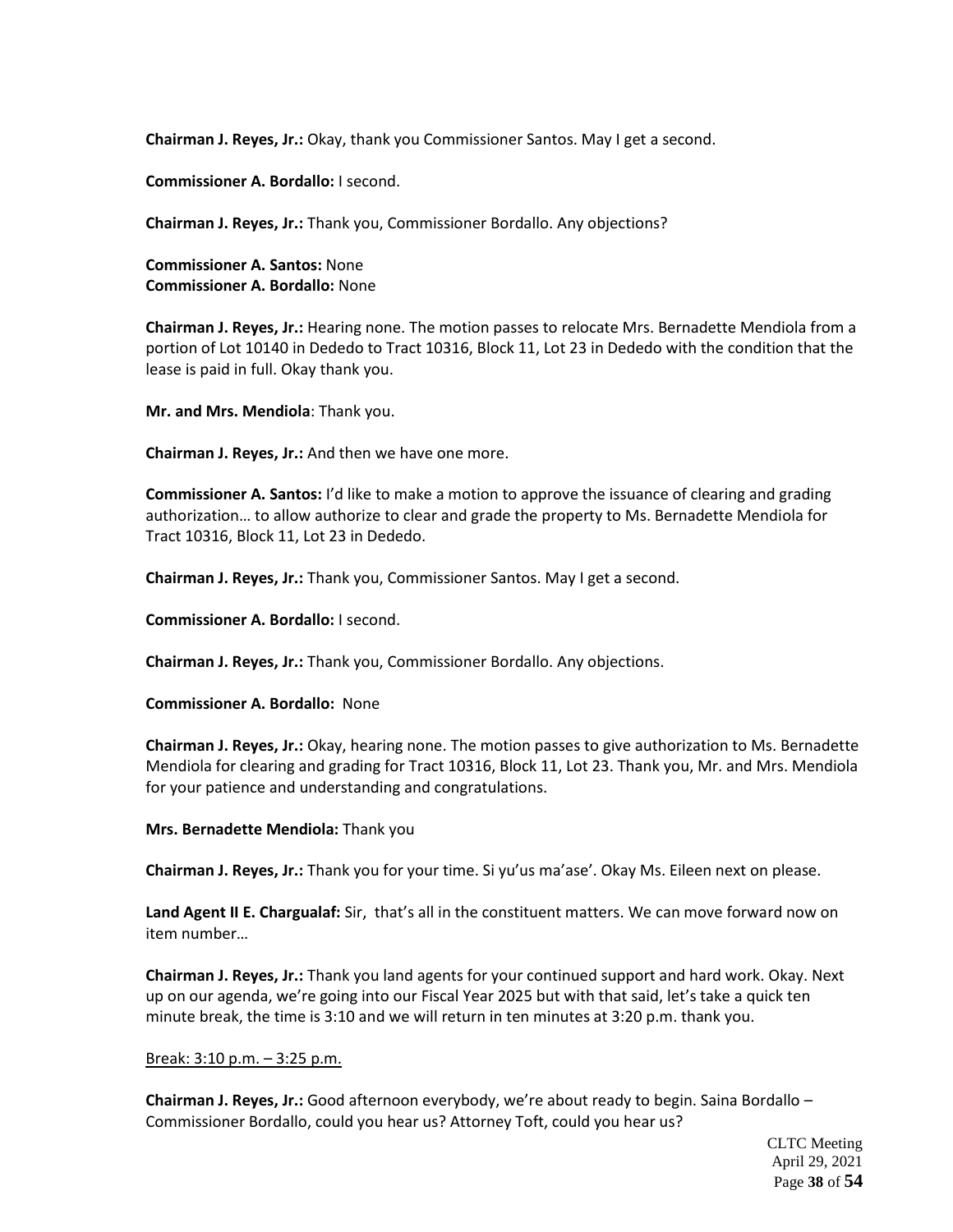**Chairman J. Reyes, Jr.:** Okay, thank you Commissioner Santos. May I get a second.

**Commissioner A. Bordallo:** I second.

**Chairman J. Reyes, Jr.:** Thank you, Commissioner Bordallo. Any objections?

**Commissioner A. Santos:** None
**Commissioner A. Bordallo:** None

**Chairman J. Reyes, Jr.:** Hearing none. The motion passes to relocate Mrs. Bernadette Mendiola from a portion of Lot 10140 in Dededo to Tract 10316, Block 11, Lot 23 in Dededo with the condition that the lease is paid in full. Okay thank you.

**Mr. and Mrs. Mendiola**: Thank you.

**Chairman J. Reyes, Jr.:** And then we have one more.

**Commissioner A. Santos:** I'd like to make a motion to approve the issuance of clearing and grading authorization… to allow authorize to clear and grade the property to Ms. Bernadette Mendiola for Tract 10316, Block 11, Lot 23 in Dededo.

**Chairman J. Reyes, Jr.:** Thank you, Commissioner Santos. May I get a second.

**Commissioner A. Bordallo:** I second.

**Chairman J. Reyes, Jr.:** Thank you, Commissioner Bordallo. Any objections.

**Commissioner A. Bordallo:** None

**Chairman J. Reyes, Jr.:** Okay, hearing none. The motion passes to give authorization to Ms. Bernadette Mendiola for clearing and grading for Tract 10316, Block 11, Lot 23. Thank you, Mr. and Mrs. Mendiola for your patience and understanding and congratulations.

**Mrs. Bernadette Mendiola:** Thank you

**Chairman J. Reyes, Jr.:** Thank you for your time. Si yu'us ma'ase'. Okay Ms. Eileen next on please.

**Land Agent II E. Chargualaf:** Sir, that's all in the constituent matters. We can move forward now on item number…

**Chairman J. Reyes, Jr.:** Thank you land agents for your continued support and hard work. Okay. Next up on our agenda, we're going into our Fiscal Year 2025 but with that said, let's take a quick ten minute break, the time is 3:10 and we will return in ten minutes at 3:20 p.m. thank you.

Break: 3:10 p.m. – 3:25 p.m.

**Chairman J. Reyes, Jr.:** Good afternoon everybody, we're about ready to begin. Saina Bordallo – Commissioner Bordallo, could you hear us? Attorney Toft, could you hear us?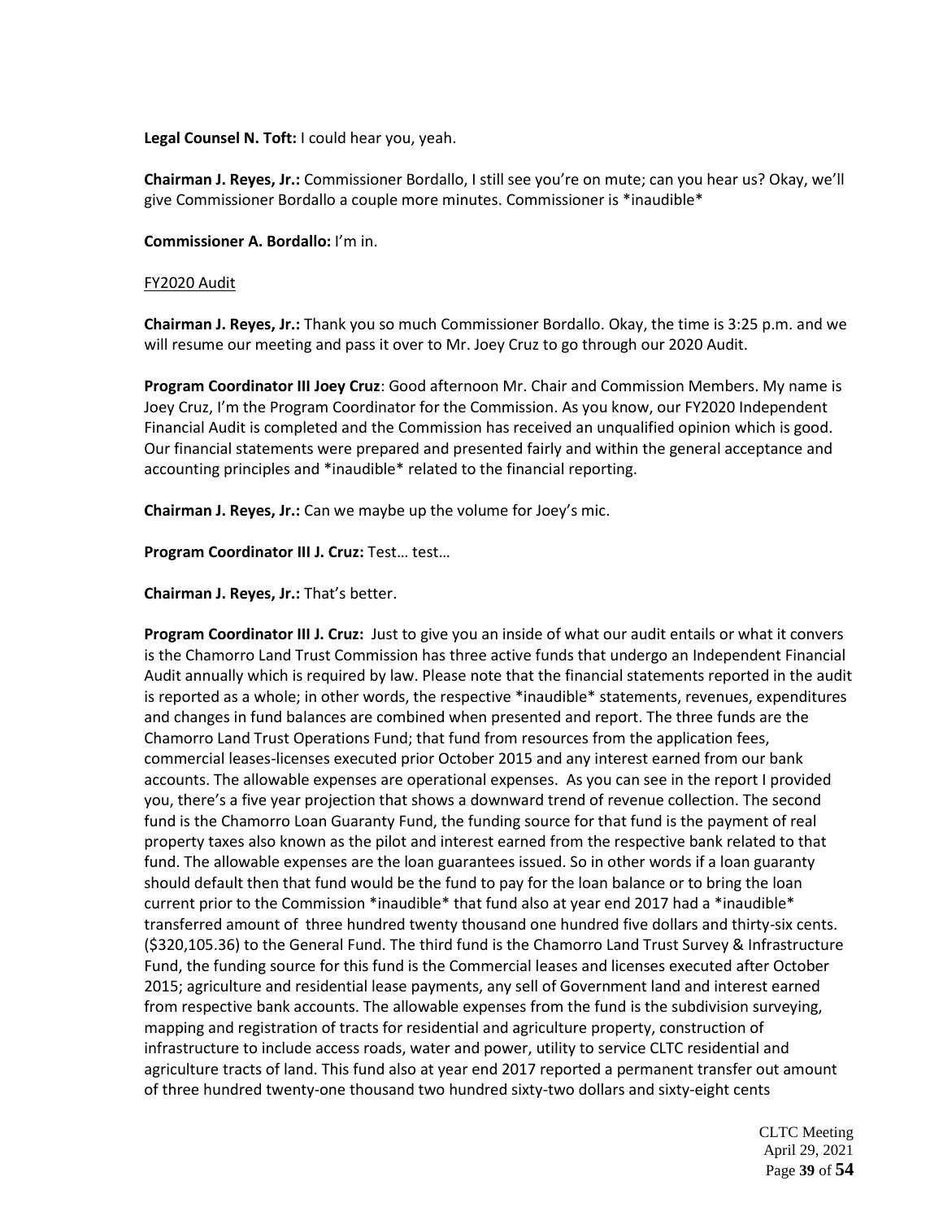**Legal Counsel N. Toft:** I could hear you, yeah.

**Chairman J. Reyes, Jr.:** Commissioner Bordallo, I still see you're on mute; can you hear us? Okay, we'll give Commissioner Bordallo a couple more minutes. Commissioner is *inaudible*

**Commissioner A. Bordallo:** I'm in.

FY2020 Audit

**Chairman J. Reyes, Jr.:** Thank you so much Commissioner Bordallo. Okay, the time is 3:25 p.m. and we will resume our meeting and pass it over to Mr. Joey Cruz to go through our 2020 Audit.

**Program Coordinator III Joey Cruz**: Good afternoon Mr. Chair and Commission Members. My name is Joey Cruz, I'm the Program Coordinator for the Commission. As you know, our FY2020 Independent Financial Audit is completed and the Commission has received an unqualified opinion which is good. Our financial statements were prepared and presented fairly and within the general acceptance and accounting principles and *inaudible* related to the financial reporting.

**Chairman J. Reyes, Jr.:** Can we maybe up the volume for Joey's mic.

**Program Coordinator III J. Cruz:** Test… test…

**Chairman J. Reyes, Jr.:** That's better.

**Program Coordinator III J. Cruz:** Just to give you an inside of what our audit entails or what it convers is the Chamorro Land Trust Commission has three active funds that undergo an Independent Financial Audit annually which is required by law. Please note that the financial statements reported in the audit is reported as a whole; in other words, the respective *inaudible* statements, revenues, expenditures and changes in fund balances are combined when presented and report. The three funds are the Chamorro Land Trust Operations Fund; that fund from resources from the application fees, commercial leases-licenses executed prior October 2015 and any interest earned from our bank accounts. The allowable expenses are operational expenses. As you can see in the report I provided you, there's a five year projection that shows a downward trend of revenue collection. The second fund is the Chamorro Loan Guaranty Fund, the funding source for that fund is the payment of real property taxes also known as the pilot and interest earned from the respective bank related to that fund. The allowable expenses are the loan guarantees issued. So in other words if a loan guaranty should default then that fund would be the fund to pay for the loan balance or to bring the loan current prior to the Commission *inaudible* that fund also at year end 2017 had a *inaudible* transferred amount of three hundred twenty thousand one hundred five dollars and thirty-six cents. ($320,105.36) to the General Fund. The third fund is the Chamorro Land Trust Survey & Infrastructure Fund, the funding source for this fund is the Commercial leases and licenses executed after October 2015; agriculture and residential lease payments, any sell of Government land and interest earned from respective bank accounts. The allowable expenses from the fund is the subdivision surveying, mapping and registration of tracts for residential and agriculture property, construction of infrastructure to include access roads, water and power, utility to service CLTC residential and agriculture tracts of land. This fund also at year end 2017 reported a permanent transfer out amount of three hundred twenty-one thousand two hundred sixty-two dollars and sixty-eight cents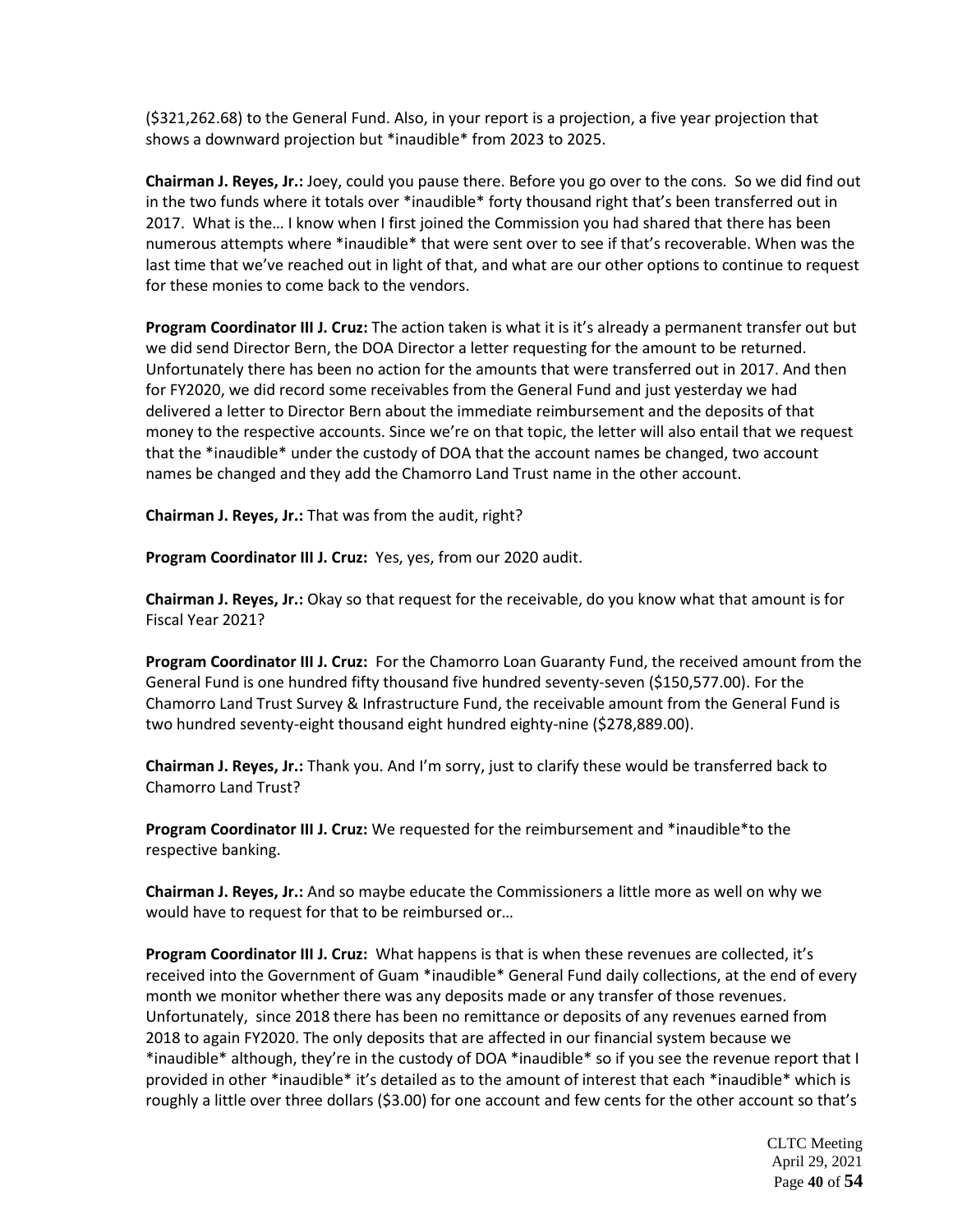($321,262.68) to the General Fund. Also, in your report is a projection, a five year projection that shows a downward projection but *inaudible* from 2023 to 2025.

**Chairman J. Reyes, Jr.:** Joey, could you pause there. Before you go over to the cons. So we did find out in the two funds where it totals over *inaudible* forty thousand right that's been transferred out in 2017. What is the… I know when I first joined the Commission you had shared that there has been numerous attempts where *inaudible* that were sent over to see if that's recoverable. When was the last time that we've reached out in light of that, and what are our other options to continue to request for these monies to come back to the vendors.

**Program Coordinator III J. Cruz:** The action taken is what it is it's already a permanent transfer out but we did send Director Bern, the DOA Director a letter requesting for the amount to be returned. Unfortunately there has been no action for the amounts that were transferred out in 2017. And then for FY2020, we did record some receivables from the General Fund and just yesterday we had delivered a letter to Director Bern about the immediate reimbursement and the deposits of that money to the respective accounts. Since we're on that topic, the letter will also entail that we request that the *inaudible* under the custody of DOA that the account names be changed, two account names be changed and they add the Chamorro Land Trust name in the other account.

**Chairman J. Reyes, Jr.:** That was from the audit, right?

**Program Coordinator III J. Cruz:** Yes, yes, from our 2020 audit.

**Chairman J. Reyes, Jr.:** Okay so that request for the receivable, do you know what that amount is for Fiscal Year 2021?

**Program Coordinator III J. Cruz:** For the Chamorro Loan Guaranty Fund, the received amount from the General Fund is one hundred fifty thousand five hundred seventy-seven ($150,577.00). For the Chamorro Land Trust Survey & Infrastructure Fund, the receivable amount from the General Fund is two hundred seventy-eight thousand eight hundred eighty-nine ($278,889.00).

**Chairman J. Reyes, Jr.:** Thank you. And I'm sorry, just to clarify these would be transferred back to Chamorro Land Trust?

**Program Coordinator III J. Cruz:** We requested for the reimbursement and *inaudible*to the respective banking.

**Chairman J. Reyes, Jr.:** And so maybe educate the Commissioners a little more as well on why we would have to request for that to be reimbursed or…

**Program Coordinator III J. Cruz:** What happens is that is when these revenues are collected, it's received into the Government of Guam *inaudible* General Fund daily collections, at the end of every month we monitor whether there was any deposits made or any transfer of those revenues. Unfortunately, since 2018 there has been no remittance or deposits of any revenues earned from 2018 to again FY2020. The only deposits that are affected in our financial system because we *inaudible* although, they're in the custody of DOA *inaudible* so if you see the revenue report that I provided in other *inaudible* it's detailed as to the amount of interest that each *inaudible* which is roughly a little over three dollars ($3.00) for one account and few cents for the other account so that's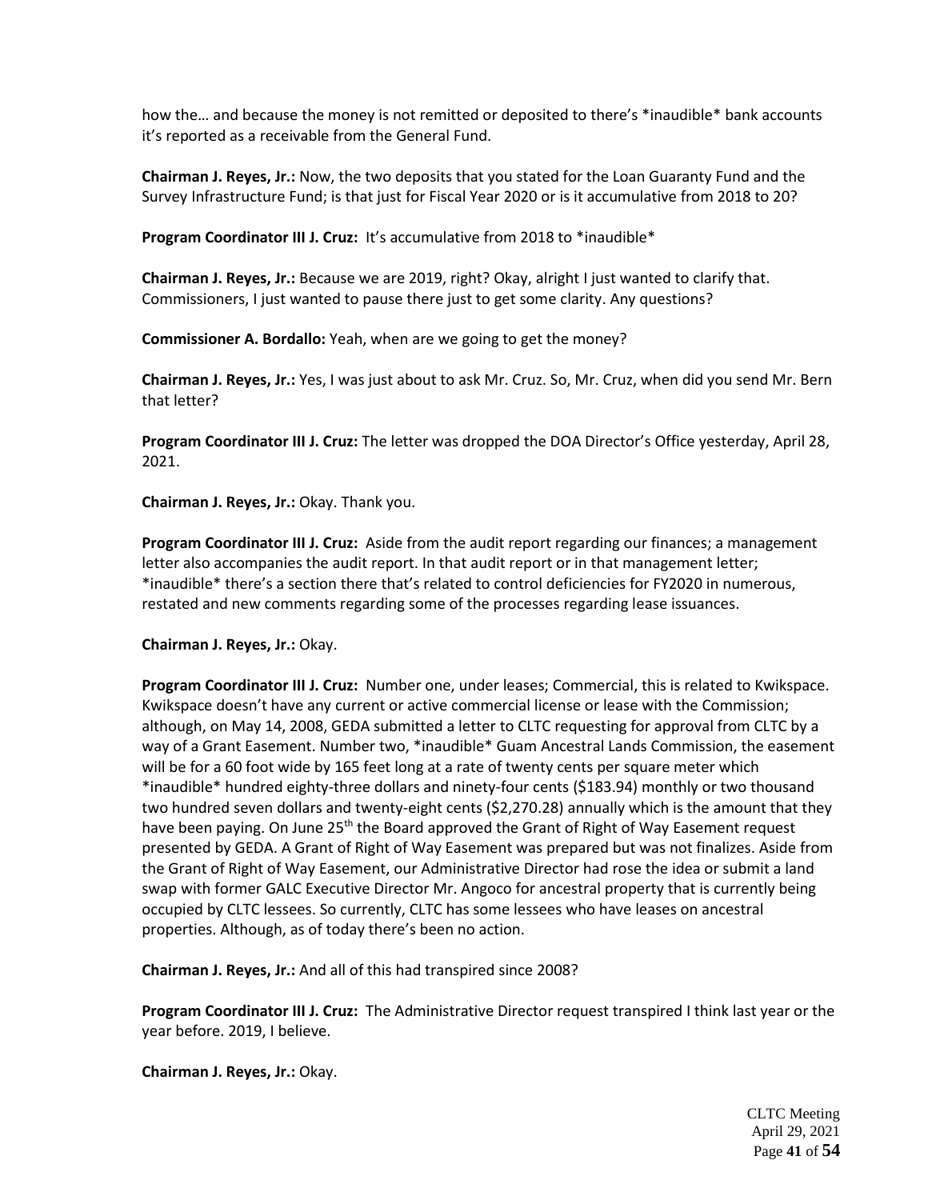how the… and because the money is not remitted or deposited to there's *inaudible* bank accounts it's reported as a receivable from the General Fund.

**Chairman J. Reyes, Jr.:** Now, the two deposits that you stated for the Loan Guaranty Fund and the Survey Infrastructure Fund; is that just for Fiscal Year 2020 or is it accumulative from 2018 to 20?

**Program Coordinator III J. Cruz:** It's accumulative from 2018 to *inaudible*

**Chairman J. Reyes, Jr.:** Because we are 2019, right? Okay, alright I just wanted to clarify that. Commissioners, I just wanted to pause there just to get some clarity. Any questions?

**Commissioner A. Bordallo:** Yeah, when are we going to get the money?

**Chairman J. Reyes, Jr.:** Yes, I was just about to ask Mr. Cruz. So, Mr. Cruz, when did you send Mr. Bern that letter?

**Program Coordinator III J. Cruz:** The letter was dropped the DOA Director's Office yesterday, April 28, 2021.

**Chairman J. Reyes, Jr.:** Okay. Thank you.

**Program Coordinator III J. Cruz:** Aside from the audit report regarding our finances; a management letter also accompanies the audit report. In that audit report or in that management letter; *inaudible* there's a section there that's related to control deficiencies for FY2020 in numerous, restated and new comments regarding some of the processes regarding lease issuances.

**Chairman J. Reyes, Jr.:** Okay.

**Program Coordinator III J. Cruz:** Number one, under leases; Commercial, this is related to Kwikspace. Kwikspace doesn't have any current or active commercial license or lease with the Commission; although, on May 14, 2008, GEDA submitted a letter to CLTC requesting for approval from CLTC by a way of a Grant Easement. Number two, *inaudible* Guam Ancestral Lands Commission, the easement will be for a 60 foot wide by 165 feet long at a rate of twenty cents per square meter which *inaudible* hundred eighty-three dollars and ninety-four cents ($183.94) monthly or two thousand two hundred seven dollars and twenty-eight cents ($2,270.28) annually which is the amount that they have been paying. On June 25th the Board approved the Grant of Right of Way Easement request presented by GEDA. A Grant of Right of Way Easement was prepared but was not finalizes. Aside from the Grant of Right of Way Easement, our Administrative Director had rose the idea or submit a land swap with former GALC Executive Director Mr. Angoco for ancestral property that is currently being occupied by CLTC lessees. So currently, CLTC has some lessees who have leases on ancestral properties. Although, as of today there's been no action.

**Chairman J. Reyes, Jr.:** And all of this had transpired since 2008?

**Program Coordinator III J. Cruz:** The Administrative Director request transpired I think last year or the year before. 2019, I believe.

**Chairman J. Reyes, Jr.:** Okay.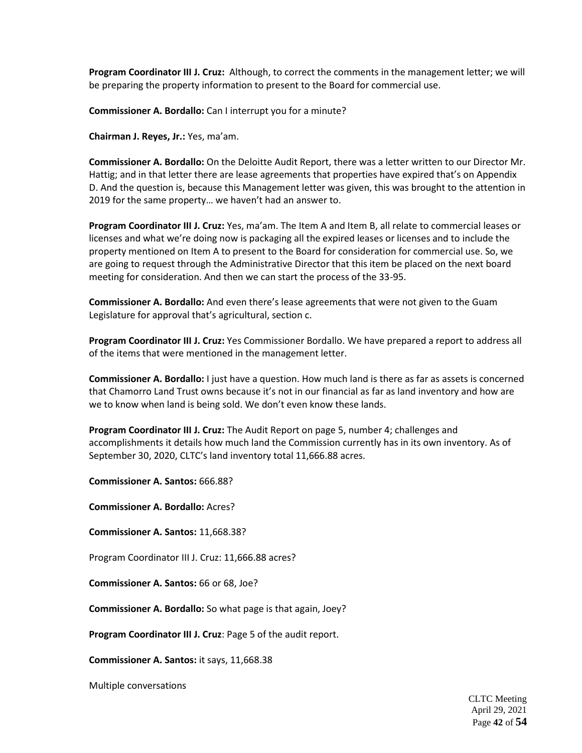**Program Coordinator III J. Cruz:** Although, to correct the comments in the management letter; we will be preparing the property information to present to the Board for commercial use.

**Commissioner A. Bordallo:** Can I interrupt you for a minute?

**Chairman J. Reyes, Jr.:** Yes, ma'am.

**Commissioner A. Bordallo:** On the Deloitte Audit Report, there was a letter written to our Director Mr. Hattig; and in that letter there are lease agreements that properties have expired that's on Appendix D. And the question is, because this Management letter was given, this was brought to the attention in 2019 for the same property… we haven't had an answer to.

**Program Coordinator III J. Cruz:** Yes, ma'am. The Item A and Item B, all relate to commercial leases or licenses and what we're doing now is packaging all the expired leases or licenses and to include the property mentioned on Item A to present to the Board for consideration for commercial use. So, we are going to request through the Administrative Director that this item be placed on the next board meeting for consideration. And then we can start the process of the 33-95.

**Commissioner A. Bordallo:** And even there's lease agreements that were not given to the Guam Legislature for approval that's agricultural, section c.

**Program Coordinator III J. Cruz:** Yes Commissioner Bordallo. We have prepared a report to address all of the items that were mentioned in the management letter.

**Commissioner A. Bordallo:** I just have a question. How much land is there as far as assets is concerned that Chamorro Land Trust owns because it's not in our financial as far as land inventory and how are we to know when land is being sold. We don't even know these lands.

**Program Coordinator III J. Cruz:** The Audit Report on page 5, number 4; challenges and accomplishments it details how much land the Commission currently has in its own inventory. As of September 30, 2020, CLTC's land inventory total 11,666.88 acres.

**Commissioner A. Santos:** 666.88?

**Commissioner A. Bordallo:** Acres?

**Commissioner A. Santos:** 11,668.38?

Program Coordinator III J. Cruz: 11,666.88 acres?

**Commissioner A. Santos:** 66 or 68, Joe?

**Commissioner A. Bordallo:** So what page is that again, Joey?

**Program Coordinator III J. Cruz**: Page 5 of the audit report.

**Commissioner A. Santos:** it says, 11,668.38

Multiple conversations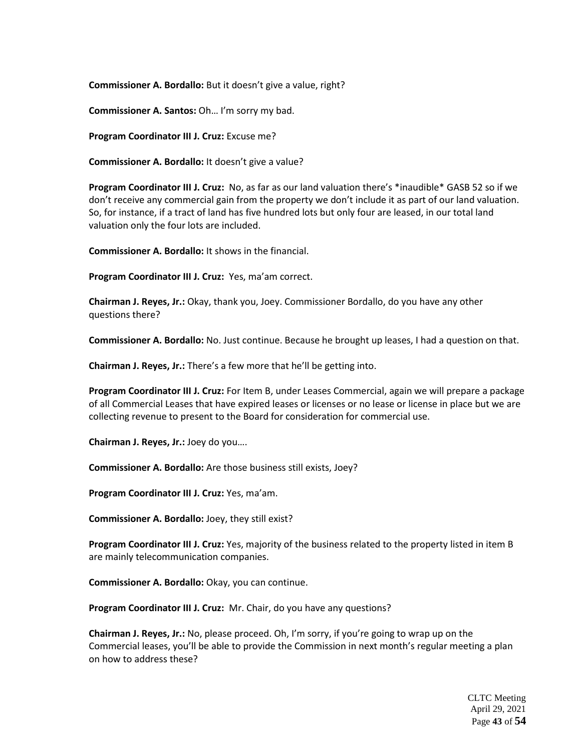**Commissioner A. Bordallo:** But it doesn't give a value, right?

**Commissioner A. Santos:** Oh… I'm sorry my bad.

**Program Coordinator III J. Cruz:** Excuse me?

**Commissioner A. Bordallo:** It doesn't give a value?

**Program Coordinator III J. Cruz:** No, as far as our land valuation there's *inaudible* GASB 52 so if we don't receive any commercial gain from the property we don't include it as part of our land valuation. So, for instance, if a tract of land has five hundred lots but only four are leased, in our total land valuation only the four lots are included.

**Commissioner A. Bordallo:** It shows in the financial.

**Program Coordinator III J. Cruz:** Yes, ma'am correct.

**Chairman J. Reyes, Jr.:** Okay, thank you, Joey. Commissioner Bordallo, do you have any other questions there?

**Commissioner A. Bordallo:** No. Just continue. Because he brought up leases, I had a question on that.

**Chairman J. Reyes, Jr.:** There's a few more that he'll be getting into.

**Program Coordinator III J. Cruz:** For Item B, under Leases Commercial, again we will prepare a package of all Commercial Leases that have expired leases or licenses or no lease or license in place but we are collecting revenue to present to the Board for consideration for commercial use.

**Chairman J. Reyes, Jr.:** Joey do you….

**Commissioner A. Bordallo:** Are those business still exists, Joey?

**Program Coordinator III J. Cruz:** Yes, ma'am.

**Commissioner A. Bordallo:** Joey, they still exist?

**Program Coordinator III J. Cruz:** Yes, majority of the business related to the property listed in item B are mainly telecommunication companies.

**Commissioner A. Bordallo:** Okay, you can continue.

**Program Coordinator III J. Cruz:** Mr. Chair, do you have any questions?

**Chairman J. Reyes, Jr.:** No, please proceed. Oh, I'm sorry, if you're going to wrap up on the Commercial leases, you'll be able to provide the Commission in next month's regular meeting a plan on how to address these?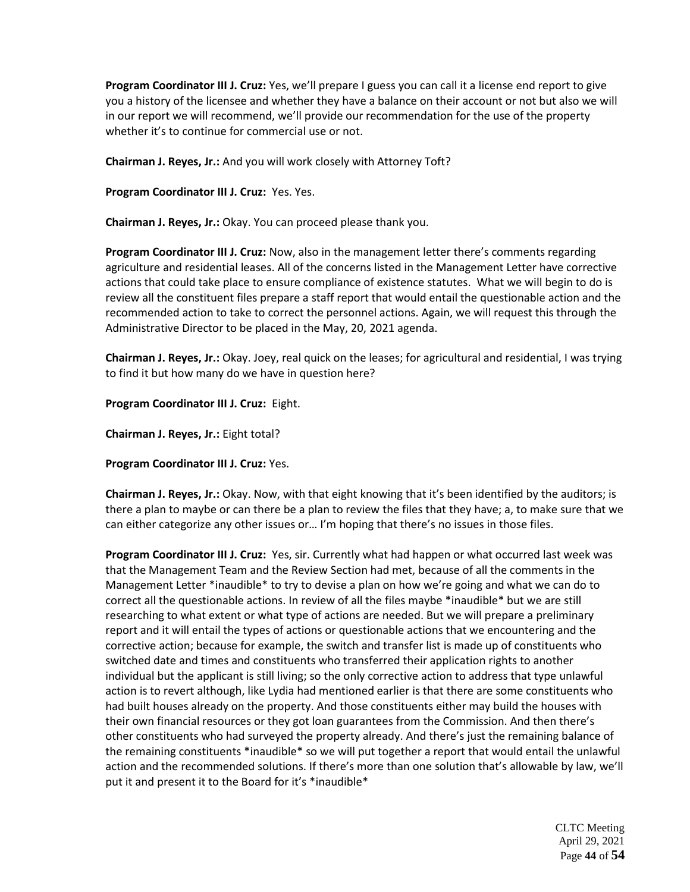**Program Coordinator III J. Cruz:** Yes, we'll prepare I guess you can call it a license end report to give you a history of the licensee and whether they have a balance on their account or not but also we will in our report we will recommend, we'll provide our recommendation for the use of the property whether it's to continue for commercial use or not.

**Chairman J. Reyes, Jr.:** And you will work closely with Attorney Toft?

**Program Coordinator III J. Cruz:** Yes. Yes.

**Chairman J. Reyes, Jr.:** Okay. You can proceed please thank you.

**Program Coordinator III J. Cruz:** Now, also in the management letter there's comments regarding agriculture and residential leases. All of the concerns listed in the Management Letter have corrective actions that could take place to ensure compliance of existence statutes. What we will begin to do is review all the constituent files prepare a staff report that would entail the questionable action and the recommended action to take to correct the personnel actions. Again, we will request this through the Administrative Director to be placed in the May, 20, 2021 agenda.

**Chairman J. Reyes, Jr.:** Okay. Joey, real quick on the leases; for agricultural and residential, I was trying to find it but how many do we have in question here?

**Program Coordinator III J. Cruz:** Eight.

**Chairman J. Reyes, Jr.:** Eight total?

**Program Coordinator III J. Cruz:** Yes.

**Chairman J. Reyes, Jr.:** Okay. Now, with that eight knowing that it's been identified by the auditors; is there a plan to maybe or can there be a plan to review the files that they have; a, to make sure that we can either categorize any other issues or… I'm hoping that there's no issues in those files.

**Program Coordinator III J. Cruz:** Yes, sir. Currently what had happen or what occurred last week was that the Management Team and the Review Section had met, because of all the comments in the Management Letter *inaudible* to try to devise a plan on how we're going and what we can do to correct all the questionable actions. In review of all the files maybe *inaudible* but we are still researching to what extent or what type of actions are needed. But we will prepare a preliminary report and it will entail the types of actions or questionable actions that we encountering and the corrective action; because for example, the switch and transfer list is made up of constituents who switched date and times and constituents who transferred their application rights to another individual but the applicant is still living; so the only corrective action to address that type unlawful action is to revert although, like Lydia had mentioned earlier is that there are some constituents who had built houses already on the property. And those constituents either may build the houses with their own financial resources or they got loan guarantees from the Commission. And then there's other constituents who had surveyed the property already. And there's just the remaining balance of the remaining constituents *inaudible* so we will put together a report that would entail the unlawful action and the recommended solutions. If there's more than one solution that's allowable by law, we'll put it and present it to the Board for it's *inaudible*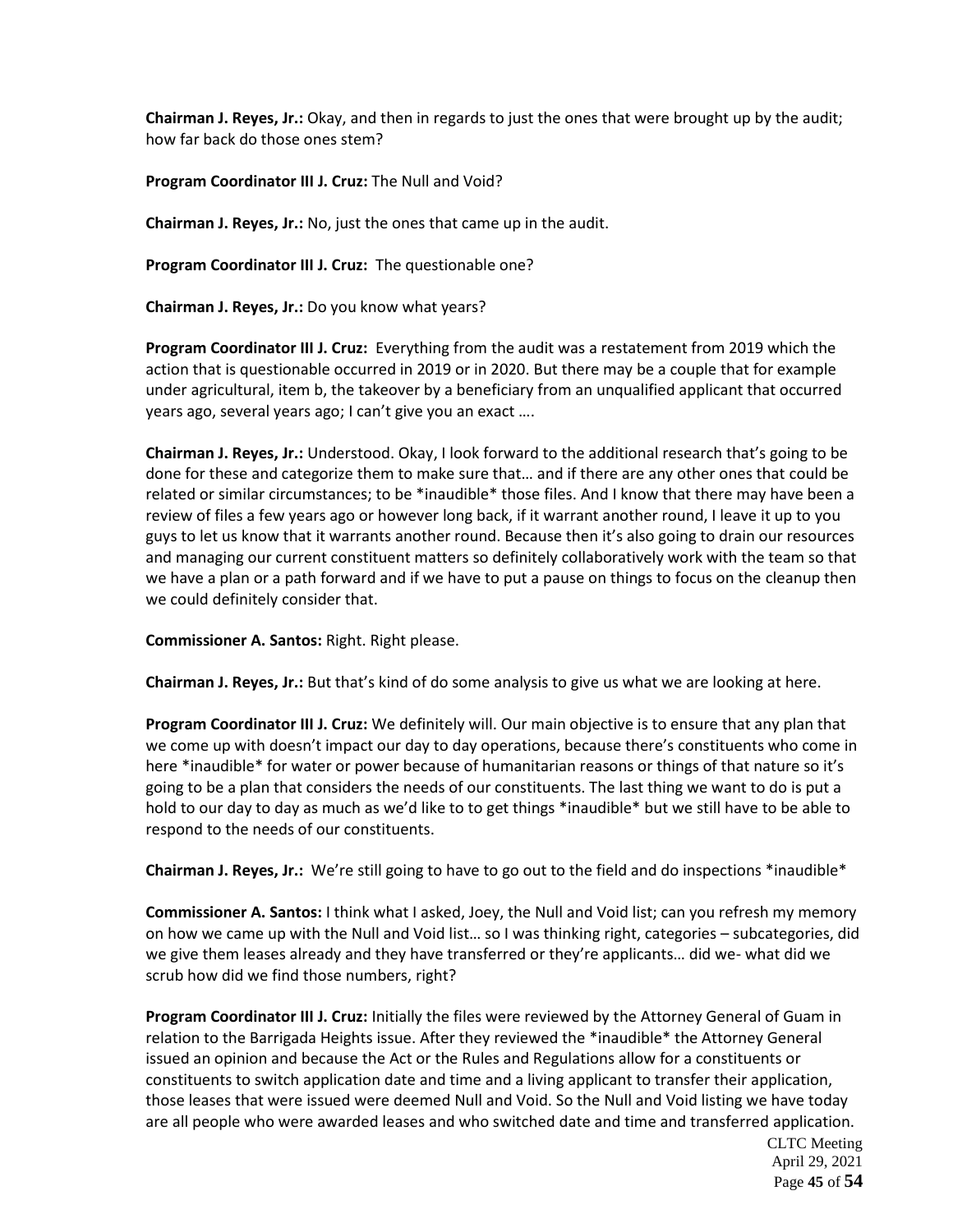**Chairman J. Reyes, Jr.:** Okay, and then in regards to just the ones that were brought up by the audit; how far back do those ones stem?

**Program Coordinator III J. Cruz:** The Null and Void?

**Chairman J. Reyes, Jr.:** No, just the ones that came up in the audit.

**Program Coordinator III J. Cruz:** The questionable one?

**Chairman J. Reyes, Jr.:** Do you know what years?

**Program Coordinator III J. Cruz:** Everything from the audit was a restatement from 2019 which the action that is questionable occurred in 2019 or in 2020. But there may be a couple that for example under agricultural, item b, the takeover by a beneficiary from an unqualified applicant that occurred years ago, several years ago; I can't give you an exact ….

**Chairman J. Reyes, Jr.:** Understood. Okay, I look forward to the additional research that's going to be done for these and categorize them to make sure that… and if there are any other ones that could be related or similar circumstances; to be *inaudible* those files. And I know that there may have been a review of files a few years ago or however long back, if it warrant another round, I leave it up to you guys to let us know that it warrants another round. Because then it's also going to drain our resources and managing our current constituent matters so definitely collaboratively work with the team so that we have a plan or a path forward and if we have to put a pause on things to focus on the cleanup then we could definitely consider that.

**Commissioner A. Santos:** Right. Right please.

**Chairman J. Reyes, Jr.:** But that's kind of do some analysis to give us what we are looking at here.

**Program Coordinator III J. Cruz:** We definitely will. Our main objective is to ensure that any plan that we come up with doesn't impact our day to day operations, because there's constituents who come in here *inaudible* for water or power because of humanitarian reasons or things of that nature so it's going to be a plan that considers the needs of our constituents. The last thing we want to do is put a hold to our day to day as much as we'd like to to get things *inaudible* but we still have to be able to respond to the needs of our constituents.

**Chairman J. Reyes, Jr.:** We're still going to have to go out to the field and do inspections *inaudible*

**Commissioner A. Santos:** I think what I asked, Joey, the Null and Void list; can you refresh my memory on how we came up with the Null and Void list… so I was thinking right, categories – subcategories, did we give them leases already and they have transferred or they're applicants… did we- what did we scrub how did we find those numbers, right?

**Program Coordinator III J. Cruz:** Initially the files were reviewed by the Attorney General of Guam in relation to the Barrigada Heights issue. After they reviewed the *inaudible* the Attorney General issued an opinion and because the Act or the Rules and Regulations allow for a constituents or constituents to switch application date and time and a living applicant to transfer their application, those leases that were issued were deemed Null and Void. So the Null and Void listing we have today are all people who were awarded leases and who switched date and time and transferred application.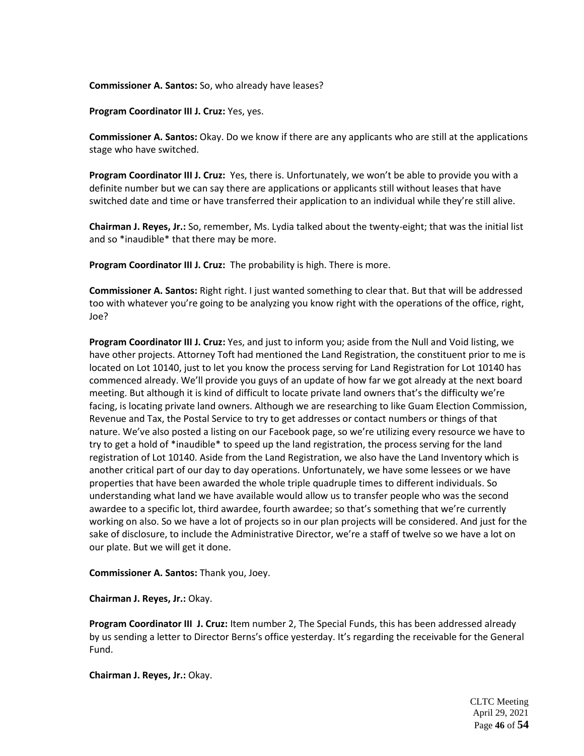**Commissioner A. Santos:** So, who already have leases?

**Program Coordinator III J. Cruz:** Yes, yes.

**Commissioner A. Santos:** Okay. Do we know if there are any applicants who are still at the applications stage who have switched.

**Program Coordinator III J. Cruz:** Yes, there is. Unfortunately, we won't be able to provide you with a definite number but we can say there are applications or applicants still without leases that have switched date and time or have transferred their application to an individual while they're still alive.

**Chairman J. Reyes, Jr.:** So, remember, Ms. Lydia talked about the twenty-eight; that was the initial list and so *inaudible* that there may be more.

**Program Coordinator III J. Cruz:** The probability is high. There is more.

**Commissioner A. Santos:** Right right. I just wanted something to clear that. But that will be addressed too with whatever you're going to be analyzing you know right with the operations of the office, right, Joe?

**Program Coordinator III J. Cruz:** Yes, and just to inform you; aside from the Null and Void listing, we have other projects. Attorney Toft had mentioned the Land Registration, the constituent prior to me is located on Lot 10140, just to let you know the process serving for Land Registration for Lot 10140 has commenced already. We'll provide you guys of an update of how far we got already at the next board meeting. But although it is kind of difficult to locate private land owners that's the difficulty we're facing, is locating private land owners. Although we are researching to like Guam Election Commission, Revenue and Tax, the Postal Service to try to get addresses or contact numbers or things of that nature. We've also posted a listing on our Facebook page, so we're utilizing every resource we have to try to get a hold of *inaudible* to speed up the land registration, the process serving for the land registration of Lot 10140. Aside from the Land Registration, we also have the Land Inventory which is another critical part of our day to day operations. Unfortunately, we have some lessees or we have properties that have been awarded the whole triple quadruple times to different individuals. So understanding what land we have available would allow us to transfer people who was the second awardee to a specific lot, third awardee, fourth awardee; so that's something that we're currently working on also. So we have a lot of projects so in our plan projects will be considered. And just for the sake of disclosure, to include the Administrative Director, we're a staff of twelve so we have a lot on our plate. But we will get it done.

**Commissioner A. Santos:** Thank you, Joey.

**Chairman J. Reyes, Jr.:** Okay.

**Program Coordinator III J. Cruz:** Item number 2, The Special Funds, this has been addressed already by us sending a letter to Director Berns's office yesterday. It's regarding the receivable for the General Fund.

**Chairman J. Reyes, Jr.:** Okay.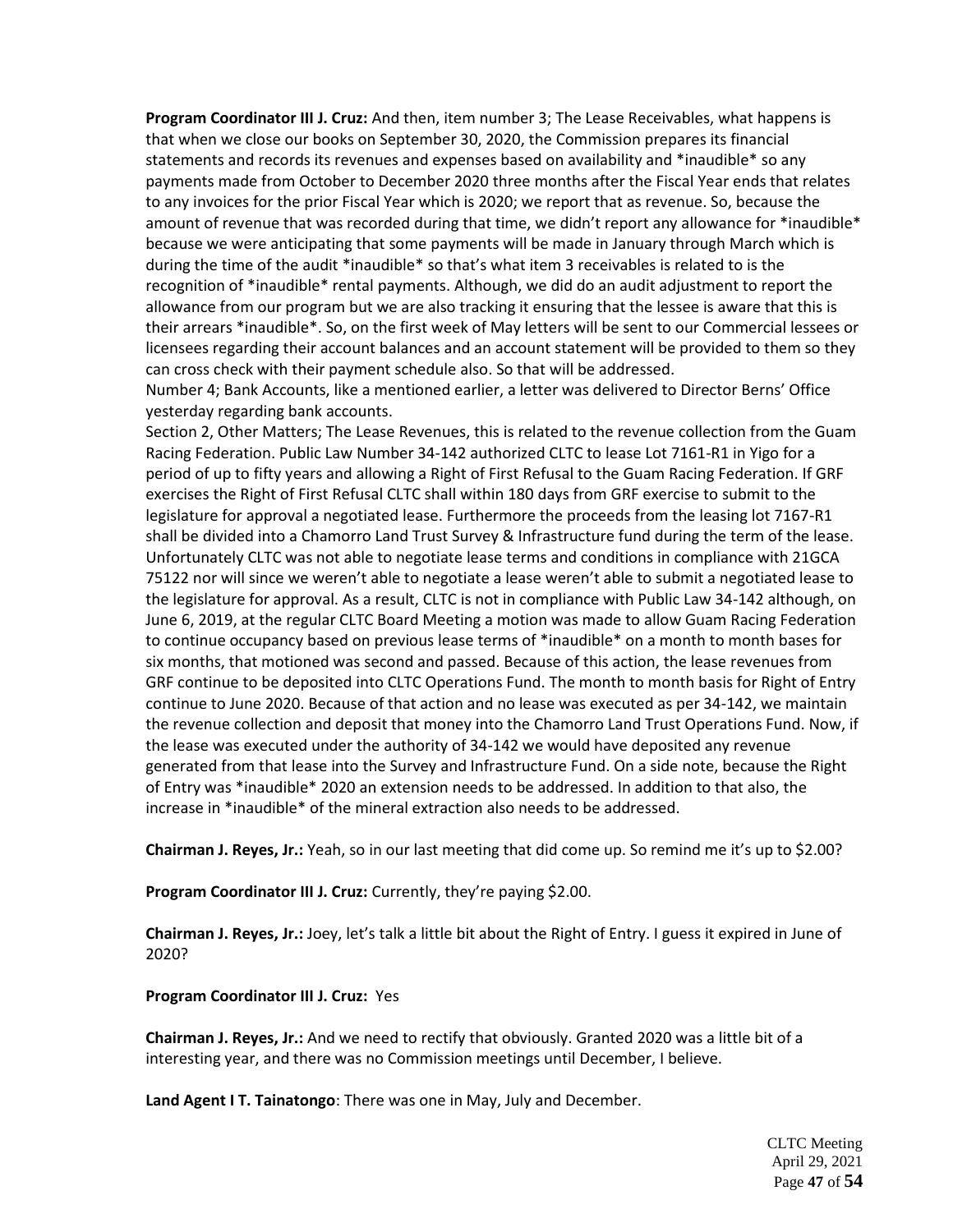**Program Coordinator III J. Cruz:** And then, item number 3; The Lease Receivables, what happens is that when we close our books on September 30, 2020, the Commission prepares its financial statements and records its revenues and expenses based on availability and *inaudible* so any payments made from October to December 2020 three months after the Fiscal Year ends that relates to any invoices for the prior Fiscal Year which is 2020; we report that as revenue. So, because the amount of revenue that was recorded during that time, we didn't report any allowance for *inaudible* because we were anticipating that some payments will be made in January through March which is during the time of the audit *inaudible* so that's what item 3 receivables is related to is the recognition of *inaudible* rental payments. Although, we did do an audit adjustment to report the allowance from our program but we are also tracking it ensuring that the lessee is aware that this is their arrears *inaudible*. So, on the first week of May letters will be sent to our Commercial lessees or licensees regarding their account balances and an account statement will be provided to them so they can cross check with their payment schedule also. So that will be addressed.

Number 4; Bank Accounts, like a mentioned earlier, a letter was delivered to Director Berns' Office yesterday regarding bank accounts.

Section 2, Other Matters; The Lease Revenues, this is related to the revenue collection from the Guam Racing Federation. Public Law Number 34-142 authorized CLTC to lease Lot 7161-R1 in Yigo for a period of up to fifty years and allowing a Right of First Refusal to the Guam Racing Federation. If GRF exercises the Right of First Refusal CLTC shall within 180 days from GRF exercise to submit to the legislature for approval a negotiated lease. Furthermore the proceeds from the leasing lot 7167-R1 shall be divided into a Chamorro Land Trust Survey & Infrastructure fund during the term of the lease. Unfortunately CLTC was not able to negotiate lease terms and conditions in compliance with 21GCA 75122 nor will since we weren't able to negotiate a lease weren't able to submit a negotiated lease to the legislature for approval. As a result, CLTC is not in compliance with Public Law 34-142 although, on June 6, 2019, at the regular CLTC Board Meeting a motion was made to allow Guam Racing Federation to continue occupancy based on previous lease terms of *inaudible* on a month to month bases for six months, that motioned was second and passed. Because of this action, the lease revenues from GRF continue to be deposited into CLTC Operations Fund. The month to month basis for Right of Entry continue to June 2020. Because of that action and no lease was executed as per 34-142, we maintain the revenue collection and deposit that money into the Chamorro Land Trust Operations Fund. Now, if the lease was executed under the authority of 34-142 we would have deposited any revenue generated from that lease into the Survey and Infrastructure Fund. On a side note, because the Right of Entry was *inaudible* 2020 an extension needs to be addressed. In addition to that also, the increase in *inaudible* of the mineral extraction also needs to be addressed.

**Chairman J. Reyes, Jr.:** Yeah, so in our last meeting that did come up. So remind me it's up to $2.00?

**Program Coordinator III J. Cruz:** Currently, they're paying $2.00.

**Chairman J. Reyes, Jr.:** Joey, let's talk a little bit about the Right of Entry. I guess it expired in June of 2020?

**Program Coordinator III J. Cruz:** Yes

**Chairman J. Reyes, Jr.:** And we need to rectify that obviously. Granted 2020 was a little bit of a interesting year, and there was no Commission meetings until December, I believe.

**Land Agent I T. Tainatongo**: There was one in May, July and December.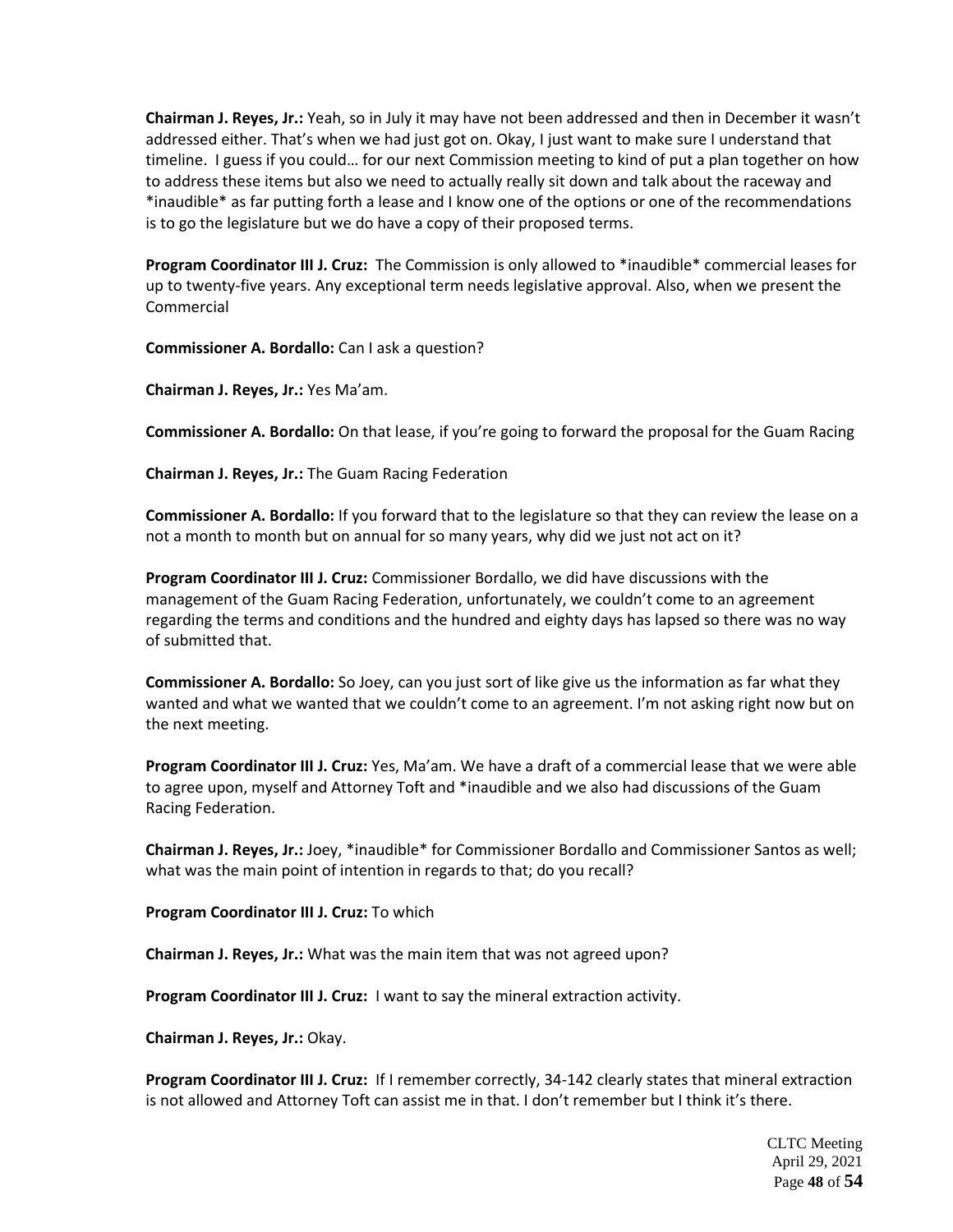**Chairman J. Reyes, Jr.:** Yeah, so in July it may have not been addressed and then in December it wasn't addressed either. That's when we had just got on. Okay, I just want to make sure I understand that timeline. I guess if you could… for our next Commission meeting to kind of put a plan together on how to address these items but also we need to actually really sit down and talk about the raceway and *inaudible* as far putting forth a lease and I know one of the options or one of the recommendations is to go the legislature but we do have a copy of their proposed terms.

**Program Coordinator III J. Cruz:** The Commission is only allowed to *inaudible* commercial leases for up to twenty-five years. Any exceptional term needs legislative approval. Also, when we present the Commercial

**Commissioner A. Bordallo:** Can I ask a question?

**Chairman J. Reyes, Jr.:** Yes Ma'am.

**Commissioner A. Bordallo:** On that lease, if you're going to forward the proposal for the Guam Racing

**Chairman J. Reyes, Jr.:** The Guam Racing Federation

**Commissioner A. Bordallo:** If you forward that to the legislature so that they can review the lease on a not a month to month but on annual for so many years, why did we just not act on it?

**Program Coordinator III J. Cruz:** Commissioner Bordallo, we did have discussions with the management of the Guam Racing Federation, unfortunately, we couldn't come to an agreement regarding the terms and conditions and the hundred and eighty days has lapsed so there was no way of submitted that.

**Commissioner A. Bordallo:** So Joey, can you just sort of like give us the information as far what they wanted and what we wanted that we couldn't come to an agreement. I'm not asking right now but on the next meeting.

**Program Coordinator III J. Cruz:** Yes, Ma'am. We have a draft of a commercial lease that we were able to agree upon, myself and Attorney Toft and *inaudible and we also had discussions of the Guam Racing Federation.

**Chairman J. Reyes, Jr.:** Joey, *inaudible* for Commissioner Bordallo and Commissioner Santos as well; what was the main point of intention in regards to that; do you recall?

**Program Coordinator III J. Cruz:** To which

**Chairman J. Reyes, Jr.:** What was the main item that was not agreed upon?

**Program Coordinator III J. Cruz:** I want to say the mineral extraction activity.

**Chairman J. Reyes, Jr.:** Okay.

**Program Coordinator III J. Cruz:** If I remember correctly, 34-142 clearly states that mineral extraction is not allowed and Attorney Toft can assist me in that. I don't remember but I think it's there.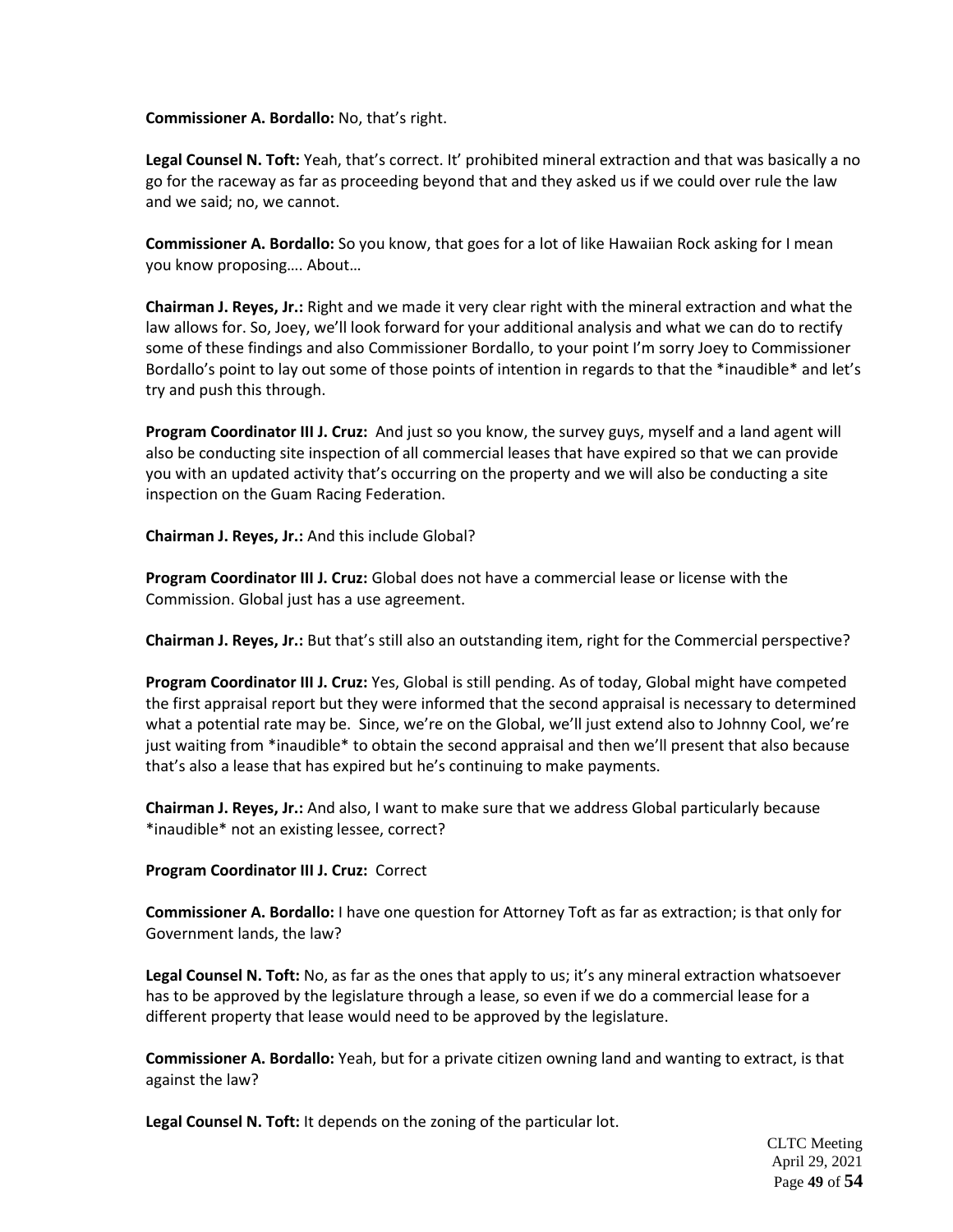**Commissioner A. Bordallo:** No, that's right.

**Legal Counsel N. Toft:** Yeah, that's correct. It' prohibited mineral extraction and that was basically a no go for the raceway as far as proceeding beyond that and they asked us if we could over rule the law and we said; no, we cannot.

**Commissioner A. Bordallo:** So you know, that goes for a lot of like Hawaiian Rock asking for I mean you know proposing…. About…

**Chairman J. Reyes, Jr.:** Right and we made it very clear right with the mineral extraction and what the law allows for. So, Joey, we'll look forward for your additional analysis and what we can do to rectify some of these findings and also Commissioner Bordallo, to your point I'm sorry Joey to Commissioner Bordallo's point to lay out some of those points of intention in regards to that the *inaudible* and let's try and push this through.

**Program Coordinator III J. Cruz:** And just so you know, the survey guys, myself and a land agent will also be conducting site inspection of all commercial leases that have expired so that we can provide you with an updated activity that's occurring on the property and we will also be conducting a site inspection on the Guam Racing Federation.

**Chairman J. Reyes, Jr.:** And this include Global?

**Program Coordinator III J. Cruz:** Global does not have a commercial lease or license with the Commission. Global just has a use agreement.

**Chairman J. Reyes, Jr.:** But that's still also an outstanding item, right for the Commercial perspective?

**Program Coordinator III J. Cruz:** Yes, Global is still pending. As of today, Global might have competed the first appraisal report but they were informed that the second appraisal is necessary to determined what a potential rate may be. Since, we're on the Global, we'll just extend also to Johnny Cool, we're just waiting from *inaudible* to obtain the second appraisal and then we'll present that also because that's also a lease that has expired but he's continuing to make payments.

**Chairman J. Reyes, Jr.:** And also, I want to make sure that we address Global particularly because *inaudible* not an existing lessee, correct?

**Program Coordinator III J. Cruz:** Correct

**Commissioner A. Bordallo:** I have one question for Attorney Toft as far as extraction; is that only for Government lands, the law?

**Legal Counsel N. Toft:** No, as far as the ones that apply to us; it's any mineral extraction whatsoever has to be approved by the legislature through a lease, so even if we do a commercial lease for a different property that lease would need to be approved by the legislature.

**Commissioner A. Bordallo:** Yeah, but for a private citizen owning land and wanting to extract, is that against the law?

**Legal Counsel N. Toft:** It depends on the zoning of the particular lot.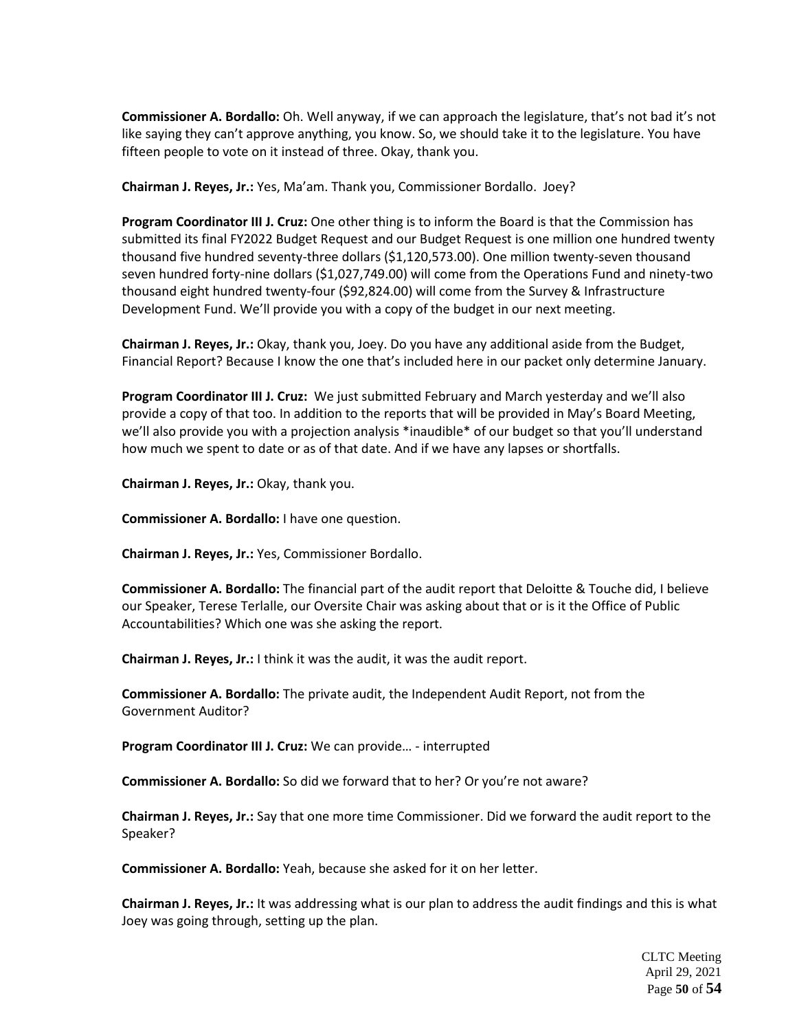**Commissioner A. Bordallo:** Oh. Well anyway, if we can approach the legislature, that's not bad it's not like saying they can't approve anything, you know. So, we should take it to the legislature. You have fifteen people to vote on it instead of three. Okay, thank you.

**Chairman J. Reyes, Jr.:** Yes, Ma'am. Thank you, Commissioner Bordallo. Joey?

**Program Coordinator III J. Cruz:** One other thing is to inform the Board is that the Commission has submitted its final FY2022 Budget Request and our Budget Request is one million one hundred twenty thousand five hundred seventy-three dollars ($1,120,573.00). One million twenty-seven thousand seven hundred forty-nine dollars ($1,027,749.00) will come from the Operations Fund and ninety-two thousand eight hundred twenty-four ($92,824.00) will come from the Survey & Infrastructure Development Fund. We'll provide you with a copy of the budget in our next meeting.

**Chairman J. Reyes, Jr.:** Okay, thank you, Joey. Do you have any additional aside from the Budget, Financial Report? Because I know the one that's included here in our packet only determine January.

**Program Coordinator III J. Cruz:** We just submitted February and March yesterday and we'll also provide a copy of that too. In addition to the reports that will be provided in May's Board Meeting, we'll also provide you with a projection analysis *inaudible* of our budget so that you'll understand how much we spent to date or as of that date. And if we have any lapses or shortfalls.

**Chairman J. Reyes, Jr.:** Okay, thank you.

**Commissioner A. Bordallo:** I have one question.

**Chairman J. Reyes, Jr.:** Yes, Commissioner Bordallo.

**Commissioner A. Bordallo:** The financial part of the audit report that Deloitte & Touche did, I believe our Speaker, Terese Terlalle, our Oversite Chair was asking about that or is it the Office of Public Accountabilities? Which one was she asking the report.

**Chairman J. Reyes, Jr.:** I think it was the audit, it was the audit report.

**Commissioner A. Bordallo:** The private audit, the Independent Audit Report, not from the Government Auditor?

**Program Coordinator III J. Cruz:** We can provide… - interrupted

**Commissioner A. Bordallo:** So did we forward that to her? Or you're not aware?

**Chairman J. Reyes, Jr.:** Say that one more time Commissioner. Did we forward the audit report to the Speaker?

**Commissioner A. Bordallo:** Yeah, because she asked for it on her letter.

**Chairman J. Reyes, Jr.:** It was addressing what is our plan to address the audit findings and this is what Joey was going through, setting up the plan.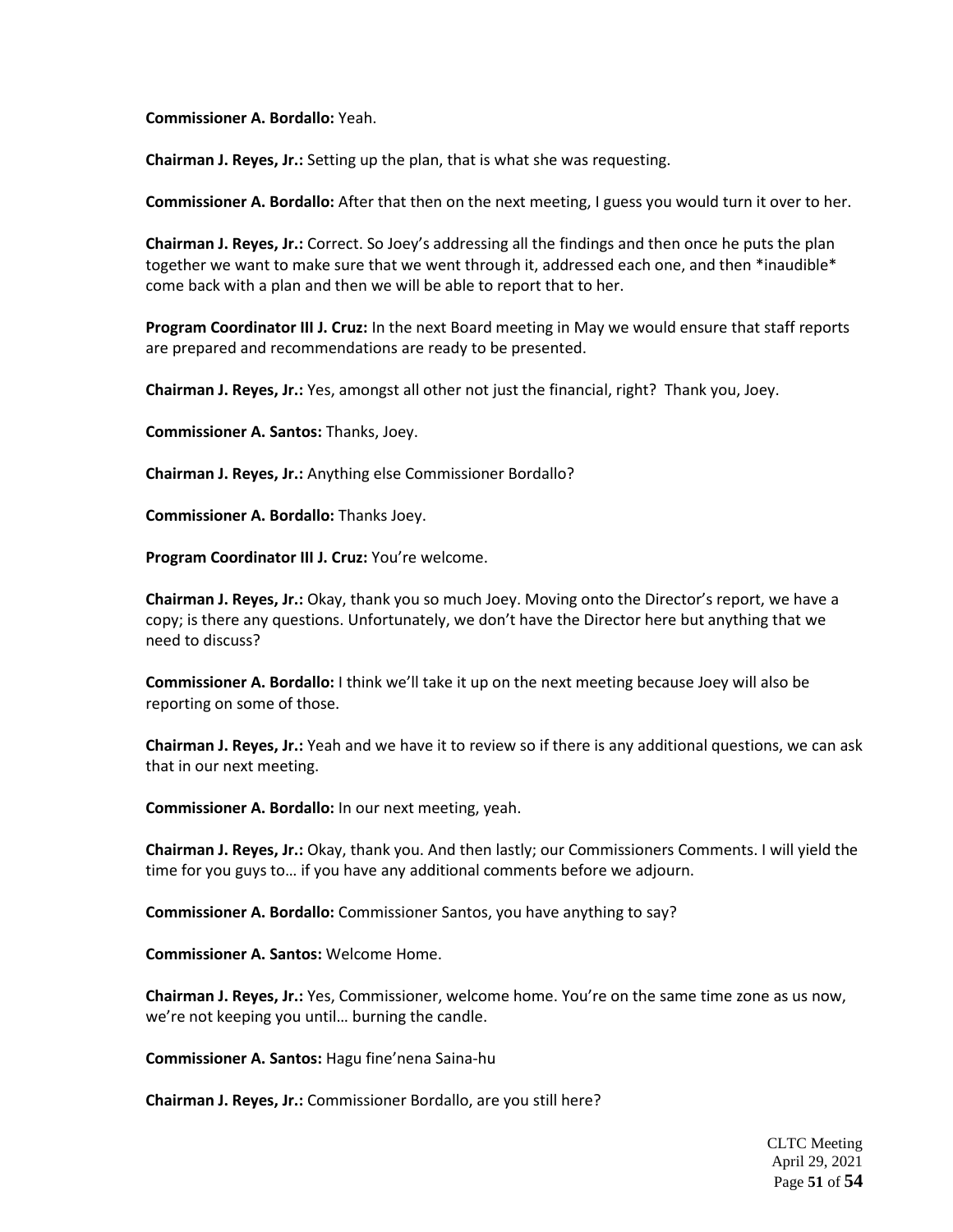**Commissioner A. Bordallo:** Yeah.

**Chairman J. Reyes, Jr.:** Setting up the plan, that is what she was requesting.

**Commissioner A. Bordallo:** After that then on the next meeting, I guess you would turn it over to her.

**Chairman J. Reyes, Jr.:** Correct. So Joey's addressing all the findings and then once he puts the plan together we want to make sure that we went through it, addressed each one, and then *inaudible* come back with a plan and then we will be able to report that to her.

**Program Coordinator III J. Cruz:** In the next Board meeting in May we would ensure that staff reports are prepared and recommendations are ready to be presented.

**Chairman J. Reyes, Jr.:** Yes, amongst all other not just the financial, right? Thank you, Joey.

**Commissioner A. Santos:** Thanks, Joey.

**Chairman J. Reyes, Jr.:** Anything else Commissioner Bordallo?

**Commissioner A. Bordallo:** Thanks Joey.

**Program Coordinator III J. Cruz:** You're welcome.

**Chairman J. Reyes, Jr.:** Okay, thank you so much Joey. Moving onto the Director's report, we have a copy; is there any questions. Unfortunately, we don't have the Director here but anything that we need to discuss?

**Commissioner A. Bordallo:** I think we'll take it up on the next meeting because Joey will also be reporting on some of those.

**Chairman J. Reyes, Jr.:** Yeah and we have it to review so if there is any additional questions, we can ask that in our next meeting.

**Commissioner A. Bordallo:** In our next meeting, yeah.

**Chairman J. Reyes, Jr.:** Okay, thank you. And then lastly; our Commissioners Comments. I will yield the time for you guys to… if you have any additional comments before we adjourn.

**Commissioner A. Bordallo:** Commissioner Santos, you have anything to say?

**Commissioner A. Santos:** Welcome Home.

**Chairman J. Reyes, Jr.:** Yes, Commissioner, welcome home. You're on the same time zone as us now, we're not keeping you until… burning the candle.

**Commissioner A. Santos:** Hagu fine'nena Saina-hu

**Chairman J. Reyes, Jr.:** Commissioner Bordallo, are you still here?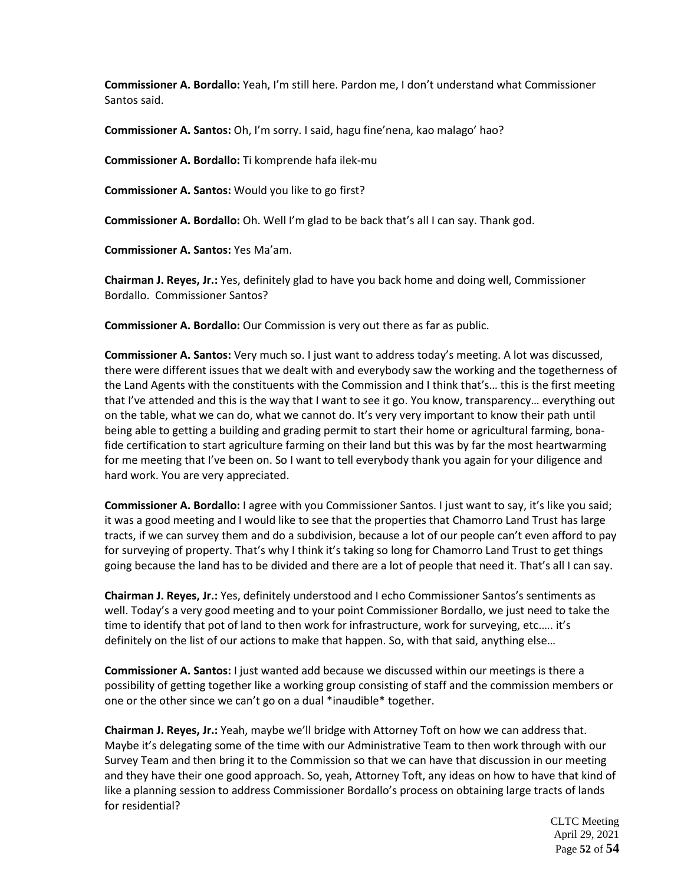**Commissioner A. Bordallo:** Yeah, I'm still here. Pardon me, I don't understand what Commissioner Santos said.

**Commissioner A. Santos:** Oh, I'm sorry. I said, hagu fine'nena, kao malago' hao?

**Commissioner A. Bordallo:** Ti komprende hafa ilek-mu

**Commissioner A. Santos:** Would you like to go first?

**Commissioner A. Bordallo:** Oh. Well I'm glad to be back that's all I can say. Thank god.

**Commissioner A. Santos:** Yes Ma'am.

**Chairman J. Reyes, Jr.:** Yes, definitely glad to have you back home and doing well, Commissioner Bordallo. Commissioner Santos?

**Commissioner A. Bordallo:** Our Commission is very out there as far as public.

**Commissioner A. Santos:** Very much so. I just want to address today's meeting. A lot was discussed, there were different issues that we dealt with and everybody saw the working and the togetherness of the Land Agents with the constituents with the Commission and I think that's… this is the first meeting that I've attended and this is the way that I want to see it go. You know, transparency… everything out on the table, what we can do, what we cannot do. It's very very important to know their path until being able to getting a building and grading permit to start their home or agricultural farming, bona-fide certification to start agriculture farming on their land but this was by far the most heartwarming for me meeting that I've been on. So I want to tell everybody thank you again for your diligence and hard work. You are very appreciated.

**Commissioner A. Bordallo:** I agree with you Commissioner Santos. I just want to say, it's like you said; it was a good meeting and I would like to see that the properties that Chamorro Land Trust has large tracts, if we can survey them and do a subdivision, because a lot of our people can't even afford to pay for surveying of property. That's why I think it's taking so long for Chamorro Land Trust to get things going because the land has to be divided and there are a lot of people that need it. That's all I can say.

**Chairman J. Reyes, Jr.:** Yes, definitely understood and I echo Commissioner Santos's sentiments as well. Today's a very good meeting and to your point Commissioner Bordallo, we just need to take the time to identify that pot of land to then work for infrastructure, work for surveying, etc….. it's definitely on the list of our actions to make that happen. So, with that said, anything else…

**Commissioner A. Santos:** I just wanted add because we discussed within our meetings is there a possibility of getting together like a working group consisting of staff and the commission members or one or the other since we can't go on a dual *inaudible* together.

**Chairman J. Reyes, Jr.:** Yeah, maybe we'll bridge with Attorney Toft on how we can address that. Maybe it's delegating some of the time with our Administrative Team to then work through with our Survey Team and then bring it to the Commission so that we can have that discussion in our meeting and they have their one good approach. So, yeah, Attorney Toft, any ideas on how to have that kind of like a planning session to address Commissioner Bordallo's process on obtaining large tracts of lands for residential?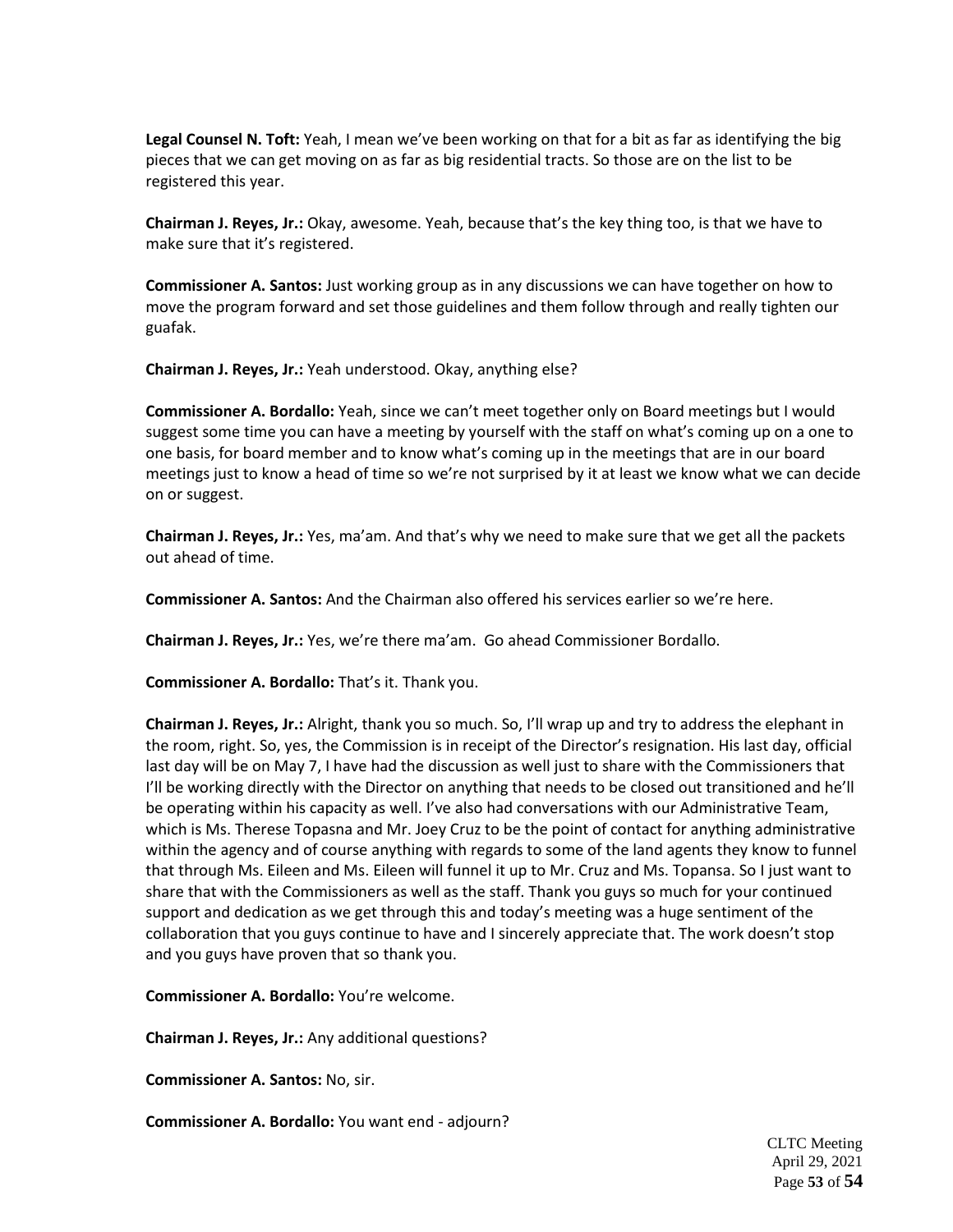**Legal Counsel N. Toft:** Yeah, I mean we've been working on that for a bit as far as identifying the big pieces that we can get moving on as far as big residential tracts. So those are on the list to be registered this year.

**Chairman J. Reyes, Jr.:** Okay, awesome. Yeah, because that's the key thing too, is that we have to make sure that it's registered.

**Commissioner A. Santos:** Just working group as in any discussions we can have together on how to move the program forward and set those guidelines and them follow through and really tighten our guafak.

**Chairman J. Reyes, Jr.:** Yeah understood. Okay, anything else?

**Commissioner A. Bordallo:** Yeah, since we can't meet together only on Board meetings but I would suggest some time you can have a meeting by yourself with the staff on what's coming up on a one to one basis, for board member and to know what's coming up in the meetings that are in our board meetings just to know a head of time so we're not surprised by it at least we know what we can decide on or suggest.

**Chairman J. Reyes, Jr.:** Yes, ma'am. And that's why we need to make sure that we get all the packets out ahead of time.

**Commissioner A. Santos:** And the Chairman also offered his services earlier so we're here.

**Chairman J. Reyes, Jr.:** Yes, we're there ma'am. Go ahead Commissioner Bordallo.

**Commissioner A. Bordallo:** That's it. Thank you.

**Chairman J. Reyes, Jr.:** Alright, thank you so much. So, I'll wrap up and try to address the elephant in the room, right. So, yes, the Commission is in receipt of the Director's resignation. His last day, official last day will be on May 7, I have had the discussion as well just to share with the Commissioners that I'll be working directly with the Director on anything that needs to be closed out transitioned and he'll be operating within his capacity as well. I've also had conversations with our Administrative Team, which is Ms. Therese Topasna and Mr. Joey Cruz to be the point of contact for anything administrative within the agency and of course anything with regards to some of the land agents they know to funnel that through Ms. Eileen and Ms. Eileen will funnel it up to Mr. Cruz and Ms. Topansa. So I just want to share that with the Commissioners as well as the staff. Thank you guys so much for your continued support and dedication as we get through this and today's meeting was a huge sentiment of the collaboration that you guys continue to have and I sincerely appreciate that. The work doesn't stop and you guys have proven that so thank you.

**Commissioner A. Bordallo:** You're welcome.

**Chairman J. Reyes, Jr.:** Any additional questions?

**Commissioner A. Santos:** No, sir.

**Commissioner A. Bordallo:** You want end - adjourn?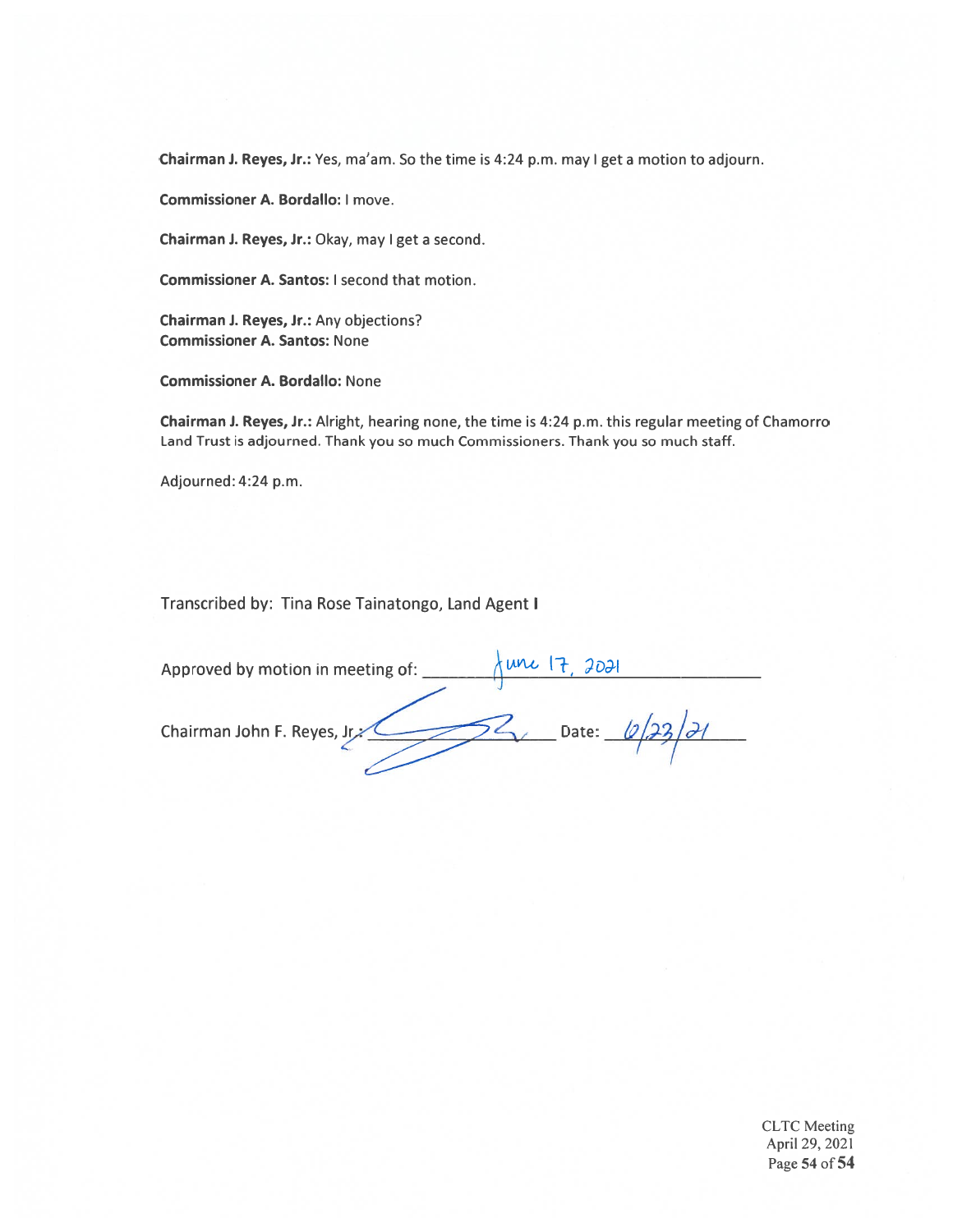**Chairman J. Reyes, Jr.:** Yes, ma'am. So the time is 4:24 p.m. may I get a motion to adjourn.

**Commissioner A. Bordallo:** I move.

**Chairman J. Reyes, Jr.:** Okay, may I get a second.

**Commissioner A. Santos:** I second that motion.

**Chairman J. Reyes, Jr.:** Any objections?
**Commissioner A. Santos:** None

**Commissioner A. Bordallo:** None

**Chairman J. Reyes, Jr.:** Alright, hearing none, the time is 4:24 p.m. this regular meeting of Chamorro Land Trust is adjourned. Thank you so much Commissioners. Thank you so much staff.

Adjourned: 4:24 p.m.

Transcribed by: Tina Rose Tainatongo, Land Agent I

Approved by motion in meeting of: June 17, 2021

Chairman John F. Reyes, Jr.: [signature] Date: 6/23/21